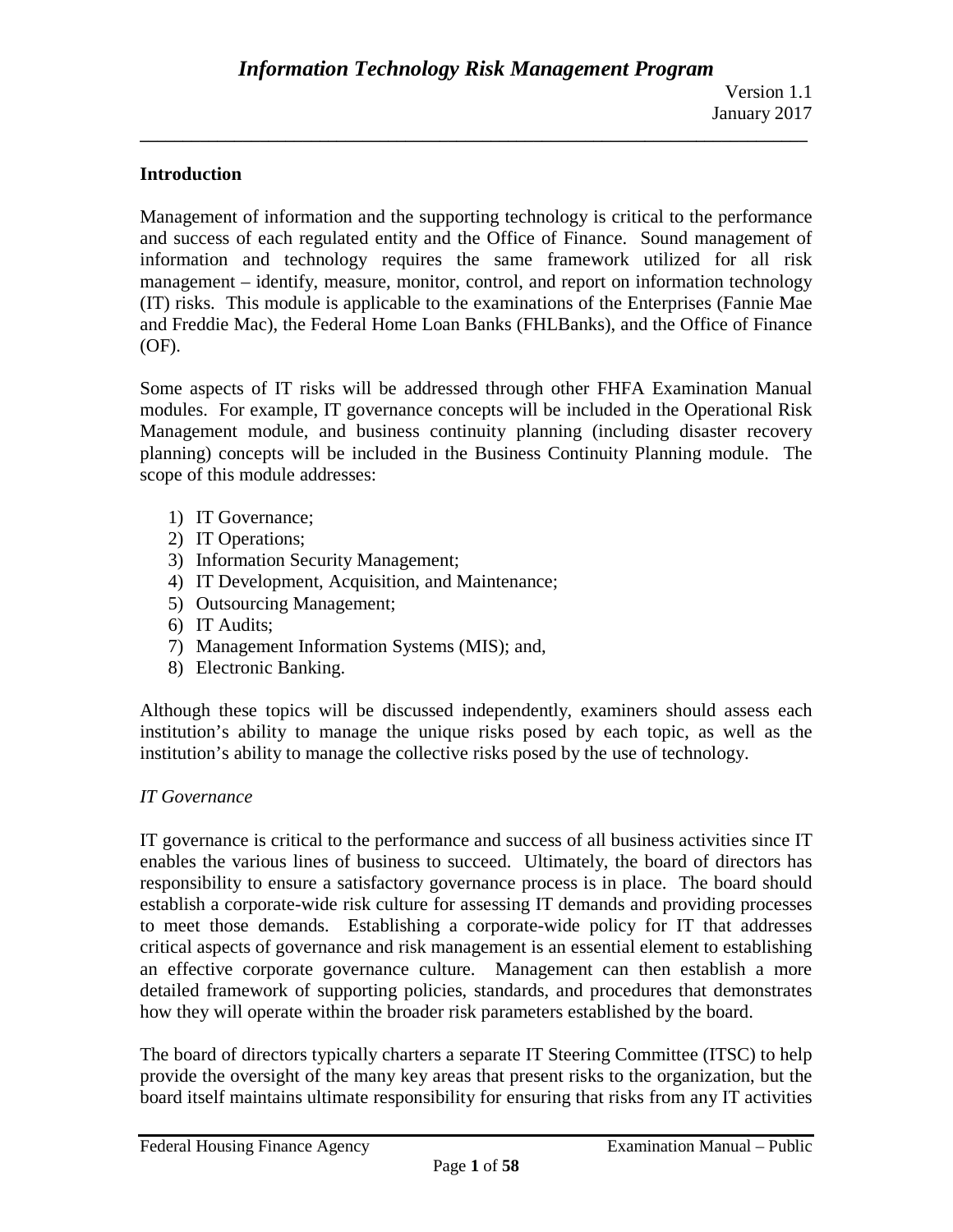## Introduction

Management of information and the supporting technology is critical to the performance and success of each regulated entity and the Office of Finance. Sound management of information and technology requires the same framework utilized for all risk management – identify, measure, monitor, control, and report on information technology (IT) risks. This module is applicable to the examinations of the Enterprises (Fannie Mae and Freddie Mac), the Federal Home Loan Banks (FHLBanks), and the Office of Finance (OF).

Some aspects of IT risks will be addressed through other FHFA Examination Manual modules. For example, IT governance concepts will be included in the Operational Risk Management module, and business continuity planning (including disaster recovery planning) concepts will be included in the Business Continuity Planning module. The scope of this module addresses:

1) IT Governance;
2) IT Operations;
3) Information Security Management;
4) IT Development, Acquisition, and Maintenance;
5) Outsourcing Management;
6) IT Audits;
7) Management Information Systems (MIS); and,
8) Electronic Banking.

Although these topics will be discussed independently, examiners should assess each institution's ability to manage the unique risks posed by each topic, as well as the institution's ability to manage the collective risks posed by the use of technology.

### *IT Governance*

IT governance is critical to the performance and success of all business activities since IT enables the various lines of business to succeed. Ultimately, the board of directors has responsibility to ensure a satisfactory governance process is in place. The board should establish a corporate-wide risk culture for assessing IT demands and providing processes to meet those demands. Establishing a corporate-wide policy for IT that addresses critical aspects of governance and risk management is an essential element to establishing an effective corporate governance culture. Management can then establish a more detailed framework of supporting policies, standards, and procedures that demonstrates how they will operate within the broader risk parameters established by the board.

The board of directors typically charters a separate IT Steering Committee (ITSC) to help provide the oversight of the many key areas that present risks to the organization, but the board itself maintains ultimate responsibility for ensuring that risks from any IT activities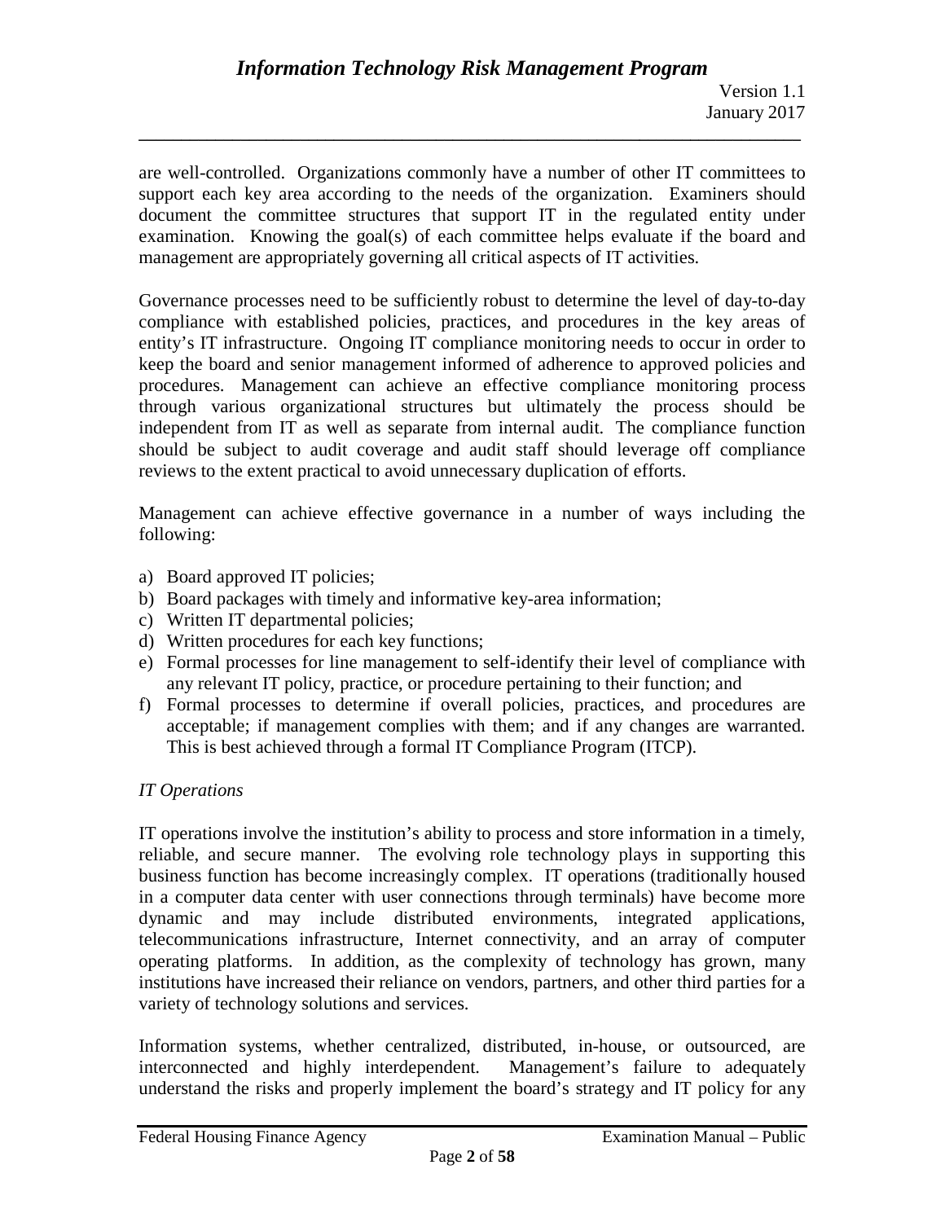are well-controlled. Organizations commonly have a number of other IT committees to support each key area according to the needs of the organization. Examiners should document the committee structures that support IT in the regulated entity under examination. Knowing the goal(s) of each committee helps evaluate if the board and management are appropriately governing all critical aspects of IT activities.

Governance processes need to be sufficiently robust to determine the level of day-to-day compliance with established policies, practices, and procedures in the key areas of entity's IT infrastructure. Ongoing IT compliance monitoring needs to occur in order to keep the board and senior management informed of adherence to approved policies and procedures. Management can achieve an effective compliance monitoring process through various organizational structures but ultimately the process should be independent from IT as well as separate from internal audit. The compliance function should be subject to audit coverage and audit staff should leverage off compliance reviews to the extent practical to avoid unnecessary duplication of efforts.

Management can achieve effective governance in a number of ways including the following:

a) Board approved IT policies;
b) Board packages with timely and informative key-area information;
c) Written IT departmental policies;
d) Written procedures for each key functions;
e) Formal processes for line management to self-identify their level of compliance with any relevant IT policy, practice, or procedure pertaining to their function; and
f) Formal processes to determine if overall policies, practices, and procedures are acceptable; if management complies with them; and if any changes are warranted. This is best achieved through a formal IT Compliance Program (ITCP).

*IT Operations*

IT operations involve the institution's ability to process and store information in a timely, reliable, and secure manner. The evolving role technology plays in supporting this business function has become increasingly complex. IT operations (traditionally housed in a computer data center with user connections through terminals) have become more dynamic and may include distributed environments, integrated applications, telecommunications infrastructure, Internet connectivity, and an array of computer operating platforms. In addition, as the complexity of technology has grown, many institutions have increased their reliance on vendors, partners, and other third parties for a variety of technology solutions and services.

Information systems, whether centralized, distributed, in-house, or outsourced, are interconnected and highly interdependent. Management's failure to adequately understand the risks and properly implement the board's strategy and IT policy for any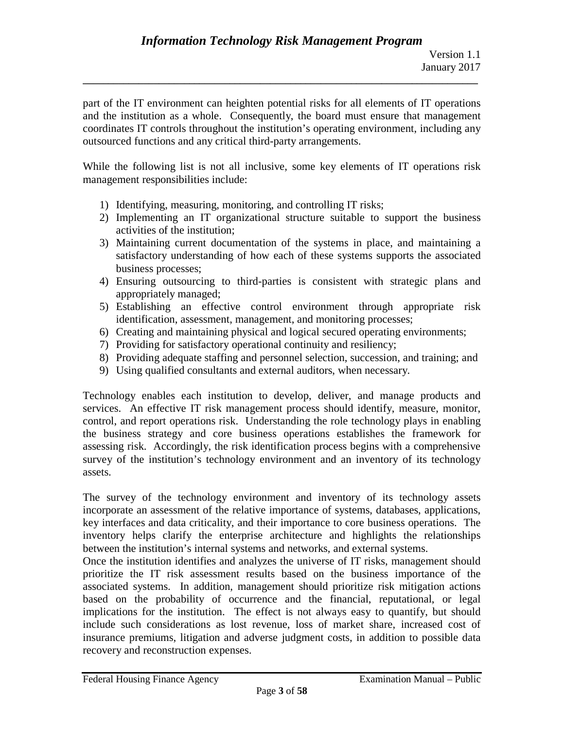part of the IT environment can heighten potential risks for all elements of IT operations and the institution as a whole. Consequently, the board must ensure that management coordinates IT controls throughout the institution's operating environment, including any outsourced functions and any critical third-party arrangements.

While the following list is not all inclusive, some key elements of IT operations risk management responsibilities include:

1) Identifying, measuring, monitoring, and controlling IT risks;
2) Implementing an IT organizational structure suitable to support the business activities of the institution;
3) Maintaining current documentation of the systems in place, and maintaining a satisfactory understanding of how each of these systems supports the associated business processes;
4) Ensuring outsourcing to third-parties is consistent with strategic plans and appropriately managed;
5) Establishing an effective control environment through appropriate risk identification, assessment, management, and monitoring processes;
6) Creating and maintaining physical and logical secured operating environments;
7) Providing for satisfactory operational continuity and resiliency;
8) Providing adequate staffing and personnel selection, succession, and training; and
9) Using qualified consultants and external auditors, when necessary.

Technology enables each institution to develop, deliver, and manage products and services. An effective IT risk management process should identify, measure, monitor, control, and report operations risk. Understanding the role technology plays in enabling the business strategy and core business operations establishes the framework for assessing risk. Accordingly, the risk identification process begins with a comprehensive survey of the institution's technology environment and an inventory of its technology assets.

The survey of the technology environment and inventory of its technology assets incorporate an assessment of the relative importance of systems, databases, applications, key interfaces and data criticality, and their importance to core business operations. The inventory helps clarify the enterprise architecture and highlights the relationships between the institution's internal systems and networks, and external systems.

Once the institution identifies and analyzes the universe of IT risks, management should prioritize the IT risk assessment results based on the business importance of the associated systems. In addition, management should prioritize risk mitigation actions based on the probability of occurrence and the financial, reputational, or legal implications for the institution. The effect is not always easy to quantify, but should include such considerations as lost revenue, loss of market share, increased cost of insurance premiums, litigation and adverse judgment costs, in addition to possible data recovery and reconstruction expenses.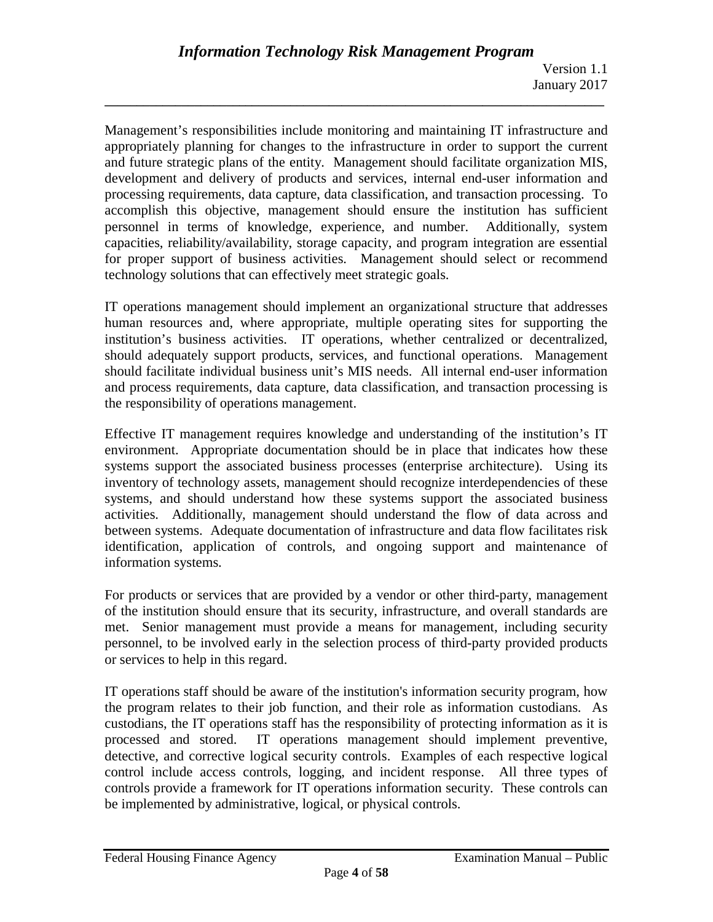Management's responsibilities include monitoring and maintaining IT infrastructure and appropriately planning for changes to the infrastructure in order to support the current and future strategic plans of the entity. Management should facilitate organization MIS, development and delivery of products and services, internal end-user information and processing requirements, data capture, data classification, and transaction processing. To accomplish this objective, management should ensure the institution has sufficient personnel in terms of knowledge, experience, and number. Additionally, system capacities, reliability/availability, storage capacity, and program integration are essential for proper support of business activities. Management should select or recommend technology solutions that can effectively meet strategic goals.

IT operations management should implement an organizational structure that addresses human resources and, where appropriate, multiple operating sites for supporting the institution's business activities. IT operations, whether centralized or decentralized, should adequately support products, services, and functional operations. Management should facilitate individual business unit's MIS needs. All internal end-user information and process requirements, data capture, data classification, and transaction processing is the responsibility of operations management.

Effective IT management requires knowledge and understanding of the institution's IT environment. Appropriate documentation should be in place that indicates how these systems support the associated business processes (enterprise architecture). Using its inventory of technology assets, management should recognize interdependencies of these systems, and should understand how these systems support the associated business activities. Additionally, management should understand the flow of data across and between systems. Adequate documentation of infrastructure and data flow facilitates risk identification, application of controls, and ongoing support and maintenance of information systems.

For products or services that are provided by a vendor or other third-party, management of the institution should ensure that its security, infrastructure, and overall standards are met. Senior management must provide a means for management, including security personnel, to be involved early in the selection process of third-party provided products or services to help in this regard.

IT operations staff should be aware of the institution's information security program, how the program relates to their job function, and their role as information custodians. As custodians, the IT operations staff has the responsibility of protecting information as it is processed and stored. IT operations management should implement preventive, detective, and corrective logical security controls. Examples of each respective logical control include access controls, logging, and incident response. All three types of controls provide a framework for IT operations information security. These controls can be implemented by administrative, logical, or physical controls.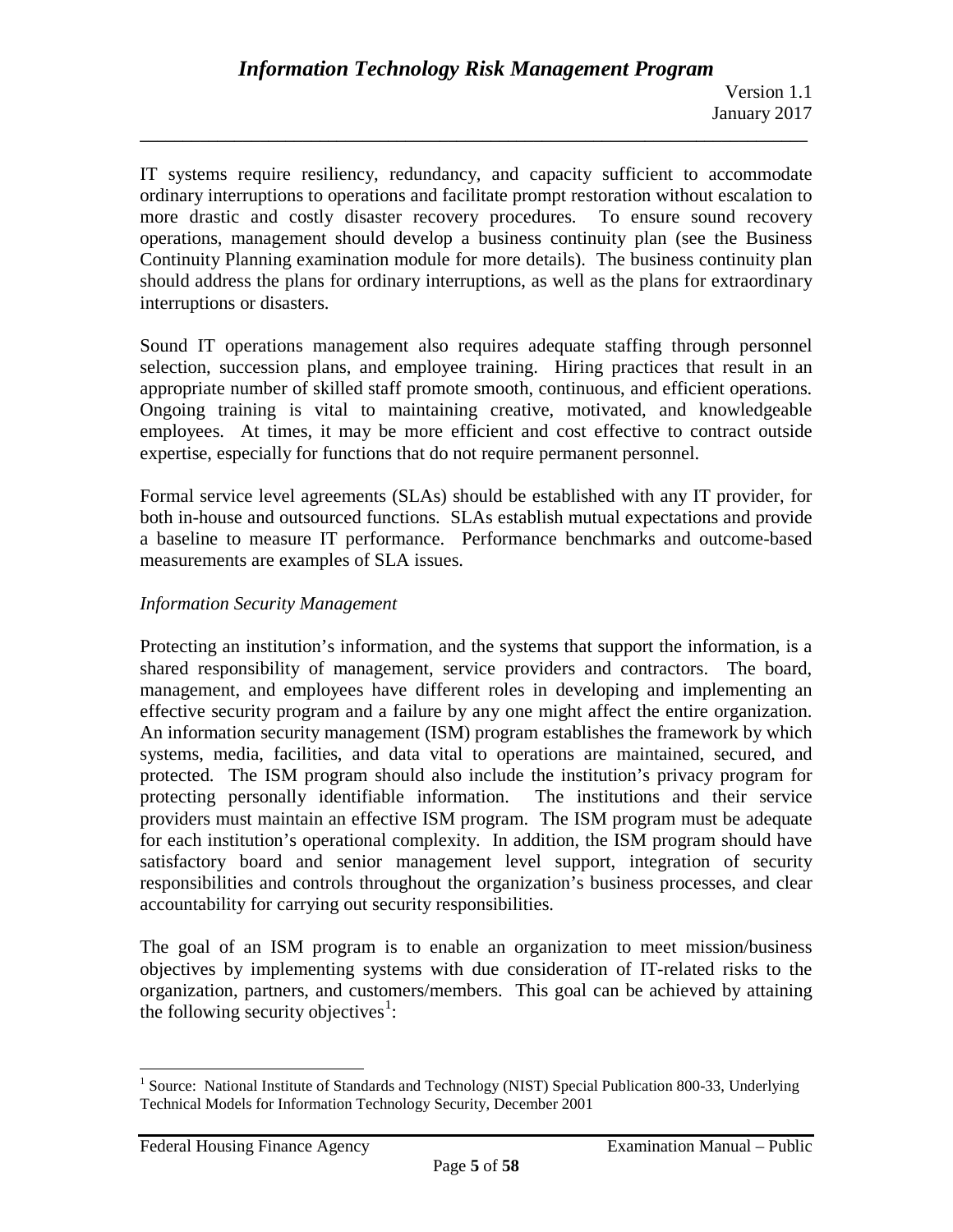IT systems require resiliency, redundancy, and capacity sufficient to accommodate ordinary interruptions to operations and facilitate prompt restoration without escalation to more drastic and costly disaster recovery procedures. To ensure sound recovery operations, management should develop a business continuity plan (see the Business Continuity Planning examination module for more details). The business continuity plan should address the plans for ordinary interruptions, as well as the plans for extraordinary interruptions or disasters.

Sound IT operations management also requires adequate staffing through personnel selection, succession plans, and employee training. Hiring practices that result in an appropriate number of skilled staff promote smooth, continuous, and efficient operations. Ongoing training is vital to maintaining creative, motivated, and knowledgeable employees. At times, it may be more efficient and cost effective to contract outside expertise, especially for functions that do not require permanent personnel.

Formal service level agreements (SLAs) should be established with any IT provider, for both in-house and outsourced functions. SLAs establish mutual expectations and provide a baseline to measure IT performance. Performance benchmarks and outcome-based measurements are examples of SLA issues.

*Information Security Management*

Protecting an institution's information, and the systems that support the information, is a shared responsibility of management, service providers and contractors. The board, management, and employees have different roles in developing and implementing an effective security program and a failure by any one might affect the entire organization. An information security management (ISM) program establishes the framework by which systems, media, facilities, and data vital to operations are maintained, secured, and protected. The ISM program should also include the institution's privacy program for protecting personally identifiable information. The institutions and their service providers must maintain an effective ISM program. The ISM program must be adequate for each institution's operational complexity. In addition, the ISM program should have satisfactory board and senior management level support, integration of security responsibilities and controls throughout the organization's business processes, and clear accountability for carrying out security responsibilities.

The goal of an ISM program is to enable an organization to meet mission/business objectives by implementing systems with due consideration of IT-related risks to the organization, partners, and customers/members. This goal can be achieved by attaining the following security objectives[1]:

---

[1] Source: National Institute of Standards and Technology (NIST) Special Publication 800-33, Underlying Technical Models for Information Technology Security, December 2001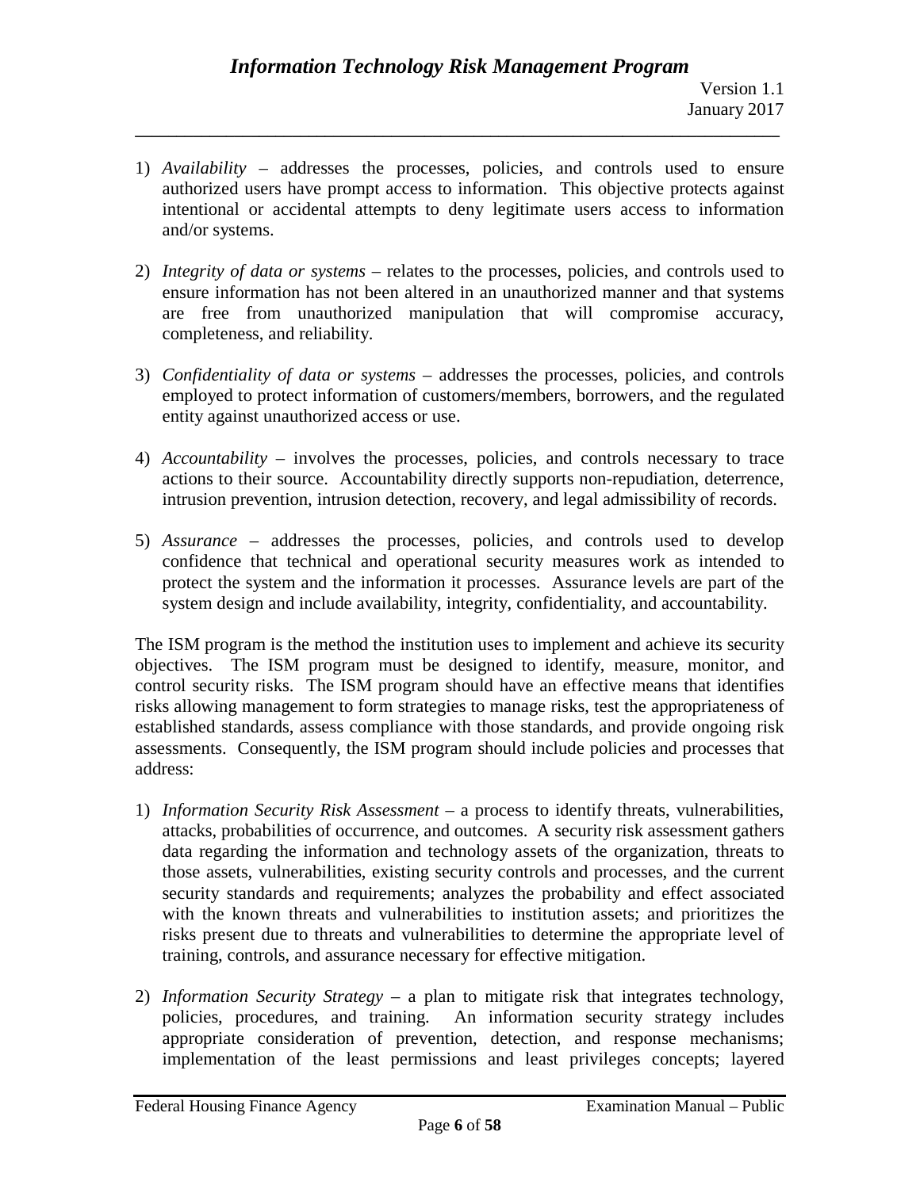1) *Availability* – addresses the processes, policies, and controls used to ensure authorized users have prompt access to information. This objective protects against intentional or accidental attempts to deny legitimate users access to information and/or systems.

2) *Integrity of data or systems* – relates to the processes, policies, and controls used to ensure information has not been altered in an unauthorized manner and that systems are free from unauthorized manipulation that will compromise accuracy, completeness, and reliability.

3) *Confidentiality of data or systems* – addresses the processes, policies, and controls employed to protect information of customers/members, borrowers, and the regulated entity against unauthorized access or use.

4) *Accountability* – involves the processes, policies, and controls necessary to trace actions to their source. Accountability directly supports non-repudiation, deterrence, intrusion prevention, intrusion detection, recovery, and legal admissibility of records.

5) *Assurance* – addresses the processes, policies, and controls used to develop confidence that technical and operational security measures work as intended to protect the system and the information it processes. Assurance levels are part of the system design and include availability, integrity, confidentiality, and accountability.

The ISM program is the method the institution uses to implement and achieve its security objectives. The ISM program must be designed to identify, measure, monitor, and control security risks. The ISM program should have an effective means that identifies risks allowing management to form strategies to manage risks, test the appropriateness of established standards, assess compliance with those standards, and provide ongoing risk assessments. Consequently, the ISM program should include policies and processes that address:

1) *Information Security Risk Assessment* – a process to identify threats, vulnerabilities, attacks, probabilities of occurrence, and outcomes. A security risk assessment gathers data regarding the information and technology assets of the organization, threats to those assets, vulnerabilities, existing security controls and processes, and the current security standards and requirements; analyzes the probability and effect associated with the known threats and vulnerabilities to institution assets; and prioritizes the risks present due to threats and vulnerabilities to determine the appropriate level of training, controls, and assurance necessary for effective mitigation.

2) *Information Security Strategy* – a plan to mitigate risk that integrates technology, policies, procedures, and training. An information security strategy includes appropriate consideration of prevention, detection, and response mechanisms; implementation of the least permissions and least privileges concepts; layered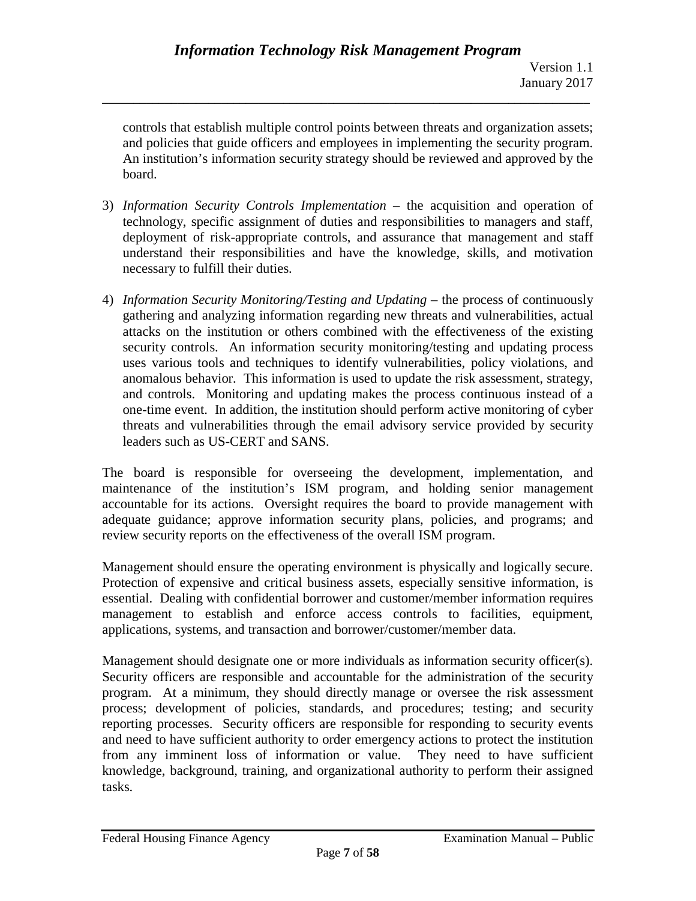controls that establish multiple control points between threats and organization assets; and policies that guide officers and employees in implementing the security program. An institution's information security strategy should be reviewed and approved by the board.

3) *Information Security Controls Implementation* – the acquisition and operation of technology, specific assignment of duties and responsibilities to managers and staff, deployment of risk-appropriate controls, and assurance that management and staff understand their responsibilities and have the knowledge, skills, and motivation necessary to fulfill their duties.

4) *Information Security Monitoring/Testing and Updating* – the process of continuously gathering and analyzing information regarding new threats and vulnerabilities, actual attacks on the institution or others combined with the effectiveness of the existing security controls. An information security monitoring/testing and updating process uses various tools and techniques to identify vulnerabilities, policy violations, and anomalous behavior. This information is used to update the risk assessment, strategy, and controls. Monitoring and updating makes the process continuous instead of a one-time event. In addition, the institution should perform active monitoring of cyber threats and vulnerabilities through the email advisory service provided by security leaders such as US-CERT and SANS.

The board is responsible for overseeing the development, implementation, and maintenance of the institution's ISM program, and holding senior management accountable for its actions. Oversight requires the board to provide management with adequate guidance; approve information security plans, policies, and programs; and review security reports on the effectiveness of the overall ISM program.

Management should ensure the operating environment is physically and logically secure. Protection of expensive and critical business assets, especially sensitive information, is essential. Dealing with confidential borrower and customer/member information requires management to establish and enforce access controls to facilities, equipment, applications, systems, and transaction and borrower/customer/member data.

Management should designate one or more individuals as information security officer(s). Security officers are responsible and accountable for the administration of the security program. At a minimum, they should directly manage or oversee the risk assessment process; development of policies, standards, and procedures; testing; and security reporting processes. Security officers are responsible for responding to security events and need to have sufficient authority to order emergency actions to protect the institution from any imminent loss of information or value. They need to have sufficient knowledge, background, training, and organizational authority to perform their assigned tasks.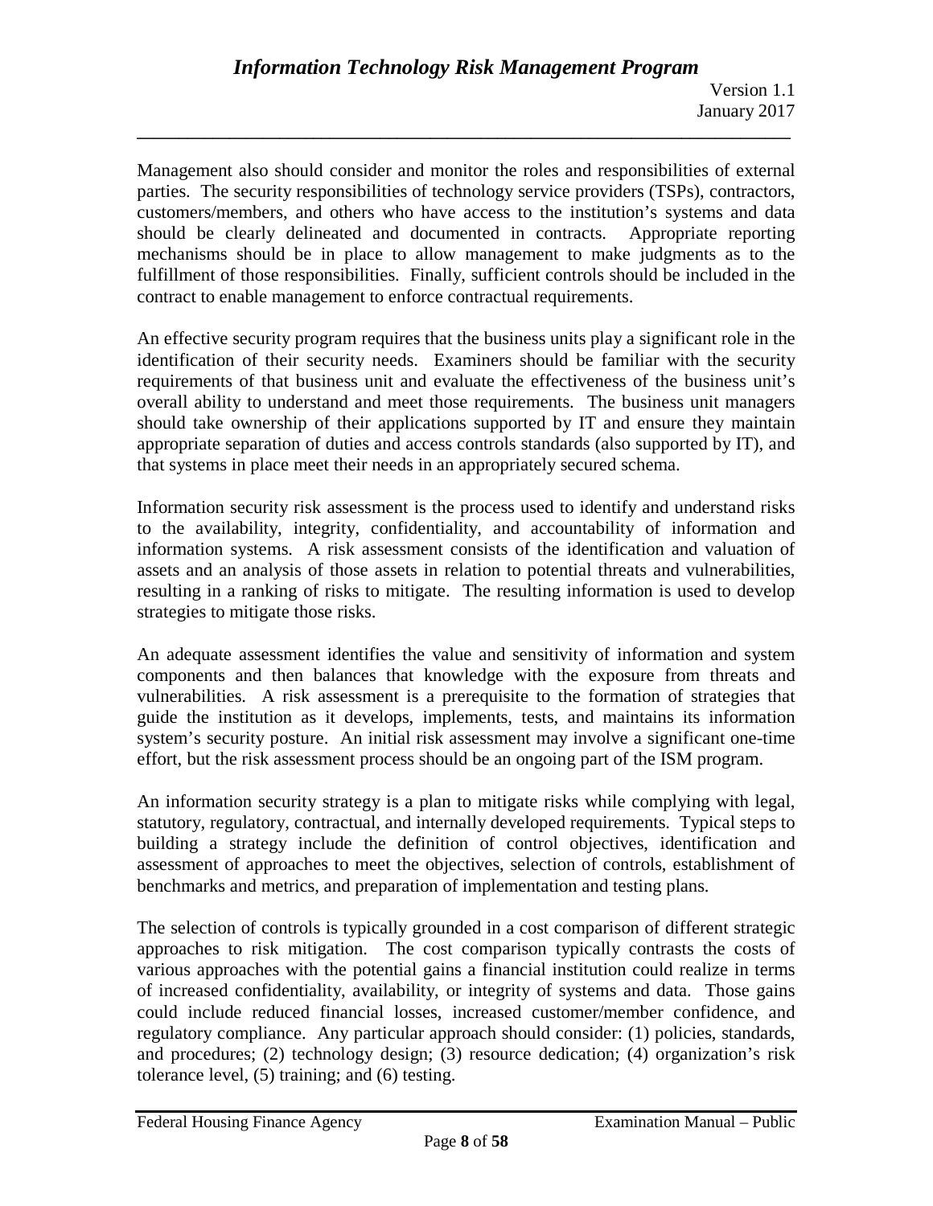Management also should consider and monitor the roles and responsibilities of external parties. The security responsibilities of technology service providers (TSPs), contractors, customers/members, and others who have access to the institution's systems and data should be clearly delineated and documented in contracts. Appropriate reporting mechanisms should be in place to allow management to make judgments as to the fulfillment of those responsibilities. Finally, sufficient controls should be included in the contract to enable management to enforce contractual requirements.

An effective security program requires that the business units play a significant role in the identification of their security needs. Examiners should be familiar with the security requirements of that business unit and evaluate the effectiveness of the business unit's overall ability to understand and meet those requirements. The business unit managers should take ownership of their applications supported by IT and ensure they maintain appropriate separation of duties and access controls standards (also supported by IT), and that systems in place meet their needs in an appropriately secured schema.

Information security risk assessment is the process used to identify and understand risks to the availability, integrity, confidentiality, and accountability of information and information systems. A risk assessment consists of the identification and valuation of assets and an analysis of those assets in relation to potential threats and vulnerabilities, resulting in a ranking of risks to mitigate. The resulting information is used to develop strategies to mitigate those risks.

An adequate assessment identifies the value and sensitivity of information and system components and then balances that knowledge with the exposure from threats and vulnerabilities. A risk assessment is a prerequisite to the formation of strategies that guide the institution as it develops, implements, tests, and maintains its information system's security posture. An initial risk assessment may involve a significant one-time effort, but the risk assessment process should be an ongoing part of the ISM program.

An information security strategy is a plan to mitigate risks while complying with legal, statutory, regulatory, contractual, and internally developed requirements. Typical steps to building a strategy include the definition of control objectives, identification and assessment of approaches to meet the objectives, selection of controls, establishment of benchmarks and metrics, and preparation of implementation and testing plans.

The selection of controls is typically grounded in a cost comparison of different strategic approaches to risk mitigation. The cost comparison typically contrasts the costs of various approaches with the potential gains a financial institution could realize in terms of increased confidentiality, availability, or integrity of systems and data. Those gains could include reduced financial losses, increased customer/member confidence, and regulatory compliance. Any particular approach should consider: (1) policies, standards, and procedures; (2) technology design; (3) resource dedication; (4) organization's risk tolerance level, (5) training; and (6) testing.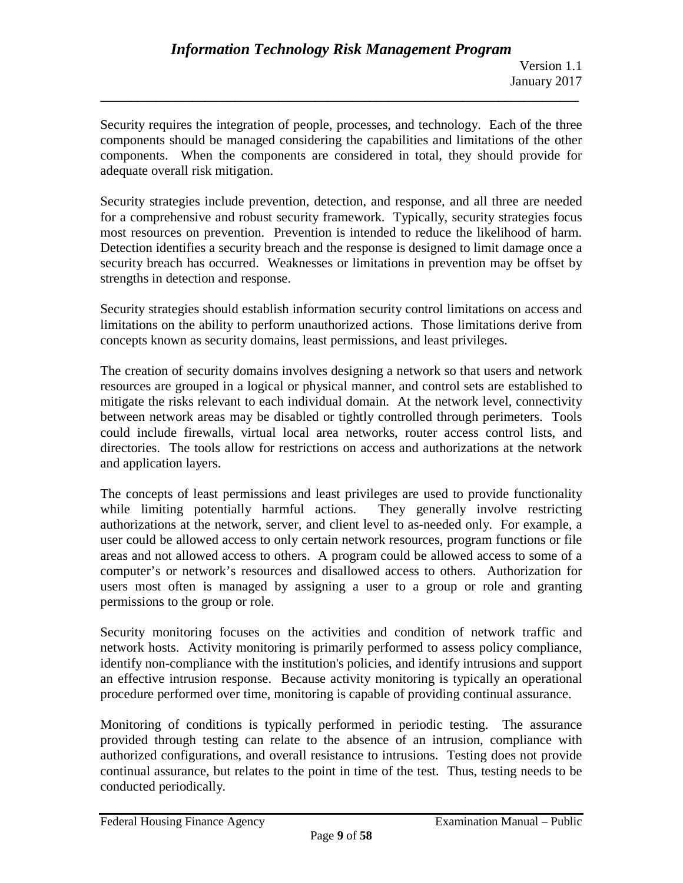Security requires the integration of people, processes, and technology. Each of the three components should be managed considering the capabilities and limitations of the other components. When the components are considered in total, they should provide for adequate overall risk mitigation.

Security strategies include prevention, detection, and response, and all three are needed for a comprehensive and robust security framework. Typically, security strategies focus most resources on prevention. Prevention is intended to reduce the likelihood of harm. Detection identifies a security breach and the response is designed to limit damage once a security breach has occurred. Weaknesses or limitations in prevention may be offset by strengths in detection and response.

Security strategies should establish information security control limitations on access and limitations on the ability to perform unauthorized actions. Those limitations derive from concepts known as security domains, least permissions, and least privileges.

The creation of security domains involves designing a network so that users and network resources are grouped in a logical or physical manner, and control sets are established to mitigate the risks relevant to each individual domain. At the network level, connectivity between network areas may be disabled or tightly controlled through perimeters. Tools could include firewalls, virtual local area networks, router access control lists, and directories. The tools allow for restrictions on access and authorizations at the network and application layers.

The concepts of least permissions and least privileges are used to provide functionality while limiting potentially harmful actions. They generally involve restricting authorizations at the network, server, and client level to as-needed only. For example, a user could be allowed access to only certain network resources, program functions or file areas and not allowed access to others. A program could be allowed access to some of a computer's or network's resources and disallowed access to others. Authorization for users most often is managed by assigning a user to a group or role and granting permissions to the group or role.

Security monitoring focuses on the activities and condition of network traffic and network hosts. Activity monitoring is primarily performed to assess policy compliance, identify non-compliance with the institution's policies, and identify intrusions and support an effective intrusion response. Because activity monitoring is typically an operational procedure performed over time, monitoring is capable of providing continual assurance.

Monitoring of conditions is typically performed in periodic testing. The assurance provided through testing can relate to the absence of an intrusion, compliance with authorized configurations, and overall resistance to intrusions. Testing does not provide continual assurance, but relates to the point in time of the test. Thus, testing needs to be conducted periodically.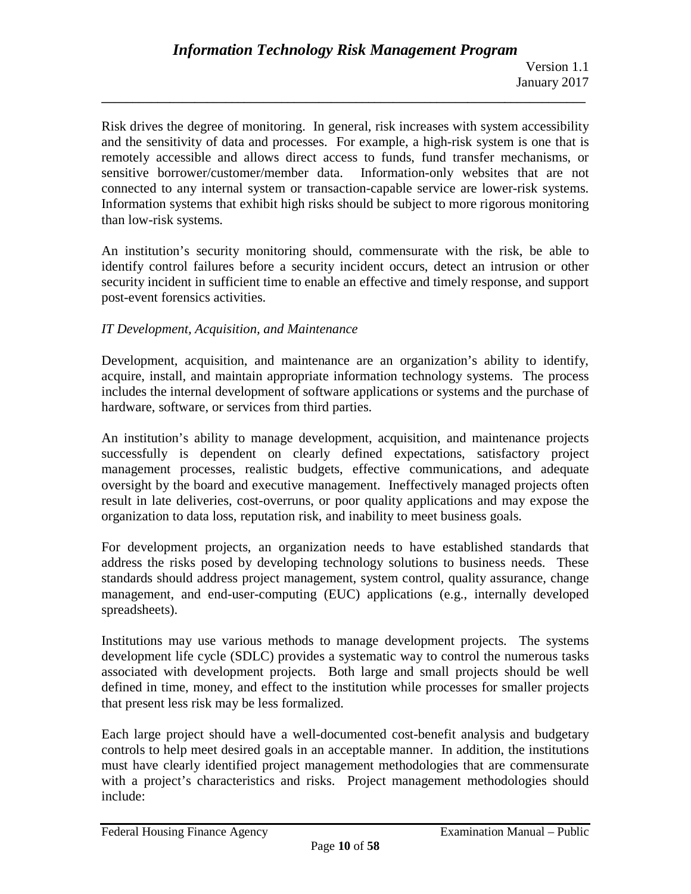Risk drives the degree of monitoring. In general, risk increases with system accessibility and the sensitivity of data and processes. For example, a high-risk system is one that is remotely accessible and allows direct access to funds, fund transfer mechanisms, or sensitive borrower/customer/member data. Information-only websites that are not connected to any internal system or transaction-capable service are lower-risk systems. Information systems that exhibit high risks should be subject to more rigorous monitoring than low-risk systems.

An institution's security monitoring should, commensurate with the risk, be able to identify control failures before a security incident occurs, detect an intrusion or other security incident in sufficient time to enable an effective and timely response, and support post-event forensics activities.

*IT Development, Acquisition, and Maintenance*

Development, acquisition, and maintenance are an organization's ability to identify, acquire, install, and maintain appropriate information technology systems. The process includes the internal development of software applications or systems and the purchase of hardware, software, or services from third parties.

An institution's ability to manage development, acquisition, and maintenance projects successfully is dependent on clearly defined expectations, satisfactory project management processes, realistic budgets, effective communications, and adequate oversight by the board and executive management. Ineffectively managed projects often result in late deliveries, cost-overruns, or poor quality applications and may expose the organization to data loss, reputation risk, and inability to meet business goals.

For development projects, an organization needs to have established standards that address the risks posed by developing technology solutions to business needs. These standards should address project management, system control, quality assurance, change management, and end-user-computing (EUC) applications (e.g., internally developed spreadsheets).

Institutions may use various methods to manage development projects. The systems development life cycle (SDLC) provides a systematic way to control the numerous tasks associated with development projects. Both large and small projects should be well defined in time, money, and effect to the institution while processes for smaller projects that present less risk may be less formalized.

Each large project should have a well-documented cost-benefit analysis and budgetary controls to help meet desired goals in an acceptable manner. In addition, the institutions must have clearly identified project management methodologies that are commensurate with a project's characteristics and risks. Project management methodologies should include: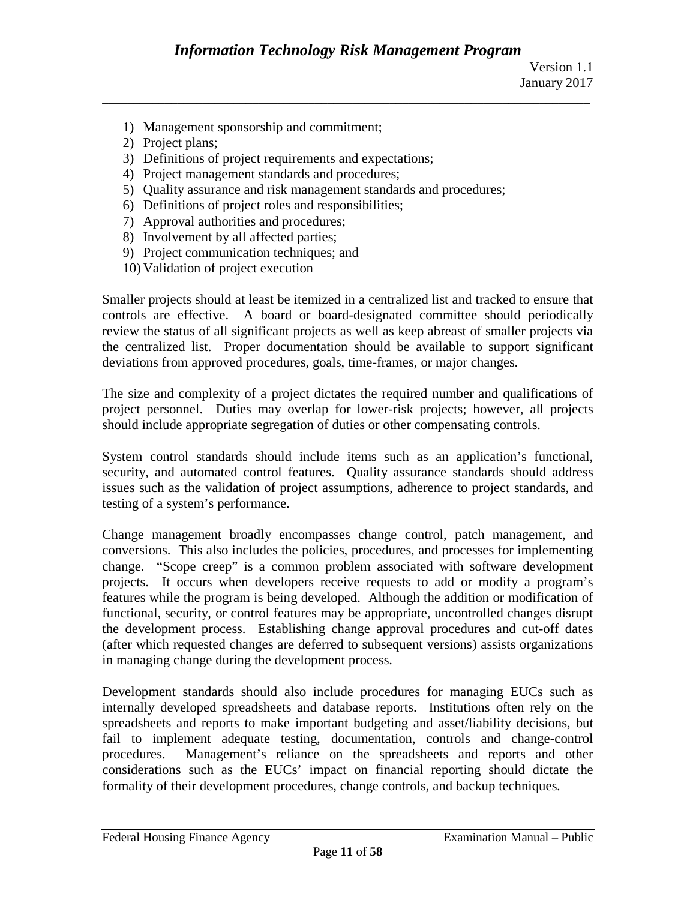1) Management sponsorship and commitment;
2) Project plans;
3) Definitions of project requirements and expectations;
4) Project management standards and procedures;
5) Quality assurance and risk management standards and procedures;
6) Definitions of project roles and responsibilities;
7) Approval authorities and procedures;
8) Involvement by all affected parties;
9) Project communication techniques; and
10) Validation of project execution

Smaller projects should at least be itemized in a centralized list and tracked to ensure that controls are effective. A board or board-designated committee should periodically review the status of all significant projects as well as keep abreast of smaller projects via the centralized list. Proper documentation should be available to support significant deviations from approved procedures, goals, time-frames, or major changes.

The size and complexity of a project dictates the required number and qualifications of project personnel. Duties may overlap for lower-risk projects; however, all projects should include appropriate segregation of duties or other compensating controls.

System control standards should include items such as an application's functional, security, and automated control features. Quality assurance standards should address issues such as the validation of project assumptions, adherence to project standards, and testing of a system's performance.

Change management broadly encompasses change control, patch management, and conversions. This also includes the policies, procedures, and processes for implementing change. "Scope creep" is a common problem associated with software development projects. It occurs when developers receive requests to add or modify a program's features while the program is being developed. Although the addition or modification of functional, security, or control features may be appropriate, uncontrolled changes disrupt the development process. Establishing change approval procedures and cut-off dates (after which requested changes are deferred to subsequent versions) assists organizations in managing change during the development process.

Development standards should also include procedures for managing EUCs such as internally developed spreadsheets and database reports. Institutions often rely on the spreadsheets and reports to make important budgeting and asset/liability decisions, but fail to implement adequate testing, documentation, controls and change-control procedures. Management's reliance on the spreadsheets and reports and other considerations such as the EUCs' impact on financial reporting should dictate the formality of their development procedures, change controls, and backup techniques.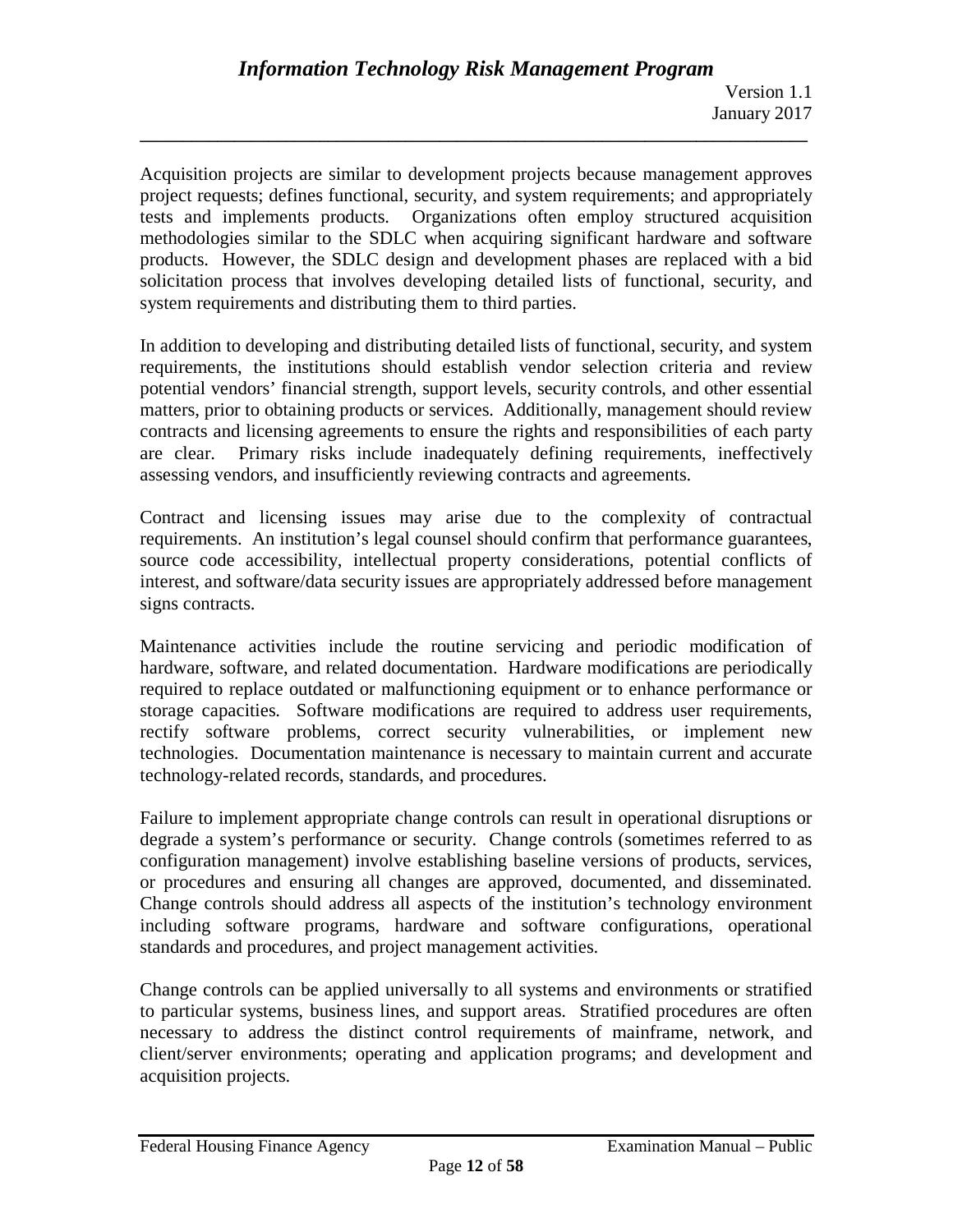Acquisition projects are similar to development projects because management approves project requests; defines functional, security, and system requirements; and appropriately tests and implements products. Organizations often employ structured acquisition methodologies similar to the SDLC when acquiring significant hardware and software products. However, the SDLC design and development phases are replaced with a bid solicitation process that involves developing detailed lists of functional, security, and system requirements and distributing them to third parties.

In addition to developing and distributing detailed lists of functional, security, and system requirements, the institutions should establish vendor selection criteria and review potential vendors' financial strength, support levels, security controls, and other essential matters, prior to obtaining products or services. Additionally, management should review contracts and licensing agreements to ensure the rights and responsibilities of each party are clear. Primary risks include inadequately defining requirements, ineffectively assessing vendors, and insufficiently reviewing contracts and agreements.

Contract and licensing issues may arise due to the complexity of contractual requirements. An institution's legal counsel should confirm that performance guarantees, source code accessibility, intellectual property considerations, potential conflicts of interest, and software/data security issues are appropriately addressed before management signs contracts.

Maintenance activities include the routine servicing and periodic modification of hardware, software, and related documentation. Hardware modifications are periodically required to replace outdated or malfunctioning equipment or to enhance performance or storage capacities. Software modifications are required to address user requirements, rectify software problems, correct security vulnerabilities, or implement new technologies. Documentation maintenance is necessary to maintain current and accurate technology-related records, standards, and procedures.

Failure to implement appropriate change controls can result in operational disruptions or degrade a system's performance or security. Change controls (sometimes referred to as configuration management) involve establishing baseline versions of products, services, or procedures and ensuring all changes are approved, documented, and disseminated. Change controls should address all aspects of the institution's technology environment including software programs, hardware and software configurations, operational standards and procedures, and project management activities.

Change controls can be applied universally to all systems and environments or stratified to particular systems, business lines, and support areas. Stratified procedures are often necessary to address the distinct control requirements of mainframe, network, and client/server environments; operating and application programs; and development and acquisition projects.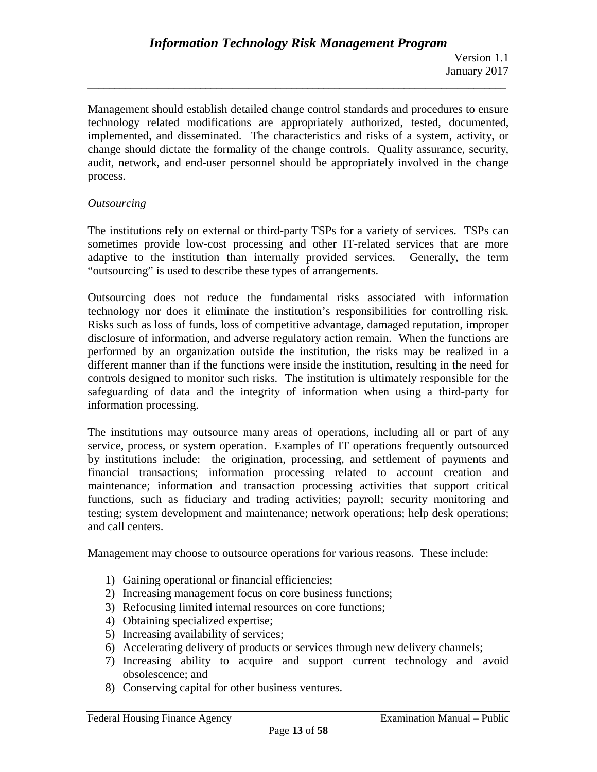Management should establish detailed change control standards and procedures to ensure technology related modifications are appropriately authorized, tested, documented, implemented, and disseminated. The characteristics and risks of a system, activity, or change should dictate the formality of the change controls. Quality assurance, security, audit, network, and end-user personnel should be appropriately involved in the change process.

*Outsourcing*

The institutions rely on external or third-party TSPs for a variety of services. TSPs can sometimes provide low-cost processing and other IT-related services that are more adaptive to the institution than internally provided services. Generally, the term "outsourcing" is used to describe these types of arrangements.

Outsourcing does not reduce the fundamental risks associated with information technology nor does it eliminate the institution's responsibilities for controlling risk. Risks such as loss of funds, loss of competitive advantage, damaged reputation, improper disclosure of information, and adverse regulatory action remain. When the functions are performed by an organization outside the institution, the risks may be realized in a different manner than if the functions were inside the institution, resulting in the need for controls designed to monitor such risks. The institution is ultimately responsible for the safeguarding of data and the integrity of information when using a third-party for information processing.

The institutions may outsource many areas of operations, including all or part of any service, process, or system operation. Examples of IT operations frequently outsourced by institutions include: the origination, processing, and settlement of payments and financial transactions; information processing related to account creation and maintenance; information and transaction processing activities that support critical functions, such as fiduciary and trading activities; payroll; security monitoring and testing; system development and maintenance; network operations; help desk operations; and call centers.

Management may choose to outsource operations for various reasons. These include:

1) Gaining operational or financial efficiencies;
2) Increasing management focus on core business functions;
3) Refocusing limited internal resources on core functions;
4) Obtaining specialized expertise;
5) Increasing availability of services;
6) Accelerating delivery of products or services through new delivery channels;
7) Increasing ability to acquire and support current technology and avoid obsolescence; and
8) Conserving capital for other business ventures.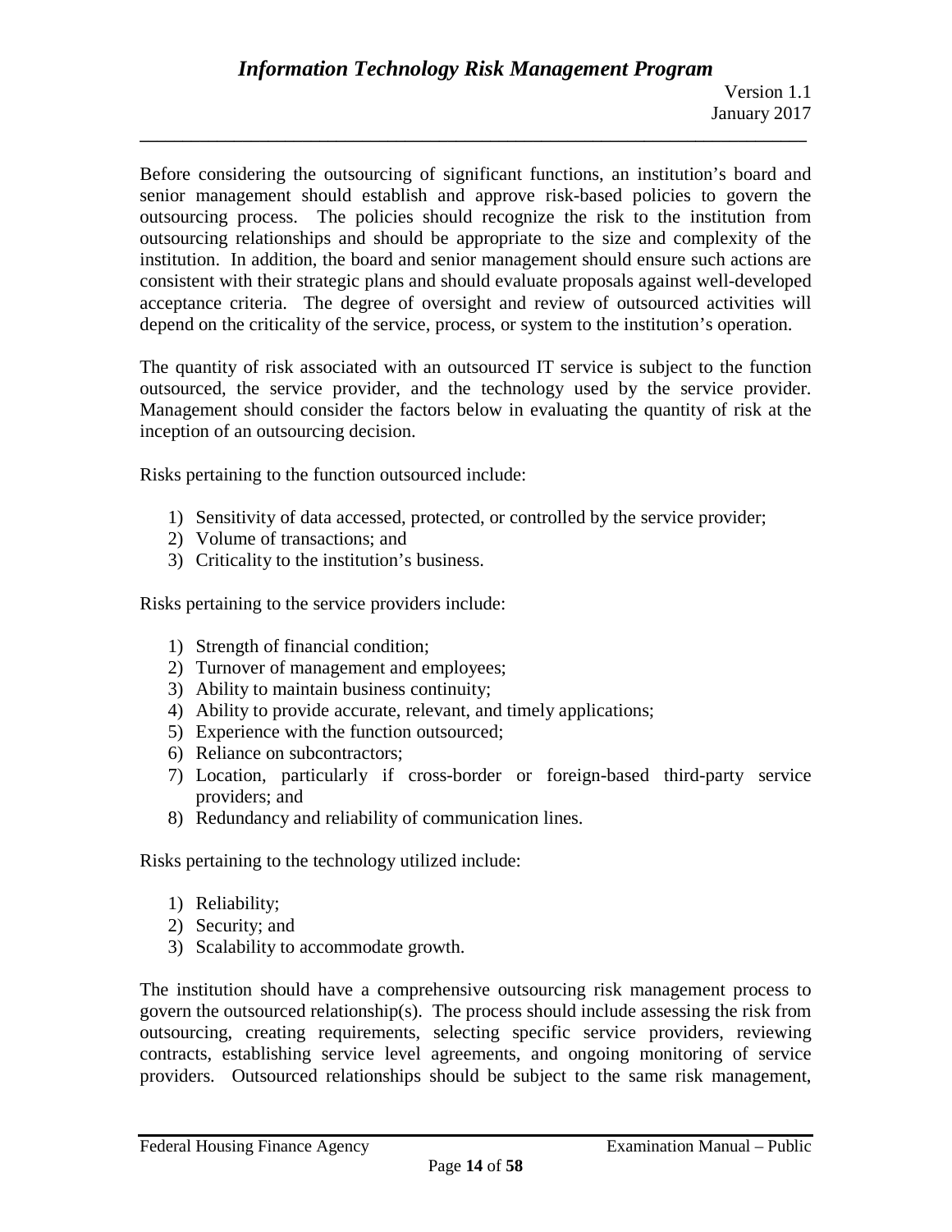Before considering the outsourcing of significant functions, an institution's board and senior management should establish and approve risk-based policies to govern the outsourcing process. The policies should recognize the risk to the institution from outsourcing relationships and should be appropriate to the size and complexity of the institution. In addition, the board and senior management should ensure such actions are consistent with their strategic plans and should evaluate proposals against well-developed acceptance criteria. The degree of oversight and review of outsourced activities will depend on the criticality of the service, process, or system to the institution's operation.

The quantity of risk associated with an outsourced IT service is subject to the function outsourced, the service provider, and the technology used by the service provider. Management should consider the factors below in evaluating the quantity of risk at the inception of an outsourcing decision.

Risks pertaining to the function outsourced include:

1) Sensitivity of data accessed, protected, or controlled by the service provider;
2) Volume of transactions; and
3) Criticality to the institution's business.

Risks pertaining to the service providers include:

1) Strength of financial condition;
2) Turnover of management and employees;
3) Ability to maintain business continuity;
4) Ability to provide accurate, relevant, and timely applications;
5) Experience with the function outsourced;
6) Reliance on subcontractors;
7) Location, particularly if cross-border or foreign-based third-party service providers; and
8) Redundancy and reliability of communication lines.

Risks pertaining to the technology utilized include:

1) Reliability;
2) Security; and
3) Scalability to accommodate growth.

The institution should have a comprehensive outsourcing risk management process to govern the outsourced relationship(s). The process should include assessing the risk from outsourcing, creating requirements, selecting specific service providers, reviewing contracts, establishing service level agreements, and ongoing monitoring of service providers. Outsourced relationships should be subject to the same risk management,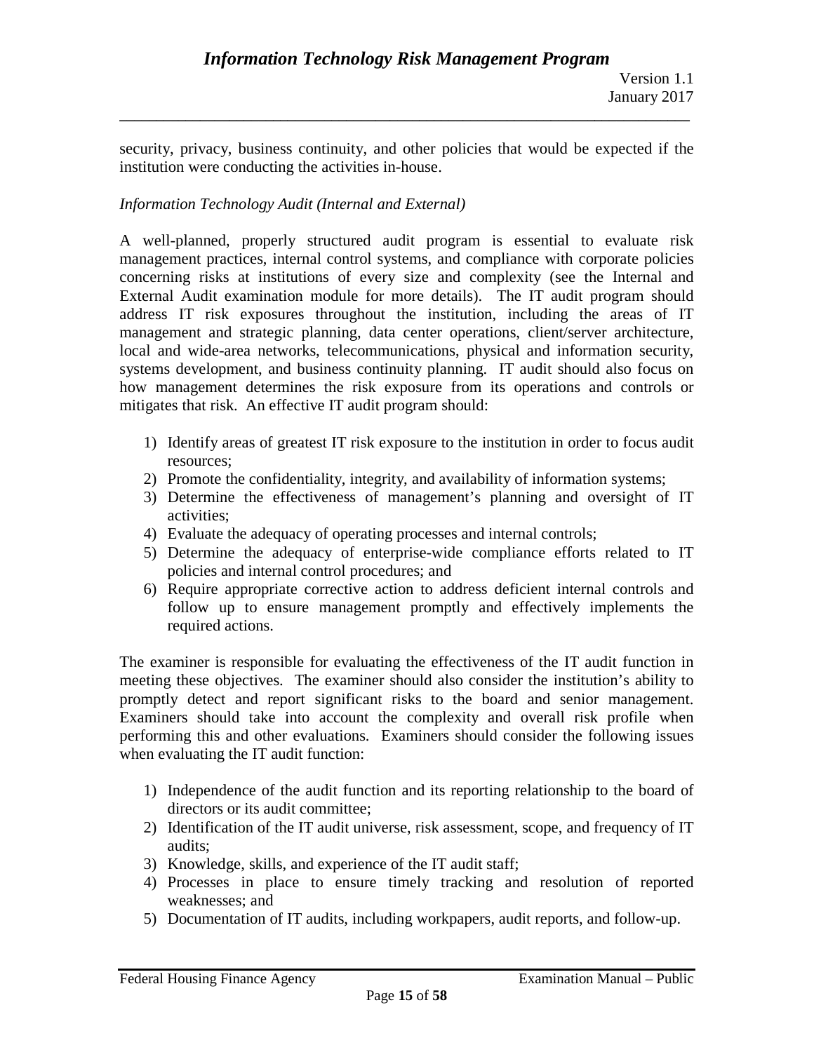security, privacy, business continuity, and other policies that would be expected if the institution were conducting the activities in-house.

*Information Technology Audit (Internal and External)*

A well-planned, properly structured audit program is essential to evaluate risk management practices, internal control systems, and compliance with corporate policies concerning risks at institutions of every size and complexity (see the Internal and External Audit examination module for more details). The IT audit program should address IT risk exposures throughout the institution, including the areas of IT management and strategic planning, data center operations, client/server architecture, local and wide-area networks, telecommunications, physical and information security, systems development, and business continuity planning. IT audit should also focus on how management determines the risk exposure from its operations and controls or mitigates that risk. An effective IT audit program should:

1) Identify areas of greatest IT risk exposure to the institution in order to focus audit resources;
2) Promote the confidentiality, integrity, and availability of information systems;
3) Determine the effectiveness of management's planning and oversight of IT activities;
4) Evaluate the adequacy of operating processes and internal controls;
5) Determine the adequacy of enterprise-wide compliance efforts related to IT policies and internal control procedures; and
6) Require appropriate corrective action to address deficient internal controls and follow up to ensure management promptly and effectively implements the required actions.

The examiner is responsible for evaluating the effectiveness of the IT audit function in meeting these objectives. The examiner should also consider the institution's ability to promptly detect and report significant risks to the board and senior management. Examiners should take into account the complexity and overall risk profile when performing this and other evaluations. Examiners should consider the following issues when evaluating the IT audit function:

1) Independence of the audit function and its reporting relationship to the board of directors or its audit committee;
2) Identification of the IT audit universe, risk assessment, scope, and frequency of IT audits;
3) Knowledge, skills, and experience of the IT audit staff;
4) Processes in place to ensure timely tracking and resolution of reported weaknesses; and
5) Documentation of IT audits, including workpapers, audit reports, and follow-up.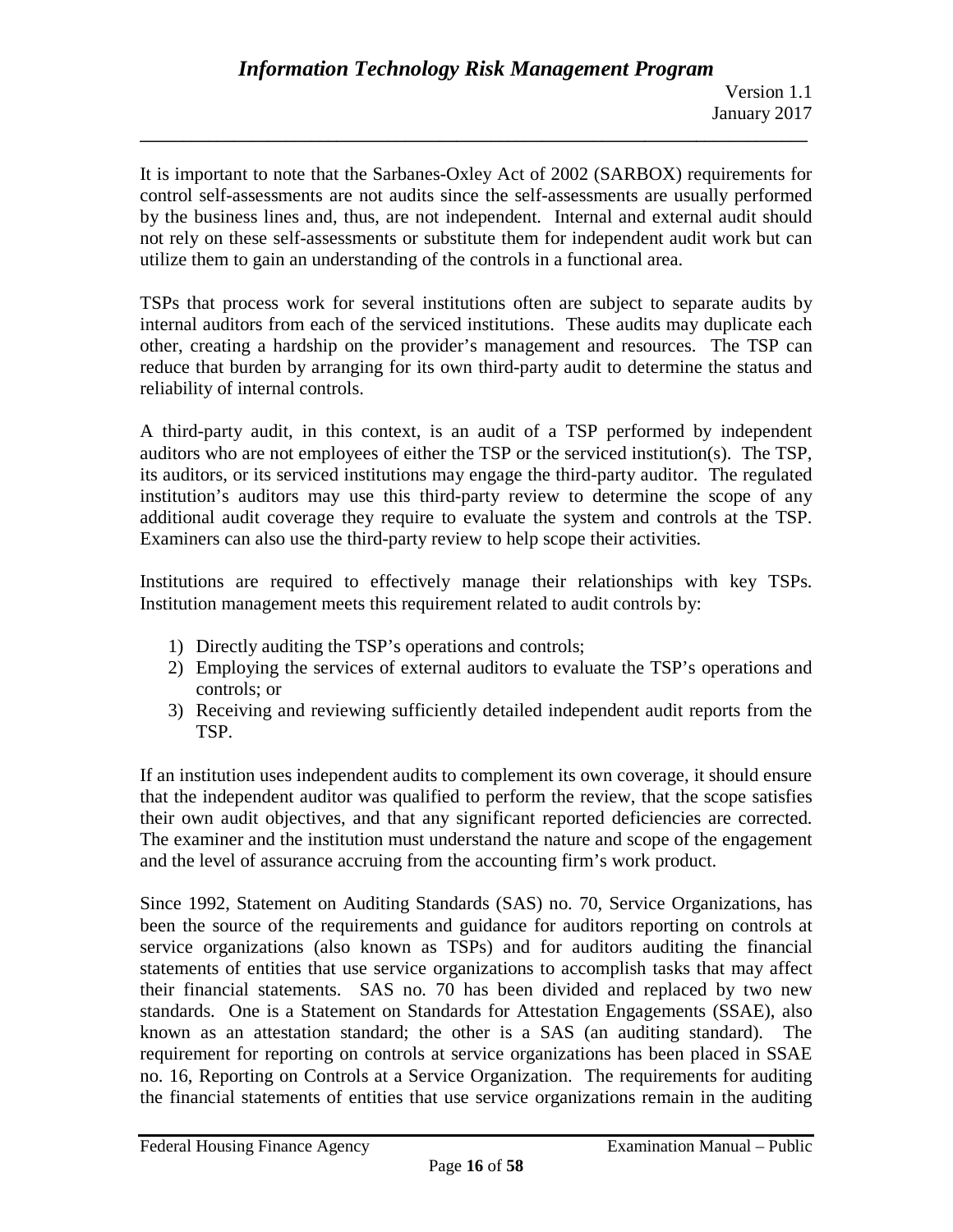It is important to note that the Sarbanes-Oxley Act of 2002 (SARBOX) requirements for control self-assessments are not audits since the self-assessments are usually performed by the business lines and, thus, are not independent. Internal and external audit should not rely on these self-assessments or substitute them for independent audit work but can utilize them to gain an understanding of the controls in a functional area.

TSPs that process work for several institutions often are subject to separate audits by internal auditors from each of the serviced institutions. These audits may duplicate each other, creating a hardship on the provider's management and resources. The TSP can reduce that burden by arranging for its own third-party audit to determine the status and reliability of internal controls.

A third-party audit, in this context, is an audit of a TSP performed by independent auditors who are not employees of either the TSP or the serviced institution(s). The TSP, its auditors, or its serviced institutions may engage the third-party auditor. The regulated institution's auditors may use this third-party review to determine the scope of any additional audit coverage they require to evaluate the system and controls at the TSP. Examiners can also use the third-party review to help scope their activities.

Institutions are required to effectively manage their relationships with key TSPs. Institution management meets this requirement related to audit controls by:

1) Directly auditing the TSP's operations and controls;
2) Employing the services of external auditors to evaluate the TSP's operations and controls; or
3) Receiving and reviewing sufficiently detailed independent audit reports from the TSP.

If an institution uses independent audits to complement its own coverage, it should ensure that the independent auditor was qualified to perform the review, that the scope satisfies their own audit objectives, and that any significant reported deficiencies are corrected. The examiner and the institution must understand the nature and scope of the engagement and the level of assurance accruing from the accounting firm's work product.

Since 1992, Statement on Auditing Standards (SAS) no. 70, Service Organizations, has been the source of the requirements and guidance for auditors reporting on controls at service organizations (also known as TSPs) and for auditors auditing the financial statements of entities that use service organizations to accomplish tasks that may affect their financial statements. SAS no. 70 has been divided and replaced by two new standards. One is a Statement on Standards for Attestation Engagements (SSAE), also known as an attestation standard; the other is a SAS (an auditing standard). The requirement for reporting on controls at service organizations has been placed in SSAE no. 16, Reporting on Controls at a Service Organization. The requirements for auditing the financial statements of entities that use service organizations remain in the auditing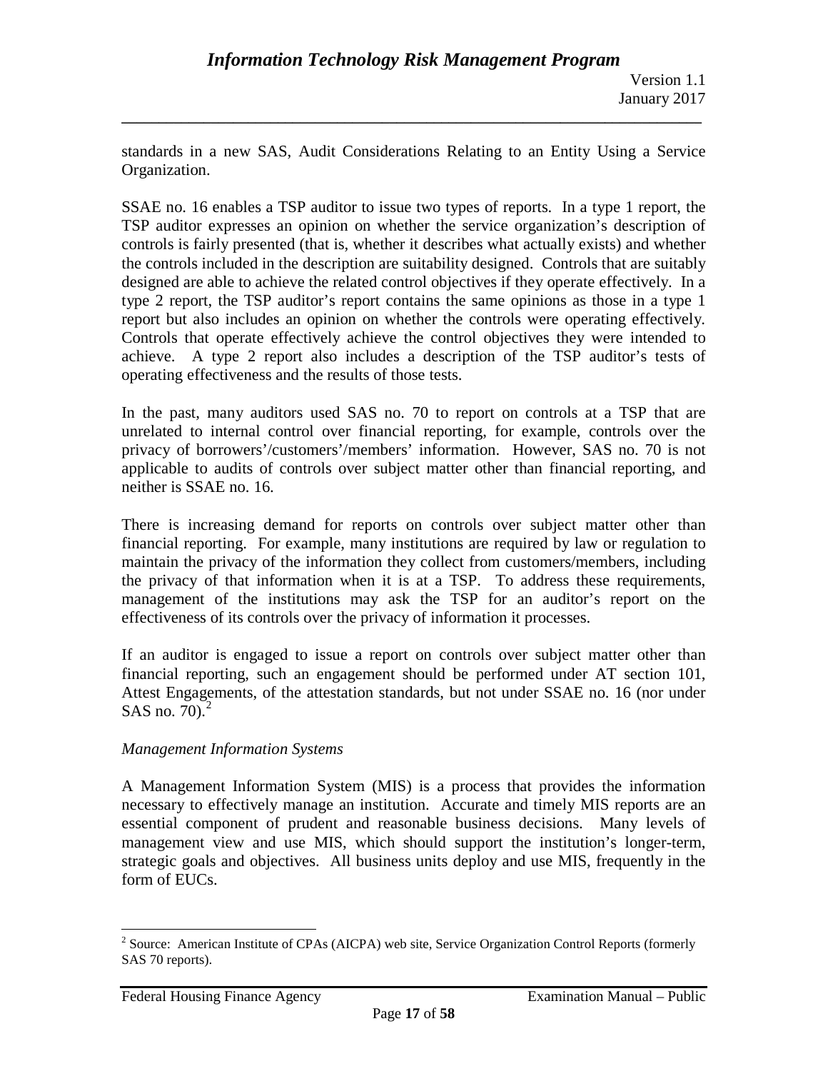standards in a new SAS, Audit Considerations Relating to an Entity Using a Service Organization.

SSAE no. 16 enables a TSP auditor to issue two types of reports. In a type 1 report, the TSP auditor expresses an opinion on whether the service organization's description of controls is fairly presented (that is, whether it describes what actually exists) and whether the controls included in the description are suitability designed. Controls that are suitably designed are able to achieve the related control objectives if they operate effectively. In a type 2 report, the TSP auditor's report contains the same opinions as those in a type 1 report but also includes an opinion on whether the controls were operating effectively. Controls that operate effectively achieve the control objectives they were intended to achieve. A type 2 report also includes a description of the TSP auditor's tests of operating effectiveness and the results of those tests.

In the past, many auditors used SAS no. 70 to report on controls at a TSP that are unrelated to internal control over financial reporting, for example, controls over the privacy of borrowers'/customers'/members' information. However, SAS no. 70 is not applicable to audits of controls over subject matter other than financial reporting, and neither is SSAE no. 16.

There is increasing demand for reports on controls over subject matter other than financial reporting. For example, many institutions are required by law or regulation to maintain the privacy of the information they collect from customers/members, including the privacy of that information when it is at a TSP. To address these requirements, management of the institutions may ask the TSP for an auditor's report on the effectiveness of its controls over the privacy of information it processes.

If an auditor is engaged to issue a report on controls over subject matter other than financial reporting, such an engagement should be performed under AT section 101, Attest Engagements, of the attestation standards, but not under SSAE no. 16 (nor under SAS no. 70).[2]

*Management Information Systems*

A Management Information System (MIS) is a process that provides the information necessary to effectively manage an institution. Accurate and timely MIS reports are an essential component of prudent and reasonable business decisions. Many levels of management view and use MIS, which should support the institution's longer-term, strategic goals and objectives. All business units deploy and use MIS, frequently in the form of EUCs.

---

[2] Source: American Institute of CPAs (AICPA) web site, Service Organization Control Reports (formerly SAS 70 reports).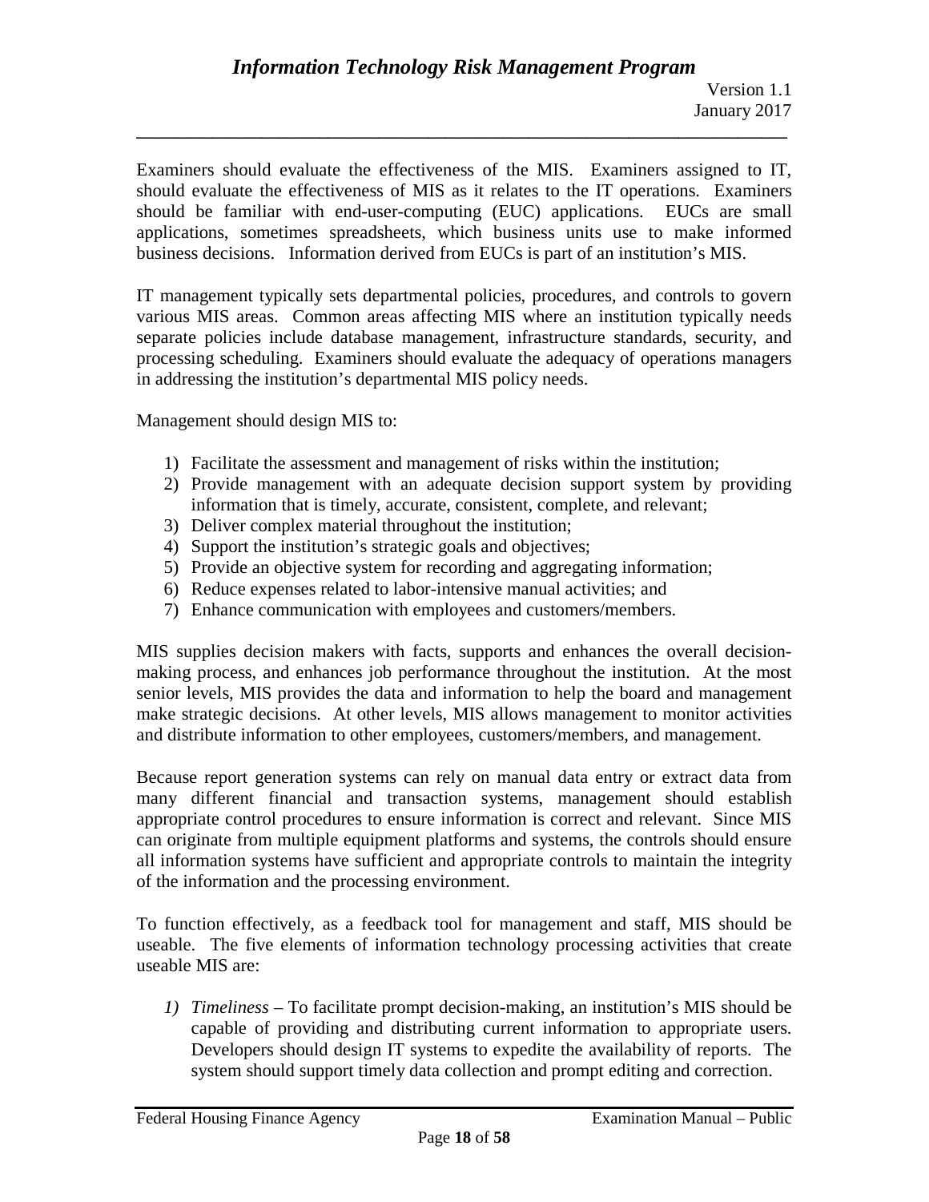Examiners should evaluate the effectiveness of the MIS. Examiners assigned to IT, should evaluate the effectiveness of MIS as it relates to the IT operations. Examiners should be familiar with end-user-computing (EUC) applications. EUCs are small applications, sometimes spreadsheets, which business units use to make informed business decisions. Information derived from EUCs is part of an institution's MIS.

IT management typically sets departmental policies, procedures, and controls to govern various MIS areas. Common areas affecting MIS where an institution typically needs separate policies include database management, infrastructure standards, security, and processing scheduling. Examiners should evaluate the adequacy of operations managers in addressing the institution's departmental MIS policy needs.

Management should design MIS to:

1) Facilitate the assessment and management of risks within the institution;
2) Provide management with an adequate decision support system by providing information that is timely, accurate, consistent, complete, and relevant;
3) Deliver complex material throughout the institution;
4) Support the institution's strategic goals and objectives;
5) Provide an objective system for recording and aggregating information;
6) Reduce expenses related to labor-intensive manual activities; and
7) Enhance communication with employees and customers/members.

MIS supplies decision makers with facts, supports and enhances the overall decision-making process, and enhances job performance throughout the institution. At the most senior levels, MIS provides the data and information to help the board and management make strategic decisions. At other levels, MIS allows management to monitor activities and distribute information to other employees, customers/members, and management.

Because report generation systems can rely on manual data entry or extract data from many different financial and transaction systems, management should establish appropriate control procedures to ensure information is correct and relevant. Since MIS can originate from multiple equipment platforms and systems, the controls should ensure all information systems have sufficient and appropriate controls to maintain the integrity of the information and the processing environment.

To function effectively, as a feedback tool for management and staff, MIS should be useable. The five elements of information technology processing activities that create useable MIS are:

1) *Timeliness* – To facilitate prompt decision-making, an institution's MIS should be capable of providing and distributing current information to appropriate users. Developers should design IT systems to expedite the availability of reports. The system should support timely data collection and prompt editing and correction.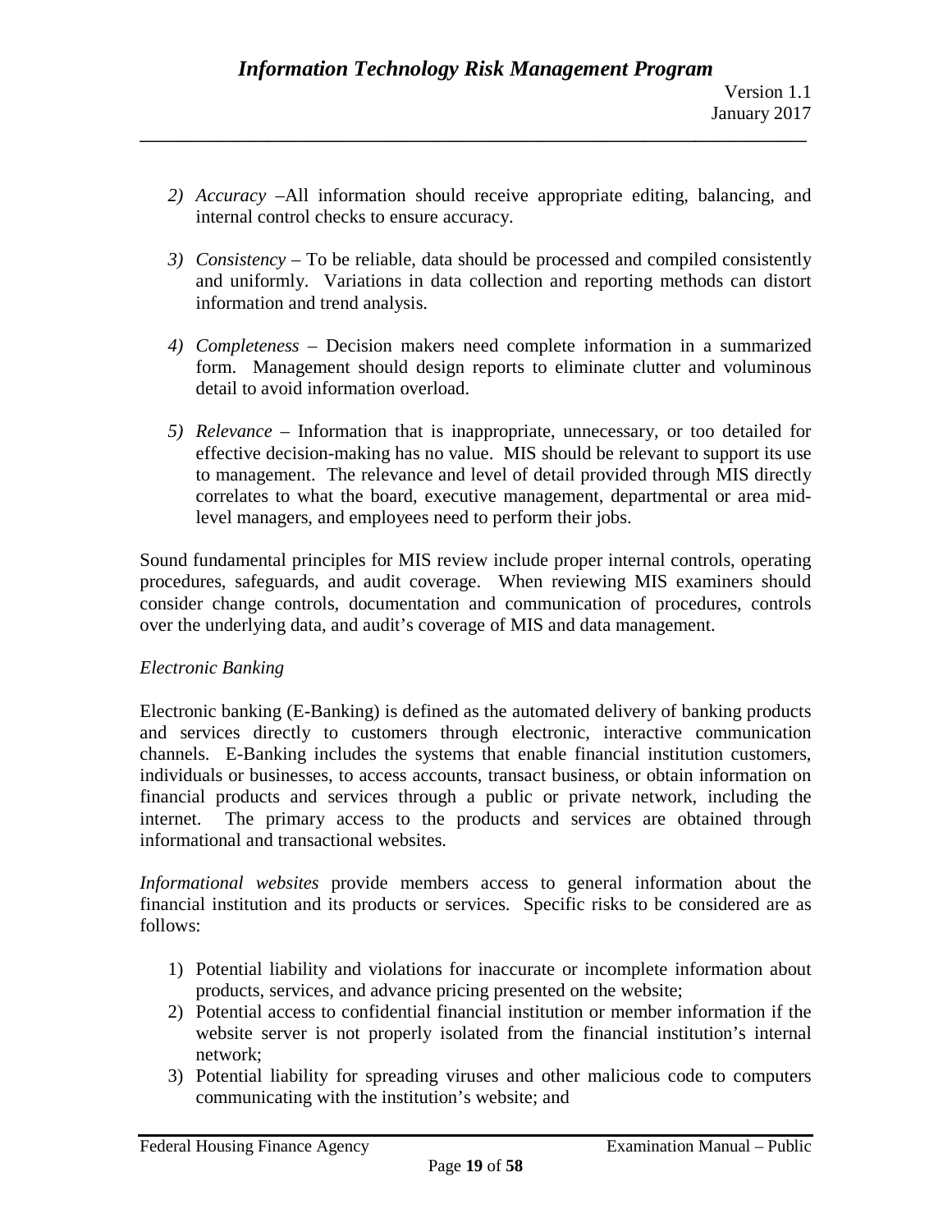2) *Accuracy* –All information should receive appropriate editing, balancing, and internal control checks to ensure accuracy.

3) *Consistency* – To be reliable, data should be processed and compiled consistently and uniformly. Variations in data collection and reporting methods can distort information and trend analysis.

4) *Completeness* – Decision makers need complete information in a summarized form. Management should design reports to eliminate clutter and voluminous detail to avoid information overload.

5) *Relevance* – Information that is inappropriate, unnecessary, or too detailed for effective decision-making has no value. MIS should be relevant to support its use to management. The relevance and level of detail provided through MIS directly correlates to what the board, executive management, departmental or area mid-level managers, and employees need to perform their jobs.

Sound fundamental principles for MIS review include proper internal controls, operating procedures, safeguards, and audit coverage. When reviewing MIS examiners should consider change controls, documentation and communication of procedures, controls over the underlying data, and audit's coverage of MIS and data management.

*Electronic Banking*

Electronic banking (E-Banking) is defined as the automated delivery of banking products and services directly to customers through electronic, interactive communication channels. E-Banking includes the systems that enable financial institution customers, individuals or businesses, to access accounts, transact business, or obtain information on financial products and services through a public or private network, including the internet. The primary access to the products and services are obtained through informational and transactional websites.

*Informational websites* provide members access to general information about the financial institution and its products or services. Specific risks to be considered are as follows:

1) Potential liability and violations for inaccurate or incomplete information about products, services, and advance pricing presented on the website;
2) Potential access to confidential financial institution or member information if the website server is not properly isolated from the financial institution's internal network;
3) Potential liability for spreading viruses and other malicious code to computers communicating with the institution's website; and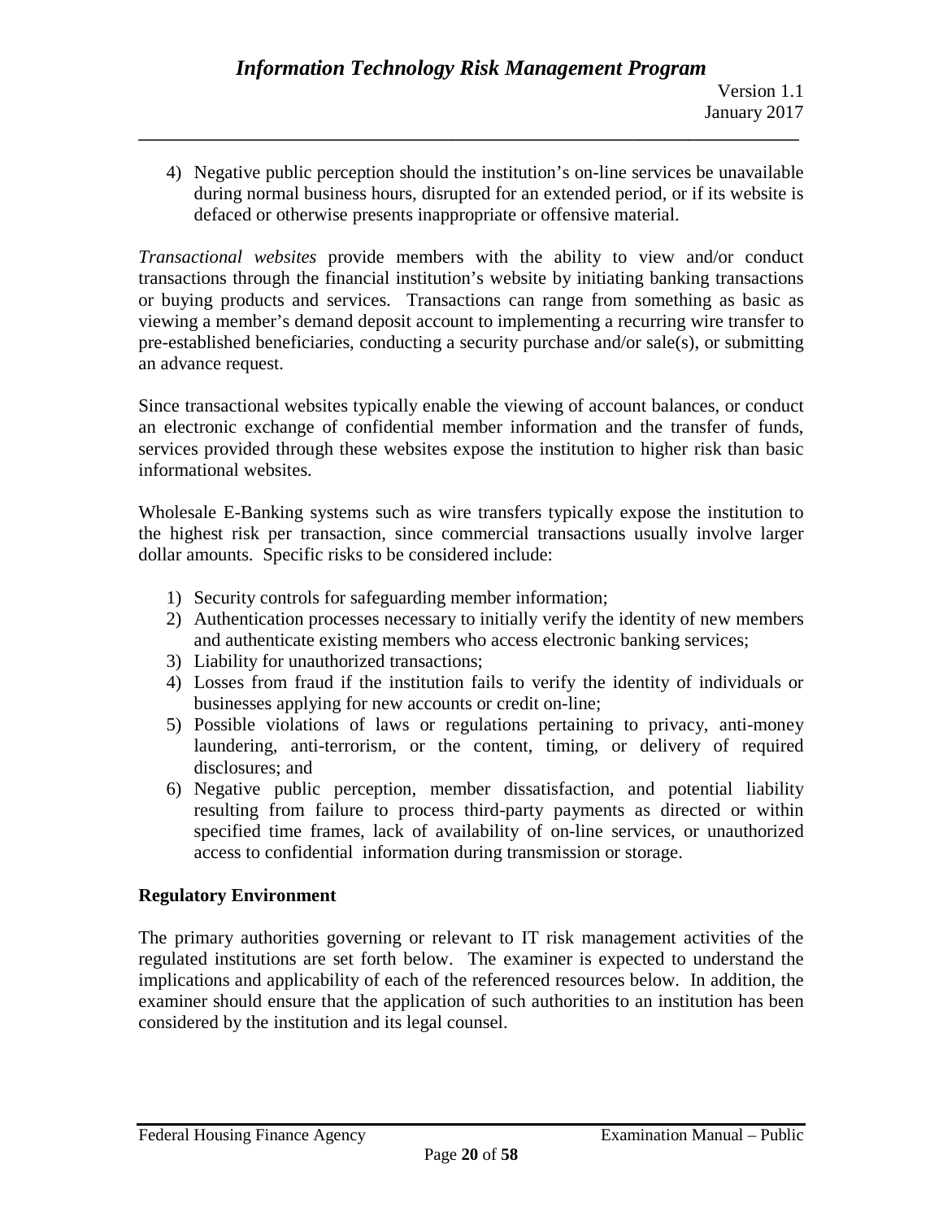4) Negative public perception should the institution's on-line services be unavailable during normal business hours, disrupted for an extended period, or if its website is defaced or otherwise presents inappropriate or offensive material.

*Transactional websites* provide members with the ability to view and/or conduct transactions through the financial institution's website by initiating banking transactions or buying products and services. Transactions can range from something as basic as viewing a member's demand deposit account to implementing a recurring wire transfer to pre-established beneficiaries, conducting a security purchase and/or sale(s), or submitting an advance request.

Since transactional websites typically enable the viewing of account balances, or conduct an electronic exchange of confidential member information and the transfer of funds, services provided through these websites expose the institution to higher risk than basic informational websites.

Wholesale E-Banking systems such as wire transfers typically expose the institution to the highest risk per transaction, since commercial transactions usually involve larger dollar amounts. Specific risks to be considered include:

1) Security controls for safeguarding member information;
2) Authentication processes necessary to initially verify the identity of new members and authenticate existing members who access electronic banking services;
3) Liability for unauthorized transactions;
4) Losses from fraud if the institution fails to verify the identity of individuals or businesses applying for new accounts or credit on-line;
5) Possible violations of laws or regulations pertaining to privacy, anti-money laundering, anti-terrorism, or the content, timing, or delivery of required disclosures; and
6) Negative public perception, member dissatisfaction, and potential liability resulting from failure to process third-party payments as directed or within specified time frames, lack of availability of on-line services, or unauthorized access to confidential information during transmission or storage.

**Regulatory Environment**

The primary authorities governing or relevant to IT risk management activities of the regulated institutions are set forth below. The examiner is expected to understand the implications and applicability of each of the referenced resources below. In addition, the examiner should ensure that the application of such authorities to an institution has been considered by the institution and its legal counsel.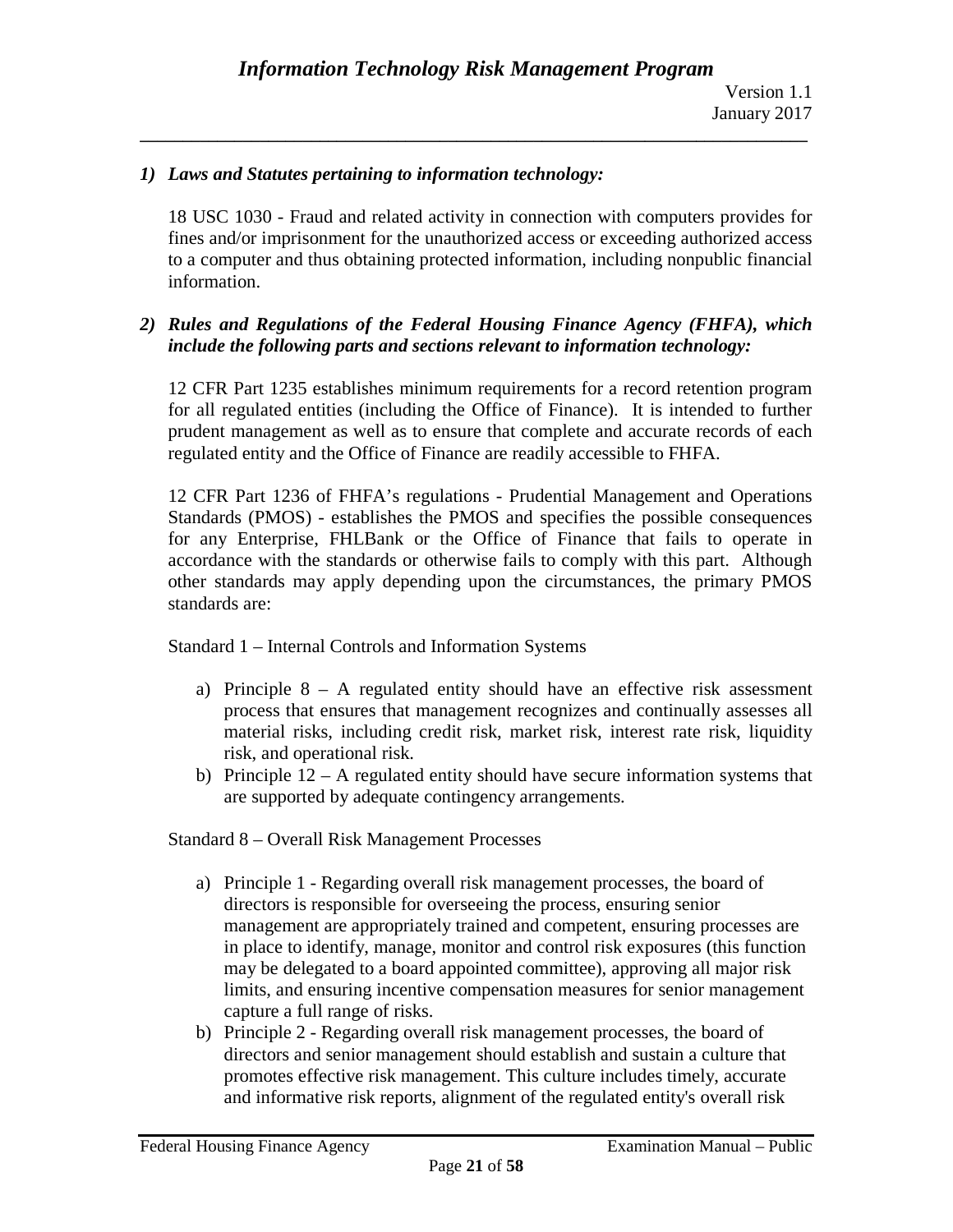*1) Laws and Statutes pertaining to information technology:*

18 USC 1030 - Fraud and related activity in connection with computers provides for fines and/or imprisonment for the unauthorized access or exceeding authorized access to a computer and thus obtaining protected information, including nonpublic financial information.

*2) Rules and Regulations of the Federal Housing Finance Agency (FHFA), which include the following parts and sections relevant to information technology:*

12 CFR Part 1235 establishes minimum requirements for a record retention program for all regulated entities (including the Office of Finance). It is intended to further prudent management as well as to ensure that complete and accurate records of each regulated entity and the Office of Finance are readily accessible to FHFA.

12 CFR Part 1236 of FHFA's regulations - Prudential Management and Operations Standards (PMOS) - establishes the PMOS and specifies the possible consequences for any Enterprise, FHLBank or the Office of Finance that fails to operate in accordance with the standards or otherwise fails to comply with this part. Although other standards may apply depending upon the circumstances, the primary PMOS standards are:

Standard 1 – Internal Controls and Information Systems

a) Principle 8 – A regulated entity should have an effective risk assessment process that ensures that management recognizes and continually assesses all material risks, including credit risk, market risk, interest rate risk, liquidity risk, and operational risk.
b) Principle 12 – A regulated entity should have secure information systems that are supported by adequate contingency arrangements.

Standard 8 – Overall Risk Management Processes

a) Principle 1 - Regarding overall risk management processes, the board of directors is responsible for overseeing the process, ensuring senior management are appropriately trained and competent, ensuring processes are in place to identify, manage, monitor and control risk exposures (this function may be delegated to a board appointed committee), approving all major risk limits, and ensuring incentive compensation measures for senior management capture a full range of risks.
b) Principle 2 - Regarding overall risk management processes, the board of directors and senior management should establish and sustain a culture that promotes effective risk management. This culture includes timely, accurate and informative risk reports, alignment of the regulated entity's overall risk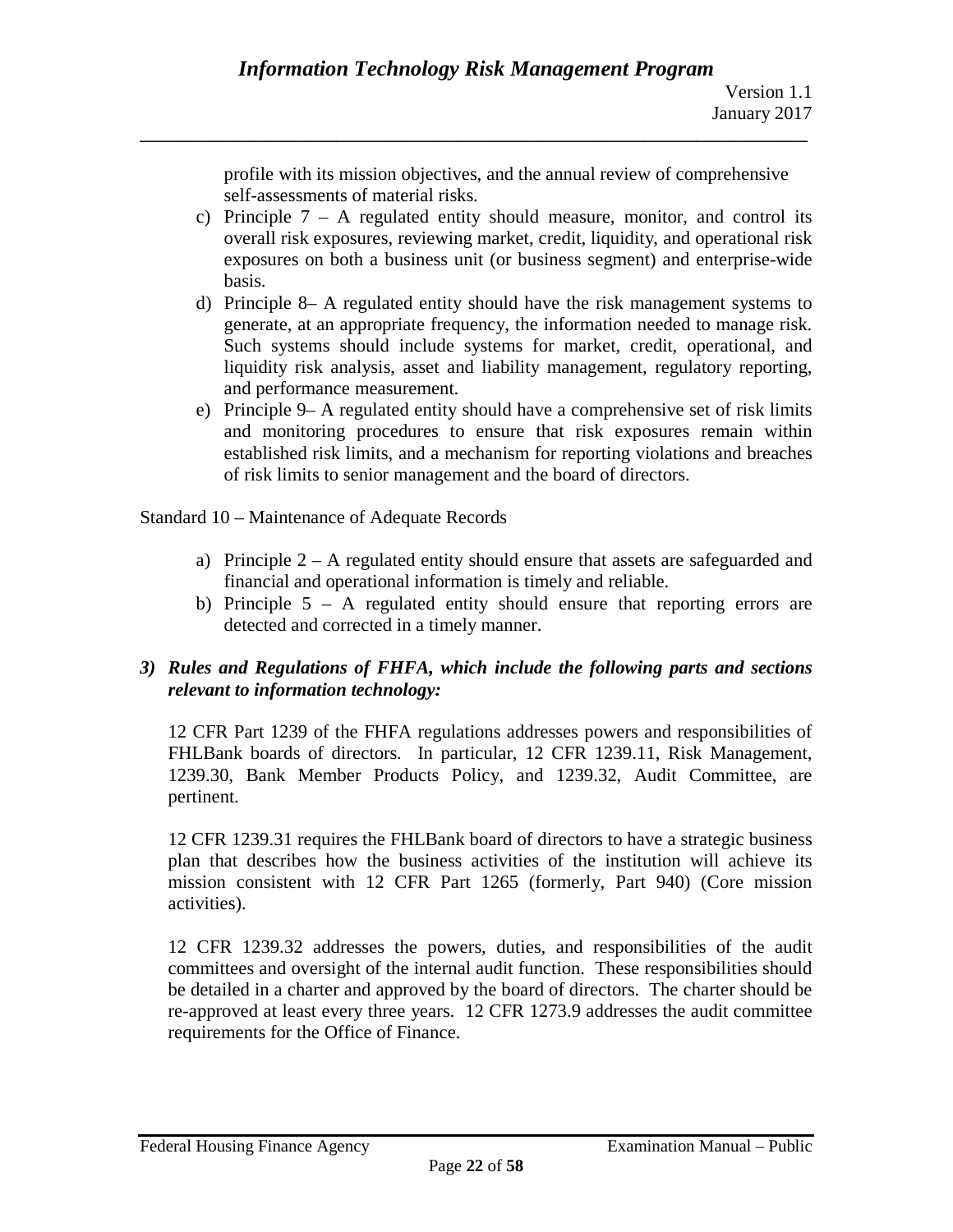profile with its mission objectives, and the annual review of comprehensive self-assessments of material risks.

c) Principle 7 – A regulated entity should measure, monitor, and control its overall risk exposures, reviewing market, credit, liquidity, and operational risk exposures on both a business unit (or business segment) and enterprise-wide basis.
d) Principle 8– A regulated entity should have the risk management systems to generate, at an appropriate frequency, the information needed to manage risk. Such systems should include systems for market, credit, operational, and liquidity risk analysis, asset and liability management, regulatory reporting, and performance measurement.
e) Principle 9– A regulated entity should have a comprehensive set of risk limits and monitoring procedures to ensure that risk exposures remain within established risk limits, and a mechanism for reporting violations and breaches of risk limits to senior management and the board of directors.

Standard 10 – Maintenance of Adequate Records

a) Principle 2 – A regulated entity should ensure that assets are safeguarded and financial and operational information is timely and reliable.
b) Principle 5 – A regulated entity should ensure that reporting errors are detected and corrected in a timely manner.

***3) Rules and Regulations of FHFA, which include the following parts and sections relevant to information technology:***

12 CFR Part 1239 of the FHFA regulations addresses powers and responsibilities of FHLBank boards of directors. In particular, 12 CFR 1239.11, Risk Management, 1239.30, Bank Member Products Policy, and 1239.32, Audit Committee, are pertinent.

12 CFR 1239.31 requires the FHLBank board of directors to have a strategic business plan that describes how the business activities of the institution will achieve its mission consistent with 12 CFR Part 1265 (formerly, Part 940) (Core mission activities).

12 CFR 1239.32 addresses the powers, duties, and responsibilities of the audit committees and oversight of the internal audit function. These responsibilities should be detailed in a charter and approved by the board of directors. The charter should be re-approved at least every three years. 12 CFR 1273.9 addresses the audit committee requirements for the Office of Finance.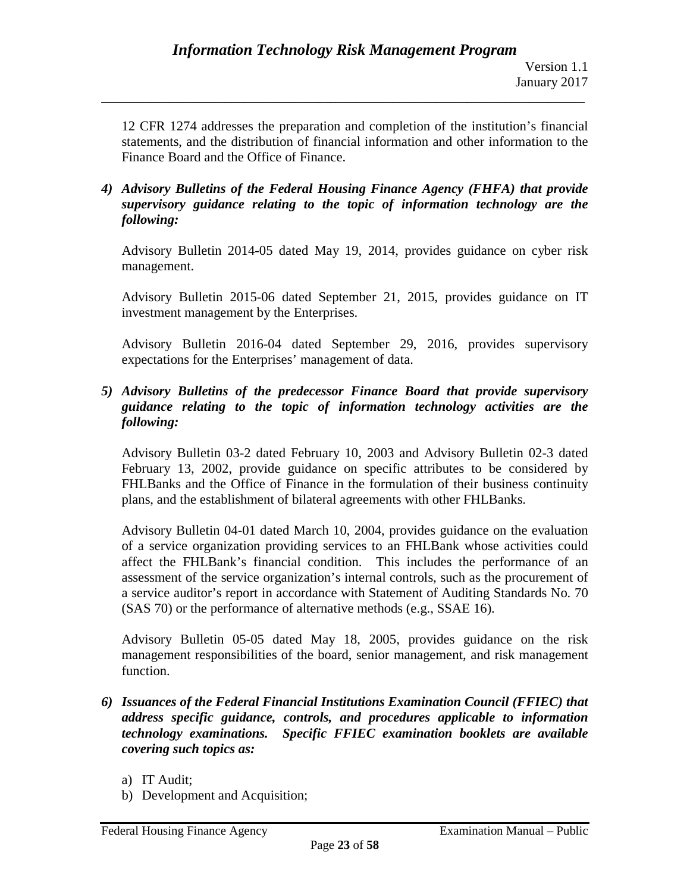12 CFR 1274 addresses the preparation and completion of the institution's financial statements, and the distribution of financial information and other information to the Finance Board and the Office of Finance.

4) ***Advisory Bulletins of the Federal Housing Finance Agency (FHFA) that provide supervisory guidance relating to the topic of information technology are the following:***

   Advisory Bulletin 2014-05 dated May 19, 2014, provides guidance on cyber risk management.

   Advisory Bulletin 2015-06 dated September 21, 2015, provides guidance on IT investment management by the Enterprises.

   Advisory Bulletin 2016-04 dated September 29, 2016, provides supervisory expectations for the Enterprises' management of data.

5) ***Advisory Bulletins of the predecessor Finance Board that provide supervisory guidance relating to the topic of information technology activities are the following:***

   Advisory Bulletin 03-2 dated February 10, 2003 and Advisory Bulletin 02-3 dated February 13, 2002, provide guidance on specific attributes to be considered by FHLBanks and the Office of Finance in the formulation of their business continuity plans, and the establishment of bilateral agreements with other FHLBanks.

   Advisory Bulletin 04-01 dated March 10, 2004, provides guidance on the evaluation of a service organization providing services to an FHLBank whose activities could affect the FHLBank's financial condition. This includes the performance of an assessment of the service organization's internal controls, such as the procurement of a service auditor's report in accordance with Statement of Auditing Standards No. 70 (SAS 70) or the performance of alternative methods (e.g., SSAE 16).

   Advisory Bulletin 05-05 dated May 18, 2005, provides guidance on the risk management responsibilities of the board, senior management, and risk management function.

6) ***Issuances of the Federal Financial Institutions Examination Council (FFIEC) that address specific guidance, controls, and procedures applicable to information technology examinations. Specific FFIEC examination booklets are available covering such topics as:***

   a) IT Audit;
   b) Development and Acquisition;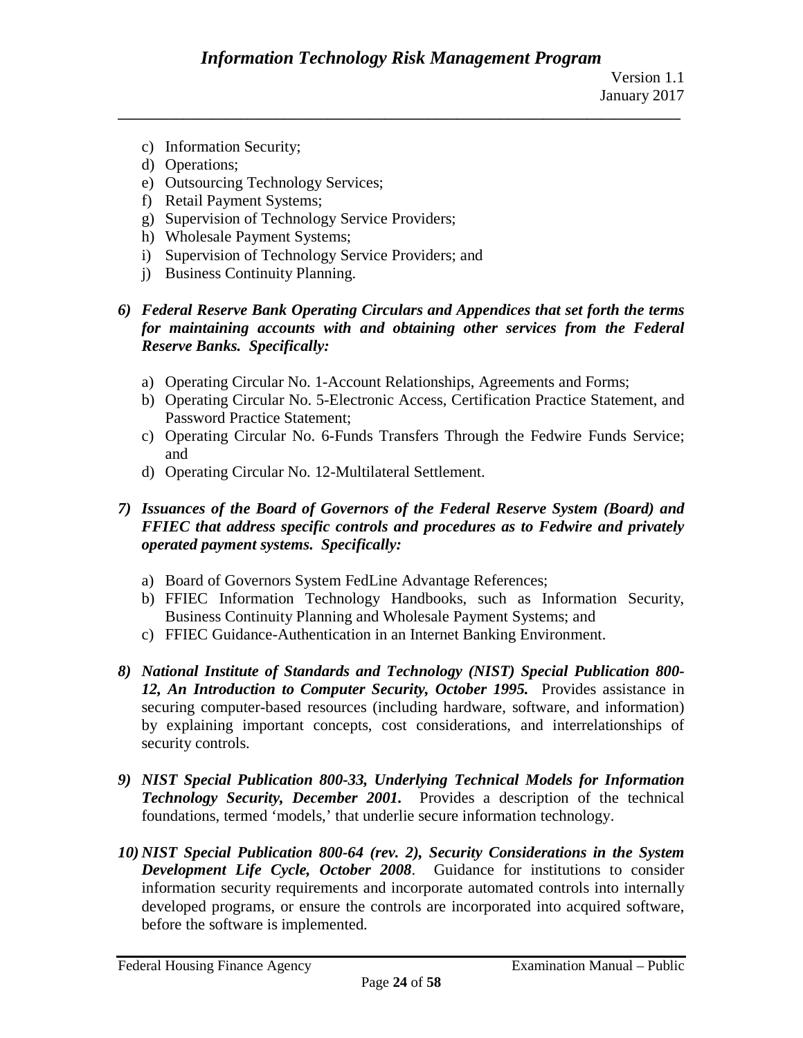c) Information Security;
d) Operations;
e) Outsourcing Technology Services;
f) Retail Payment Systems;
g) Supervision of Technology Service Providers;
h) Wholesale Payment Systems;
i) Supervision of Technology Service Providers; and
j) Business Continuity Planning.

6) ***Federal Reserve Bank Operating Circulars and Appendices that set forth the terms for maintaining accounts with and obtaining other services from the Federal Reserve Banks. Specifically:***

   a) Operating Circular No. 1-Account Relationships, Agreements and Forms;
   b) Operating Circular No. 5-Electronic Access, Certification Practice Statement, and Password Practice Statement;
   c) Operating Circular No. 6-Funds Transfers Through the Fedwire Funds Service; and
   d) Operating Circular No. 12-Multilateral Settlement.

7) ***Issuances of the Board of Governors of the Federal Reserve System (Board) and FFIEC that address specific controls and procedures as to Fedwire and privately operated payment systems. Specifically:***

   a) Board of Governors System FedLine Advantage References;
   b) FFIEC Information Technology Handbooks, such as Information Security, Business Continuity Planning and Wholesale Payment Systems; and
   c) FFIEC Guidance-Authentication in an Internet Banking Environment.

8) ***National Institute of Standards and Technology (NIST) Special Publication 800-12, An Introduction to Computer Security, October 1995.*** Provides assistance in securing computer-based resources (including hardware, software, and information) by explaining important concepts, cost considerations, and interrelationships of security controls.

9) ***NIST Special Publication 800-33, Underlying Technical Models for Information Technology Security, December 2001.*** Provides a description of the technical foundations, termed 'models,' that underlie secure information technology.

10) ***NIST Special Publication 800-64 (rev. 2), Security Considerations in the System Development Life Cycle, October 2008***. Guidance for institutions to consider information security requirements and incorporate automated controls into internally developed programs, or ensure the controls are incorporated into acquired software, before the software is implemented.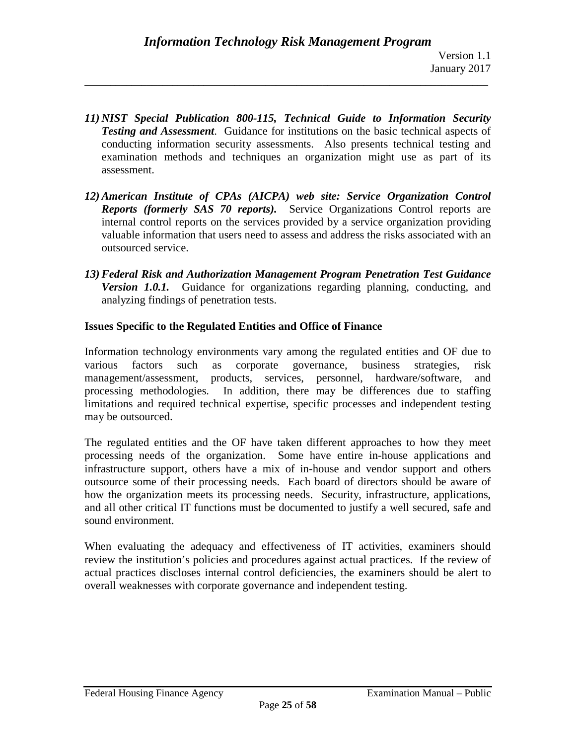11) ***NIST Special Publication 800-115, Technical Guide to Information Security Testing and Assessment***. Guidance for institutions on the basic technical aspects of conducting information security assessments. Also presents technical testing and examination methods and techniques an organization might use as part of its assessment.

12) ***American Institute of CPAs (AICPA) web site: Service Organization Control Reports (formerly SAS 70 reports).*** Service Organizations Control reports are internal control reports on the services provided by a service organization providing valuable information that users need to assess and address the risks associated with an outsourced service.

13) ***Federal Risk and Authorization Management Program Penetration Test Guidance Version 1.0.1.*** Guidance for organizations regarding planning, conducting, and analyzing findings of penetration tests.

**Issues Specific to the Regulated Entities and Office of Finance**

Information technology environments vary among the regulated entities and OF due to various factors such as corporate governance, business strategies, risk management/assessment, products, services, personnel, hardware/software, and processing methodologies. In addition, there may be differences due to staffing limitations and required technical expertise, specific processes and independent testing may be outsourced.

The regulated entities and the OF have taken different approaches to how they meet processing needs of the organization. Some have entire in-house applications and infrastructure support, others have a mix of in-house and vendor support and others outsource some of their processing needs. Each board of directors should be aware of how the organization meets its processing needs. Security, infrastructure, applications, and all other critical IT functions must be documented to justify a well secured, safe and sound environment.

When evaluating the adequacy and effectiveness of IT activities, examiners should review the institution's policies and procedures against actual practices. If the review of actual practices discloses internal control deficiencies, the examiners should be alert to overall weaknesses with corporate governance and independent testing.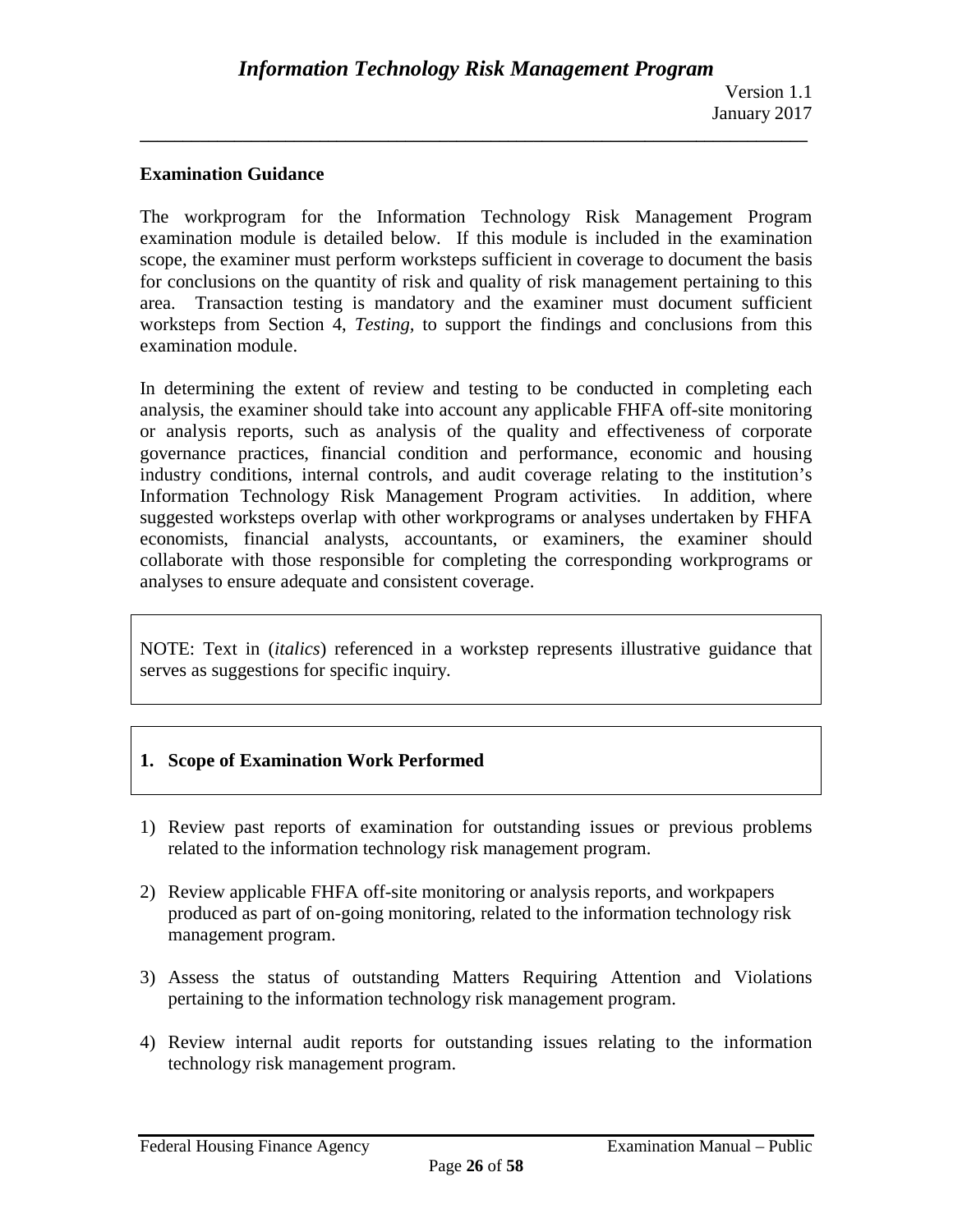**Examination Guidance**

The workprogram for the Information Technology Risk Management Program examination module is detailed below. If this module is included in the examination scope, the examiner must perform worksteps sufficient in coverage to document the basis for conclusions on the quantity of risk and quality of risk management pertaining to this area. Transaction testing is mandatory and the examiner must document sufficient worksteps from Section 4, *Testing*, to support the findings and conclusions from this examination module.

In determining the extent of review and testing to be conducted in completing each analysis, the examiner should take into account any applicable FHFA off-site monitoring or analysis reports, such as analysis of the quality and effectiveness of corporate governance practices, financial condition and performance, economic and housing industry conditions, internal controls, and audit coverage relating to the institution's Information Technology Risk Management Program activities. In addition, where suggested worksteps overlap with other workprograms or analyses undertaken by FHFA economists, financial analysts, accountants, or examiners, the examiner should collaborate with those responsible for completing the corresponding workprograms or analyses to ensure adequate and consistent coverage.

NOTE: Text in (*italics*) referenced in a workstep represents illustrative guidance that serves as suggestions for specific inquiry.

**1. Scope of Examination Work Performed**

1) Review past reports of examination for outstanding issues or previous problems related to the information technology risk management program.

2) Review applicable FHFA off-site monitoring or analysis reports, and workpapers produced as part of on-going monitoring, related to the information technology risk management program.

3) Assess the status of outstanding Matters Requiring Attention and Violations pertaining to the information technology risk management program.

4) Review internal audit reports for outstanding issues relating to the information technology risk management program.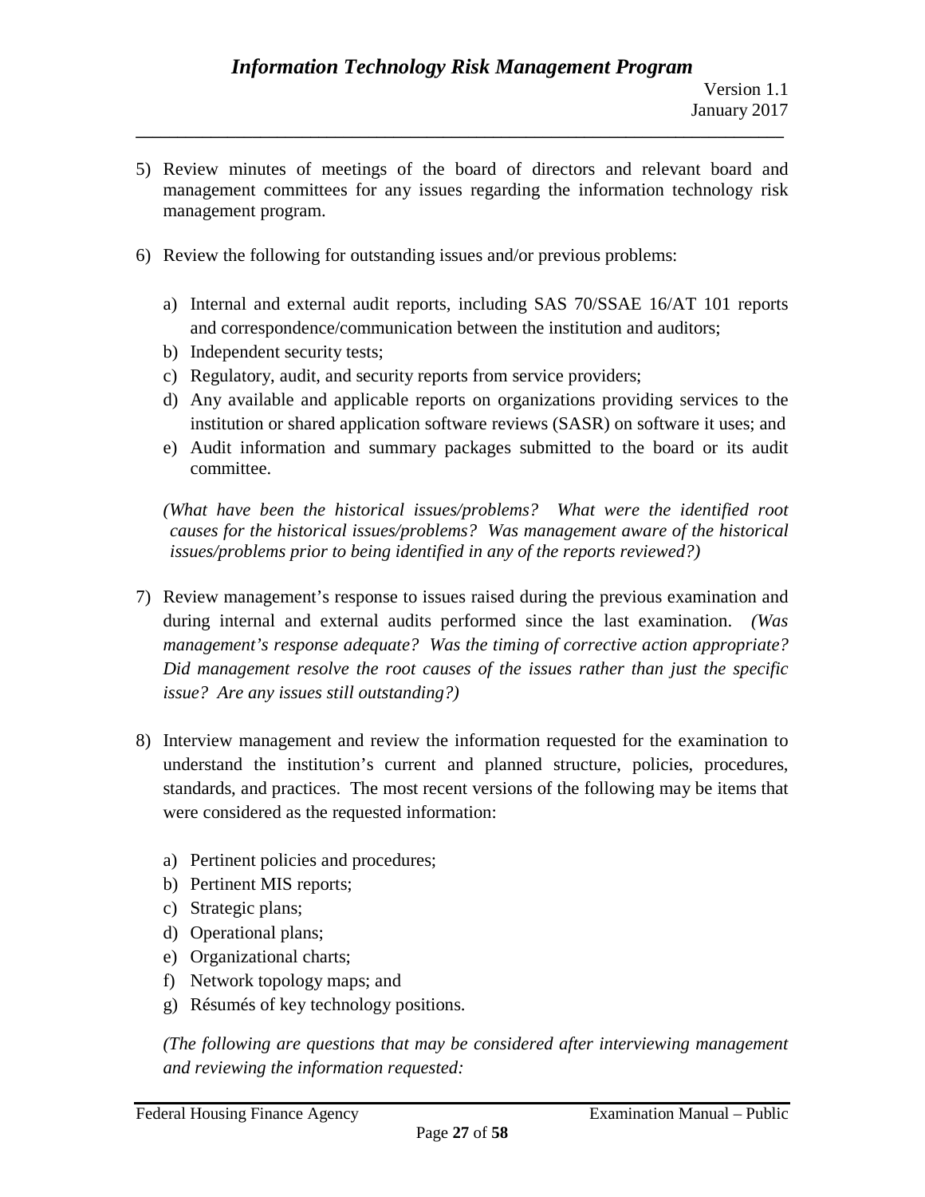5) Review minutes of meetings of the board of directors and relevant board and management committees for any issues regarding the information technology risk management program.

6) Review the following for outstanding issues and/or previous problems:

   a) Internal and external audit reports, including SAS 70/SSAE 16/AT 101 reports and correspondence/communication between the institution and auditors;
   b) Independent security tests;
   c) Regulatory, audit, and security reports from service providers;
   d) Any available and applicable reports on organizations providing services to the institution or shared application software reviews (SASR) on software it uses; and
   e) Audit information and summary packages submitted to the board or its audit committee.

   *(What have been the historical issues/problems? What were the identified root causes for the historical issues/problems? Was management aware of the historical issues/problems prior to being identified in any of the reports reviewed?)*

7) Review management's response to issues raised during the previous examination and during internal and external audits performed since the last examination. *(Was management's response adequate? Was the timing of corrective action appropriate? Did management resolve the root causes of the issues rather than just the specific issue? Are any issues still outstanding?)*

8) Interview management and review the information requested for the examination to understand the institution's current and planned structure, policies, procedures, standards, and practices. The most recent versions of the following may be items that were considered as the requested information:

   a) Pertinent policies and procedures;
   b) Pertinent MIS reports;
   c) Strategic plans;
   d) Operational plans;
   e) Organizational charts;
   f) Network topology maps; and
   g) Résumés of key technology positions.

   *(The following are questions that may be considered after interviewing management and reviewing the information requested:*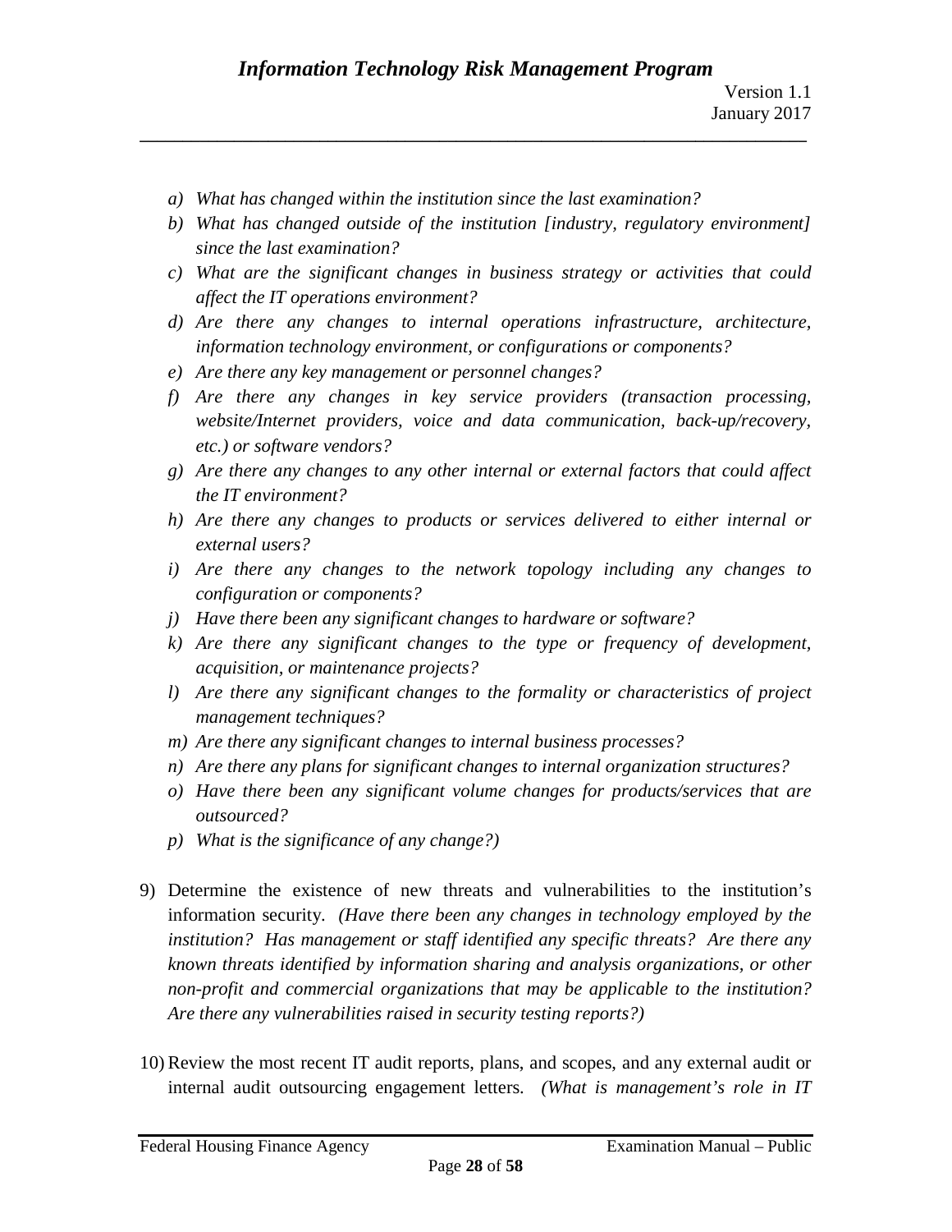*a) What has changed within the institution since the last examination?*
*b) What has changed outside of the institution [industry, regulatory environment] since the last examination?*
*c) What are the significant changes in business strategy or activities that could affect the IT operations environment?*
*d) Are there any changes to internal operations infrastructure, architecture, information technology environment, or configurations or components?*
*e) Are there any key management or personnel changes?*
*f) Are there any changes in key service providers (transaction processing, website/Internet providers, voice and data communication, back-up/recovery, etc.) or software vendors?*
*g) Are there any changes to any other internal or external factors that could affect the IT environment?*
*h) Are there any changes to products or services delivered to either internal or external users?*
*i) Are there any changes to the network topology including any changes to configuration or components?*
*j) Have there been any significant changes to hardware or software?*
*k) Are there any significant changes to the type or frequency of development, acquisition, or maintenance projects?*
*l) Are there any significant changes to the formality or characteristics of project management techniques?*
*m) Are there any significant changes to internal business processes?*
*n) Are there any plans for significant changes to internal organization structures?*
*o) Have there been any significant volume changes for products/services that are outsourced?*
*p) What is the significance of any change?)*

9) Determine the existence of new threats and vulnerabilities to the institution's information security. *(Have there been any changes in technology employed by the institution? Has management or staff identified any specific threats? Are there any known threats identified by information sharing and analysis organizations, or other non-profit and commercial organizations that may be applicable to the institution? Are there any vulnerabilities raised in security testing reports?)*

10) Review the most recent IT audit reports, plans, and scopes, and any external audit or internal audit outsourcing engagement letters. *(What is management's role in IT*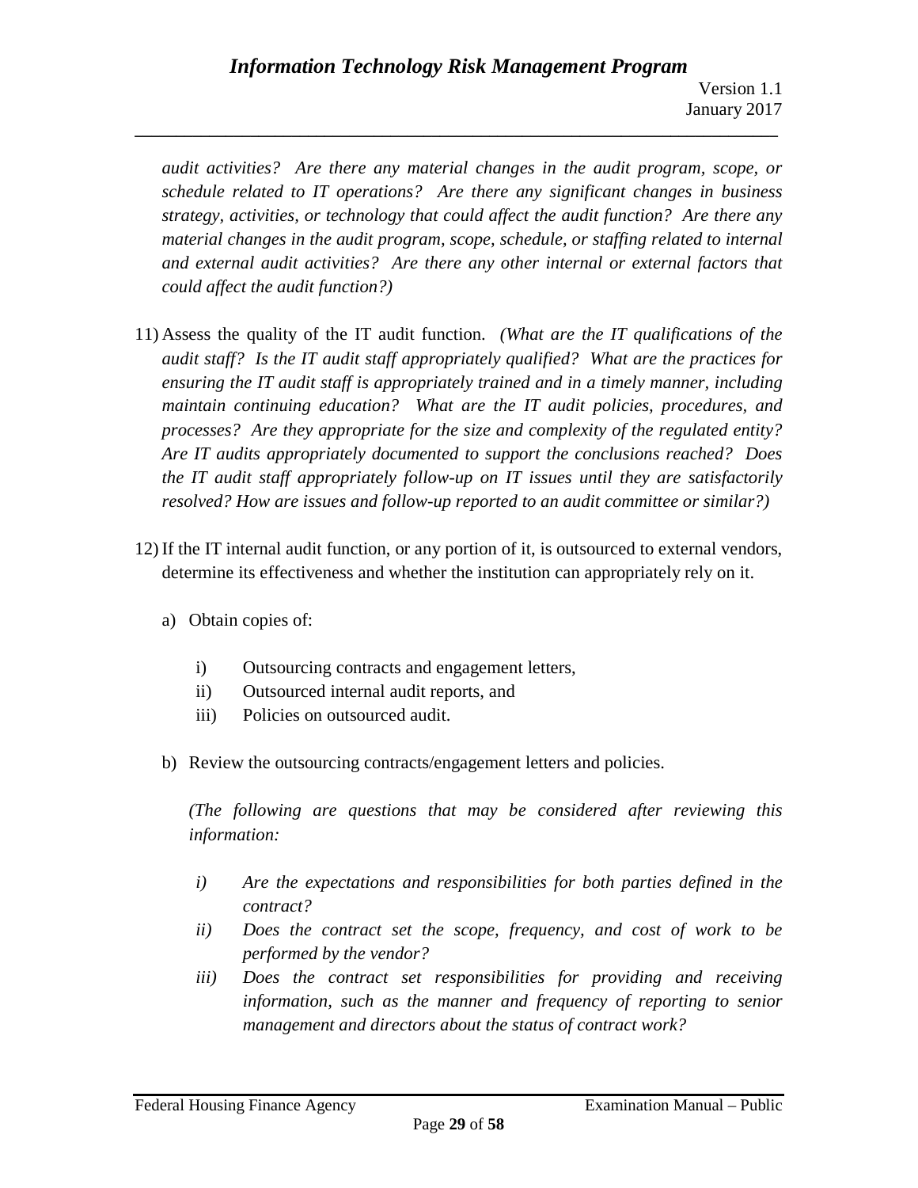*audit activities? Are there any material changes in the audit program, scope, or schedule related to IT operations? Are there any significant changes in business strategy, activities, or technology that could affect the audit function? Are there any material changes in the audit program, scope, schedule, or staffing related to internal and external audit activities? Are there any other internal or external factors that could affect the audit function?)*

11) Assess the quality of the IT audit function. *(What are the IT qualifications of the audit staff? Is the IT audit staff appropriately qualified? What are the practices for ensuring the IT audit staff is appropriately trained and in a timely manner, including maintain continuing education? What are the IT audit policies, procedures, and processes? Are they appropriate for the size and complexity of the regulated entity? Are IT audits appropriately documented to support the conclusions reached? Does the IT audit staff appropriately follow-up on IT issues until they are satisfactorily resolved? How are issues and follow-up reported to an audit committee or similar?)*

12) If the IT internal audit function, or any portion of it, is outsourced to external vendors, determine its effectiveness and whether the institution can appropriately rely on it.

   a) Obtain copies of:

      i) Outsourcing contracts and engagement letters,
      ii) Outsourced internal audit reports, and
      iii) Policies on outsourced audit.

   b) Review the outsourcing contracts/engagement letters and policies.

   *(The following are questions that may be considered after reviewing this information:*

      *i) Are the expectations and responsibilities for both parties defined in the contract?*
      *ii) Does the contract set the scope, frequency, and cost of work to be performed by the vendor?*
      *iii) Does the contract set responsibilities for providing and receiving information, such as the manner and frequency of reporting to senior management and directors about the status of contract work?*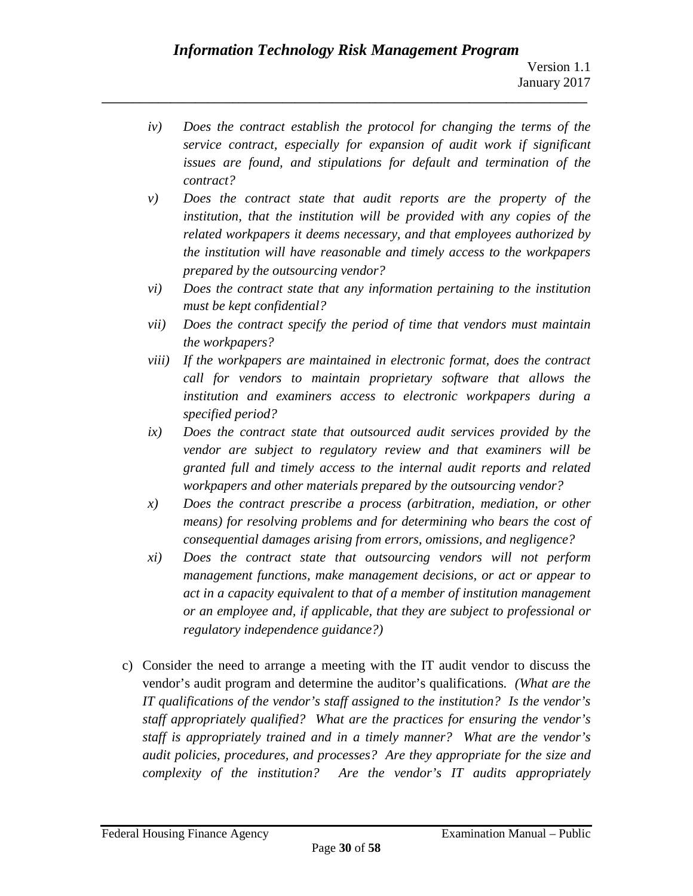*iv) Does the contract establish the protocol for changing the terms of the service contract, especially for expansion of audit work if significant issues are found, and stipulations for default and termination of the contract?*

*v) Does the contract state that audit reports are the property of the institution, that the institution will be provided with any copies of the related workpapers it deems necessary, and that employees authorized by the institution will have reasonable and timely access to the workpapers prepared by the outsourcing vendor?*

*vi) Does the contract state that any information pertaining to the institution must be kept confidential?*

*vii) Does the contract specify the period of time that vendors must maintain the workpapers?*

*viii) If the workpapers are maintained in electronic format, does the contract call for vendors to maintain proprietary software that allows the institution and examiners access to electronic workpapers during a specified period?*

*ix) Does the contract state that outsourced audit services provided by the vendor are subject to regulatory review and that examiners will be granted full and timely access to the internal audit reports and related workpapers and other materials prepared by the outsourcing vendor?*

*x) Does the contract prescribe a process (arbitration, mediation, or other means) for resolving problems and for determining who bears the cost of consequential damages arising from errors, omissions, and negligence?*

*xi) Does the contract state that outsourcing vendors will not perform management functions, make management decisions, or act or appear to act in a capacity equivalent to that of a member of institution management or an employee and, if applicable, that they are subject to professional or regulatory independence guidance?)*

c) Consider the need to arrange a meeting with the IT audit vendor to discuss the vendor's audit program and determine the auditor's qualifications. *(What are the IT qualifications of the vendor's staff assigned to the institution? Is the vendor's staff appropriately qualified? What are the practices for ensuring the vendor's staff is appropriately trained and in a timely manner? What are the vendor's audit policies, procedures, and processes? Are they appropriate for the size and complexity of the institution? Are the vendor's IT audits appropriately*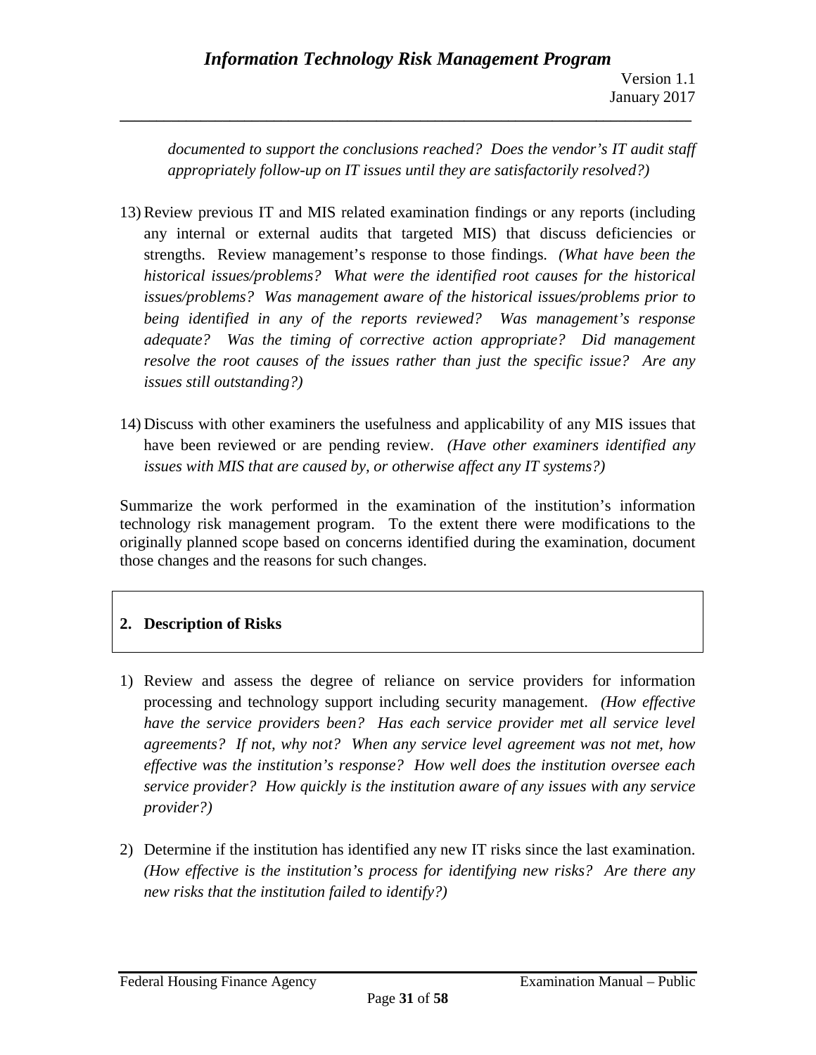*documented to support the conclusions reached? Does the vendor's IT audit staff appropriately follow-up on IT issues until they are satisfactorily resolved?)*

13) Review previous IT and MIS related examination findings or any reports (including any internal or external audits that targeted MIS) that discuss deficiencies or strengths. Review management's response to those findings. *(What have been the historical issues/problems? What were the identified root causes for the historical issues/problems? Was management aware of the historical issues/problems prior to being identified in any of the reports reviewed? Was management's response adequate? Was the timing of corrective action appropriate? Did management resolve the root causes of the issues rather than just the specific issue? Are any issues still outstanding?)*

14) Discuss with other examiners the usefulness and applicability of any MIS issues that have been reviewed or are pending review. *(Have other examiners identified any issues with MIS that are caused by, or otherwise affect any IT systems?)*

Summarize the work performed in the examination of the institution's information technology risk management program. To the extent there were modifications to the originally planned scope based on concerns identified during the examination, document those changes and the reasons for such changes.

## 2. Description of Risks

1) Review and assess the degree of reliance on service providers for information processing and technology support including security management. *(How effective have the service providers been? Has each service provider met all service level agreements? If not, why not? When any service level agreement was not met, how effective was the institution's response? How well does the institution oversee each service provider? How quickly is the institution aware of any issues with any service provider?)*

2) Determine if the institution has identified any new IT risks since the last examination. *(How effective is the institution's process for identifying new risks? Are there any new risks that the institution failed to identify?)*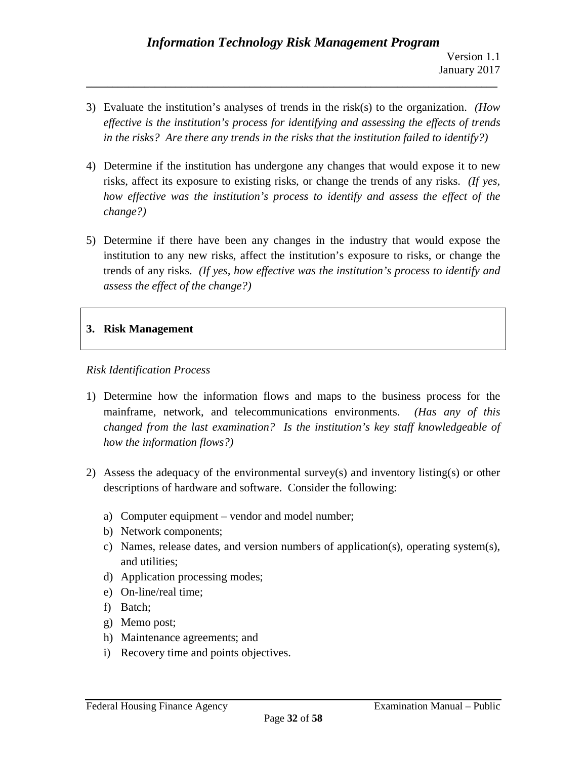3) Evaluate the institution's analyses of trends in the risk(s) to the organization. *(How effective is the institution's process for identifying and assessing the effects of trends in the risks? Are there any trends in the risks that the institution failed to identify?)*

4) Determine if the institution has undergone any changes that would expose it to new risks, affect its exposure to existing risks, or change the trends of any risks. *(If yes, how effective was the institution's process to identify and assess the effect of the change?)*

5) Determine if there have been any changes in the industry that would expose the institution to any new risks, affect the institution's exposure to risks, or change the trends of any risks. *(If yes, how effective was the institution's process to identify and assess the effect of the change?)*

## 3. Risk Management

*Risk Identification Process*

1) Determine how the information flows and maps to the business process for the mainframe, network, and telecommunications environments. *(Has any of this changed from the last examination? Is the institution's key staff knowledgeable of how the information flows?)*

2) Assess the adequacy of the environmental survey(s) and inventory listing(s) or other descriptions of hardware and software. Consider the following:

    a) Computer equipment – vendor and model number;
    b) Network components;
    c) Names, release dates, and version numbers of application(s), operating system(s), and utilities;
    d) Application processing modes;
    e) On-line/real time;
    f) Batch;
    g) Memo post;
    h) Maintenance agreements; and
    i) Recovery time and points objectives.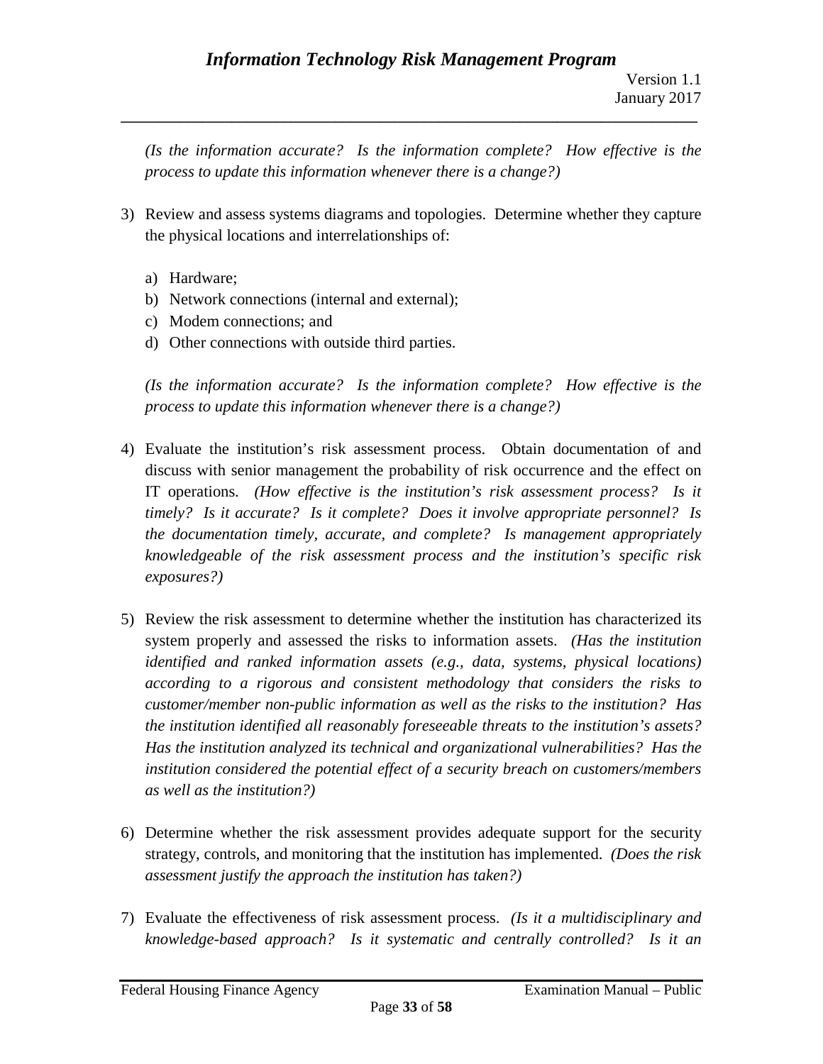*(Is the information accurate? Is the information complete? How effective is the process to update this information whenever there is a change?)*

3) Review and assess systems diagrams and topologies. Determine whether they capture the physical locations and interrelationships of:

   a) Hardware;
   b) Network connections (internal and external);
   c) Modem connections; and
   d) Other connections with outside third parties.

   *(Is the information accurate? Is the information complete? How effective is the process to update this information whenever there is a change?)*

4) Evaluate the institution's risk assessment process. Obtain documentation of and discuss with senior management the probability of risk occurrence and the effect on IT operations. *(How effective is the institution's risk assessment process? Is it timely? Is it accurate? Is it complete? Does it involve appropriate personnel? Is the documentation timely, accurate, and complete? Is management appropriately knowledgeable of the risk assessment process and the institution's specific risk exposures?)*

5) Review the risk assessment to determine whether the institution has characterized its system properly and assessed the risks to information assets. *(Has the institution identified and ranked information assets (e.g., data, systems, physical locations) according to a rigorous and consistent methodology that considers the risks to customer/member non-public information as well as the risks to the institution? Has the institution identified all reasonably foreseeable threats to the institution's assets? Has the institution analyzed its technical and organizational vulnerabilities? Has the institution considered the potential effect of a security breach on customers/members as well as the institution?)*

6) Determine whether the risk assessment provides adequate support for the security strategy, controls, and monitoring that the institution has implemented. *(Does the risk assessment justify the approach the institution has taken?)*

7) Evaluate the effectiveness of risk assessment process. *(Is it a multidisciplinary and knowledge-based approach? Is it systematic and centrally controlled? Is it an*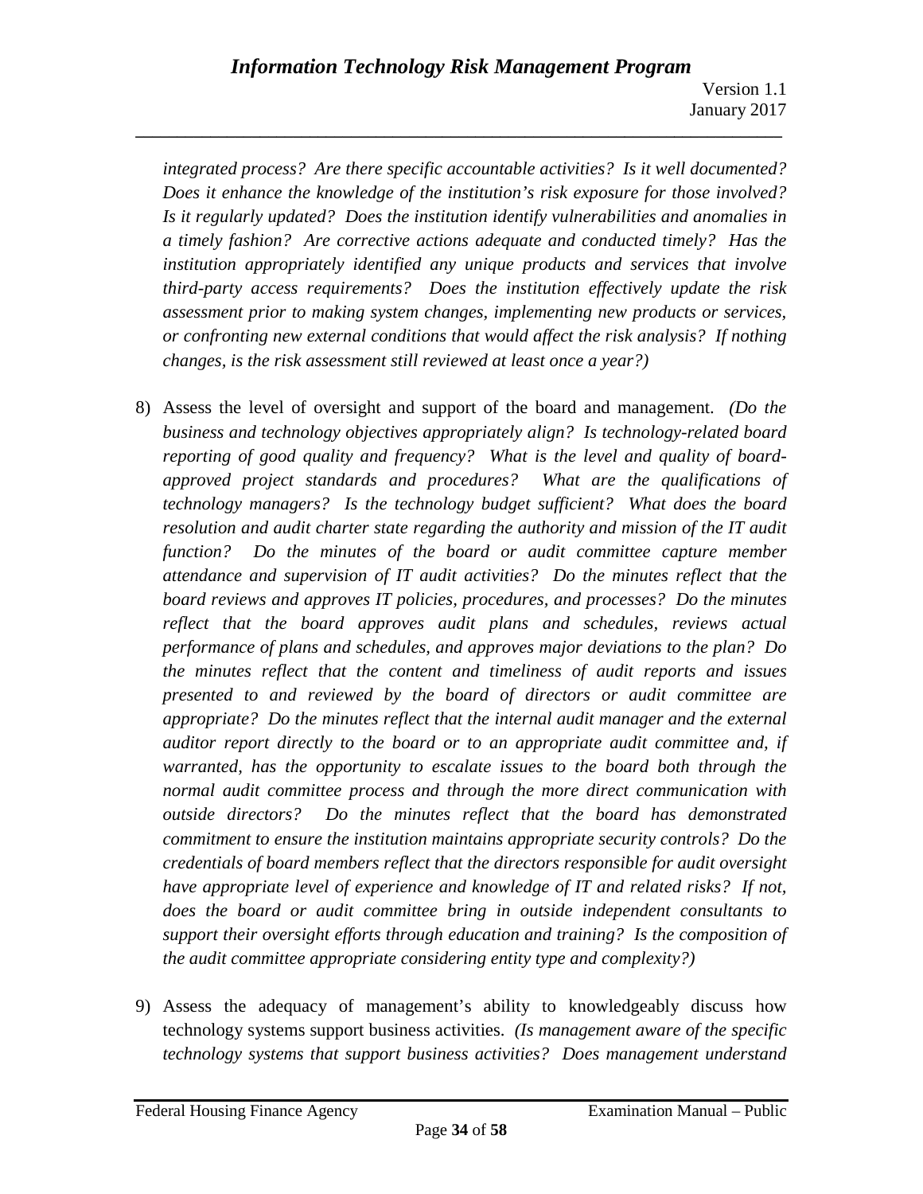*integrated process? Are there specific accountable activities? Is it well documented? Does it enhance the knowledge of the institution's risk exposure for those involved? Is it regularly updated? Does the institution identify vulnerabilities and anomalies in a timely fashion? Are corrective actions adequate and conducted timely? Has the institution appropriately identified any unique products and services that involve third-party access requirements? Does the institution effectively update the risk assessment prior to making system changes, implementing new products or services, or confronting new external conditions that would affect the risk analysis? If nothing changes, is the risk assessment still reviewed at least once a year?)*

8) Assess the level of oversight and support of the board and management. *(Do the business and technology objectives appropriately align? Is technology-related board reporting of good quality and frequency? What is the level and quality of board-approved project standards and procedures? What are the qualifications of technology managers? Is the technology budget sufficient? What does the board resolution and audit charter state regarding the authority and mission of the IT audit function? Do the minutes of the board or audit committee capture member attendance and supervision of IT audit activities? Do the minutes reflect that the board reviews and approves IT policies, procedures, and processes? Do the minutes reflect that the board approves audit plans and schedules, reviews actual performance of plans and schedules, and approves major deviations to the plan? Do the minutes reflect that the content and timeliness of audit reports and issues presented to and reviewed by the board of directors or audit committee are appropriate? Do the minutes reflect that the internal audit manager and the external auditor report directly to the board or to an appropriate audit committee and, if warranted, has the opportunity to escalate issues to the board both through the normal audit committee process and through the more direct communication with outside directors? Do the minutes reflect that the board has demonstrated commitment to ensure the institution maintains appropriate security controls? Do the credentials of board members reflect that the directors responsible for audit oversight have appropriate level of experience and knowledge of IT and related risks? If not, does the board or audit committee bring in outside independent consultants to support their oversight efforts through education and training? Is the composition of the audit committee appropriate considering entity type and complexity?)*

9) Assess the adequacy of management's ability to knowledgeably discuss how technology systems support business activities. *(Is management aware of the specific technology systems that support business activities? Does management understand*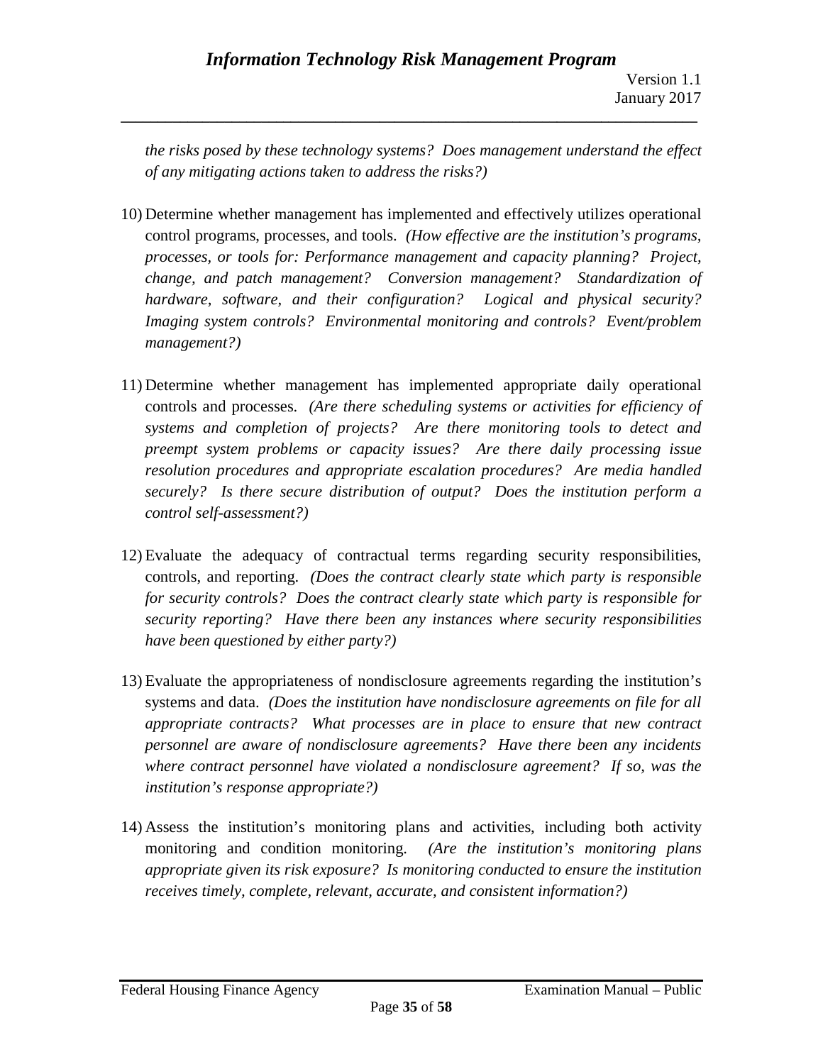*the risks posed by these technology systems? Does management understand the effect of any mitigating actions taken to address the risks?)*

10) Determine whether management has implemented and effectively utilizes operational control programs, processes, and tools. *(How effective are the institution's programs, processes, or tools for: Performance management and capacity planning? Project, change, and patch management? Conversion management? Standardization of hardware, software, and their configuration? Logical and physical security? Imaging system controls? Environmental monitoring and controls? Event/problem management?)*

11) Determine whether management has implemented appropriate daily operational controls and processes. *(Are there scheduling systems or activities for efficiency of systems and completion of projects? Are there monitoring tools to detect and preempt system problems or capacity issues? Are there daily processing issue resolution procedures and appropriate escalation procedures? Are media handled securely? Is there secure distribution of output? Does the institution perform a control self-assessment?)*

12) Evaluate the adequacy of contractual terms regarding security responsibilities, controls, and reporting. *(Does the contract clearly state which party is responsible for security controls? Does the contract clearly state which party is responsible for security reporting? Have there been any instances where security responsibilities have been questioned by either party?)*

13) Evaluate the appropriateness of nondisclosure agreements regarding the institution's systems and data. *(Does the institution have nondisclosure agreements on file for all appropriate contracts? What processes are in place to ensure that new contract personnel are aware of nondisclosure agreements? Have there been any incidents where contract personnel have violated a nondisclosure agreement? If so, was the institution's response appropriate?)*

14) Assess the institution's monitoring plans and activities, including both activity monitoring and condition monitoring. *(Are the institution's monitoring plans appropriate given its risk exposure? Is monitoring conducted to ensure the institution receives timely, complete, relevant, accurate, and consistent information?)*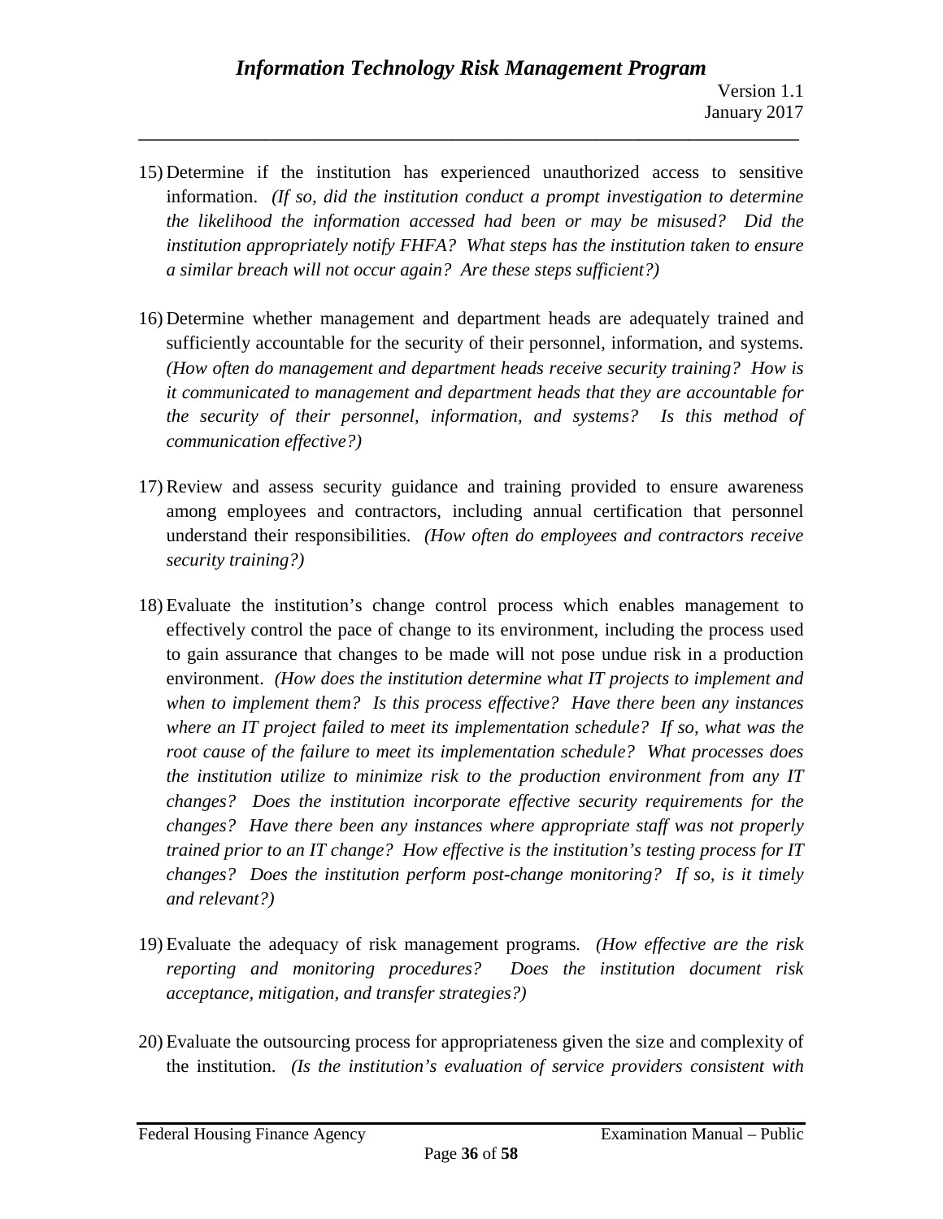15) Determine if the institution has experienced unauthorized access to sensitive information. *(If so, did the institution conduct a prompt investigation to determine the likelihood the information accessed had been or may be misused? Did the institution appropriately notify FHFA? What steps has the institution taken to ensure a similar breach will not occur again? Are these steps sufficient?)*

16) Determine whether management and department heads are adequately trained and sufficiently accountable for the security of their personnel, information, and systems. *(How often do management and department heads receive security training? How is it communicated to management and department heads that they are accountable for the security of their personnel, information, and systems? Is this method of communication effective?)*

17) Review and assess security guidance and training provided to ensure awareness among employees and contractors, including annual certification that personnel understand their responsibilities. *(How often do employees and contractors receive security training?)*

18) Evaluate the institution's change control process which enables management to effectively control the pace of change to its environment, including the process used to gain assurance that changes to be made will not pose undue risk in a production environment. *(How does the institution determine what IT projects to implement and when to implement them? Is this process effective? Have there been any instances where an IT project failed to meet its implementation schedule? If so, what was the root cause of the failure to meet its implementation schedule? What processes does the institution utilize to minimize risk to the production environment from any IT changes? Does the institution incorporate effective security requirements for the changes? Have there been any instances where appropriate staff was not properly trained prior to an IT change? How effective is the institution's testing process for IT changes? Does the institution perform post-change monitoring? If so, is it timely and relevant?)*

19) Evaluate the adequacy of risk management programs. *(How effective are the risk reporting and monitoring procedures? Does the institution document risk acceptance, mitigation, and transfer strategies?)*

20) Evaluate the outsourcing process for appropriateness given the size and complexity of the institution. *(Is the institution's evaluation of service providers consistent with*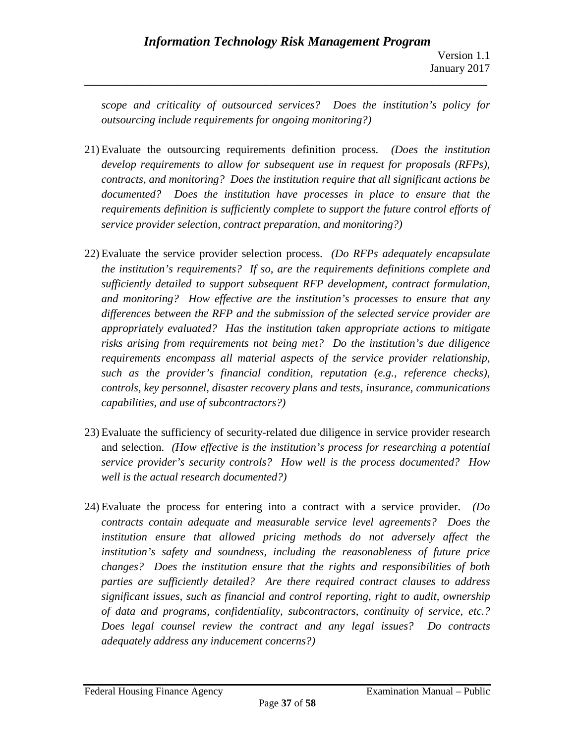*scope and criticality of outsourced services? Does the institution's policy for outsourcing include requirements for ongoing monitoring?)*

21) Evaluate the outsourcing requirements definition process. *(Does the institution develop requirements to allow for subsequent use in request for proposals (RFPs), contracts, and monitoring? Does the institution require that all significant actions be documented? Does the institution have processes in place to ensure that the requirements definition is sufficiently complete to support the future control efforts of service provider selection, contract preparation, and monitoring?)*

22) Evaluate the service provider selection process. *(Do RFPs adequately encapsulate the institution's requirements? If so, are the requirements definitions complete and sufficiently detailed to support subsequent RFP development, contract formulation, and monitoring? How effective are the institution's processes to ensure that any differences between the RFP and the submission of the selected service provider are appropriately evaluated? Has the institution taken appropriate actions to mitigate risks arising from requirements not being met? Do the institution's due diligence requirements encompass all material aspects of the service provider relationship, such as the provider's financial condition, reputation (e.g., reference checks), controls, key personnel, disaster recovery plans and tests, insurance, communications capabilities, and use of subcontractors?)*

23) Evaluate the sufficiency of security-related due diligence in service provider research and selection. *(How effective is the institution's process for researching a potential service provider's security controls? How well is the process documented? How well is the actual research documented?)*

24) Evaluate the process for entering into a contract with a service provider. *(Do contracts contain adequate and measurable service level agreements? Does the institution ensure that allowed pricing methods do not adversely affect the institution's safety and soundness, including the reasonableness of future price changes? Does the institution ensure that the rights and responsibilities of both parties are sufficiently detailed? Are there required contract clauses to address significant issues, such as financial and control reporting, right to audit, ownership of data and programs, confidentiality, subcontractors, continuity of service, etc.? Does legal counsel review the contract and any legal issues? Do contracts adequately address any inducement concerns?)*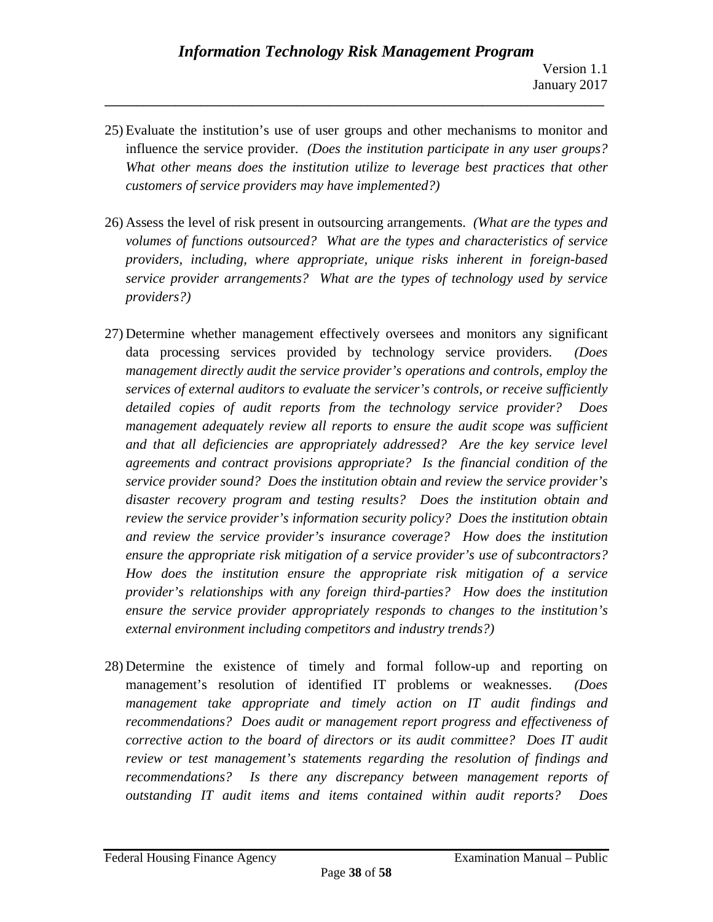25) Evaluate the institution’s use of user groups and other mechanisms to monitor and influence the service provider. *(Does the institution participate in any user groups? What other means does the institution utilize to leverage best practices that other customers of service providers may have implemented?)*

26) Assess the level of risk present in outsourcing arrangements. *(What are the types and volumes of functions outsourced? What are the types and characteristics of service providers, including, where appropriate, unique risks inherent in foreign-based service provider arrangements? What are the types of technology used by service providers?)*

27) Determine whether management effectively oversees and monitors any significant data processing services provided by technology service providers. *(Does management directly audit the service provider’s operations and controls, employ the services of external auditors to evaluate the servicer’s controls, or receive sufficiently detailed copies of audit reports from the technology service provider? Does management adequately review all reports to ensure the audit scope was sufficient and that all deficiencies are appropriately addressed? Are the key service level agreements and contract provisions appropriate? Is the financial condition of the service provider sound? Does the institution obtain and review the service provider’s disaster recovery program and testing results? Does the institution obtain and review the service provider’s information security policy? Does the institution obtain and review the service provider’s insurance coverage? How does the institution ensure the appropriate risk mitigation of a service provider’s use of subcontractors? How does the institution ensure the appropriate risk mitigation of a service provider’s relationships with any foreign third-parties? How does the institution ensure the service provider appropriately responds to changes to the institution’s external environment including competitors and industry trends?)*

28) Determine the existence of timely and formal follow-up and reporting on management’s resolution of identified IT problems or weaknesses. *(Does management take appropriate and timely action on IT audit findings and recommendations? Does audit or management report progress and effectiveness of corrective action to the board of directors or its audit committee? Does IT audit review or test management’s statements regarding the resolution of findings and recommendations? Is there any discrepancy between management reports of outstanding IT audit items and items contained within audit reports? Does*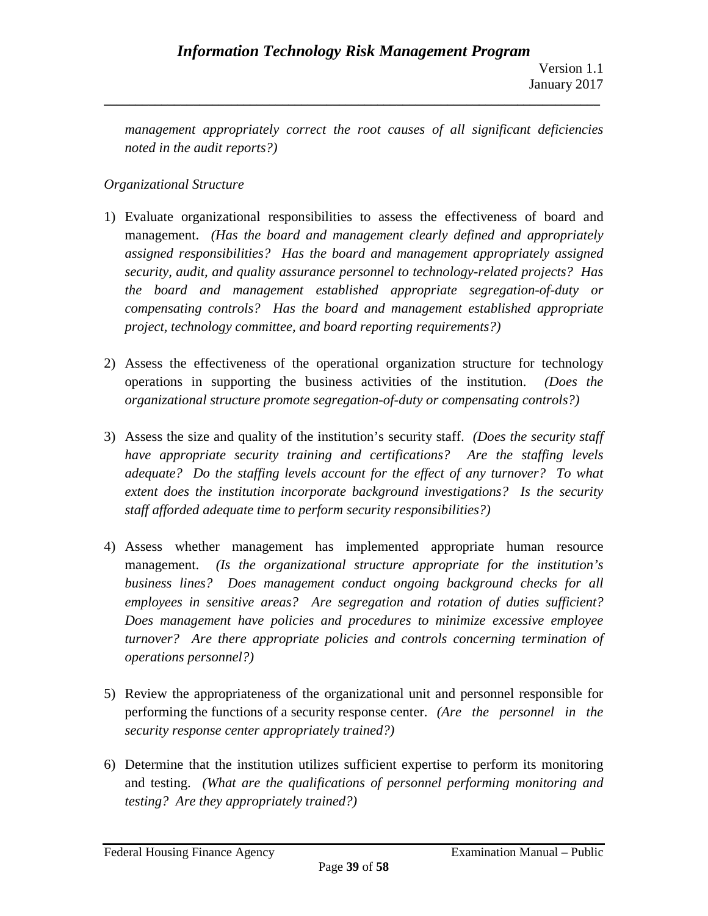*management appropriately correct the root causes of all significant deficiencies noted in the audit reports?)*

*Organizational Structure*

1) Evaluate organizational responsibilities to assess the effectiveness of board and management. *(Has the board and management clearly defined and appropriately assigned responsibilities? Has the board and management appropriately assigned security, audit, and quality assurance personnel to technology-related projects? Has the board and management established appropriate segregation-of-duty or compensating controls? Has the board and management established appropriate project, technology committee, and board reporting requirements?)*

2) Assess the effectiveness of the operational organization structure for technology operations in supporting the business activities of the institution. *(Does the organizational structure promote segregation-of-duty or compensating controls?)*

3) Assess the size and quality of the institution's security staff. *(Does the security staff have appropriate security training and certifications? Are the staffing levels adequate? Do the staffing levels account for the effect of any turnover? To what extent does the institution incorporate background investigations? Is the security staff afforded adequate time to perform security responsibilities?)*

4) Assess whether management has implemented appropriate human resource management. *(Is the organizational structure appropriate for the institution's business lines? Does management conduct ongoing background checks for all employees in sensitive areas? Are segregation and rotation of duties sufficient? Does management have policies and procedures to minimize excessive employee turnover? Are there appropriate policies and controls concerning termination of operations personnel?)*

5) Review the appropriateness of the organizational unit and personnel responsible for performing the functions of a security response center. *(Are the personnel in the security response center appropriately trained?)*

6) Determine that the institution utilizes sufficient expertise to perform its monitoring and testing. *(What are the qualifications of personnel performing monitoring and testing? Are they appropriately trained?)*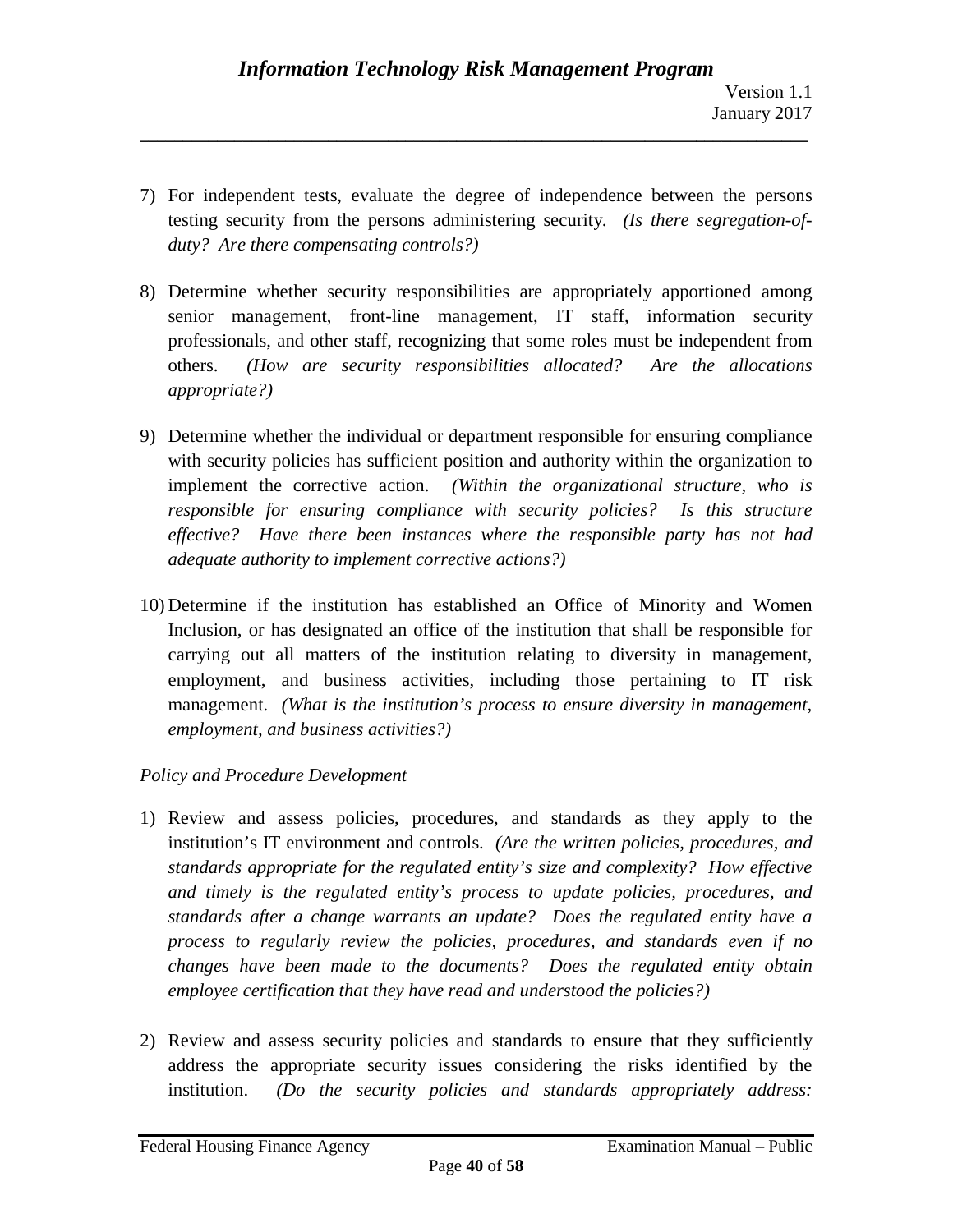7) For independent tests, evaluate the degree of independence between the persons testing security from the persons administering security. *(Is there segregation-of-duty? Are there compensating controls?)*

8) Determine whether security responsibilities are appropriately apportioned among senior management, front-line management, IT staff, information security professionals, and other staff, recognizing that some roles must be independent from others. *(How are security responsibilities allocated? Are the allocations appropriate?)*

9) Determine whether the individual or department responsible for ensuring compliance with security policies has sufficient position and authority within the organization to implement the corrective action. *(Within the organizational structure, who is responsible for ensuring compliance with security policies? Is this structure effective? Have there been instances where the responsible party has not had adequate authority to implement corrective actions?)*

10) Determine if the institution has established an Office of Minority and Women Inclusion, or has designated an office of the institution that shall be responsible for carrying out all matters of the institution relating to diversity in management, employment, and business activities, including those pertaining to IT risk management. *(What is the institution's process to ensure diversity in management, employment, and business activities?)*

*Policy and Procedure Development*

1) Review and assess policies, procedures, and standards as they apply to the institution's IT environment and controls. *(Are the written policies, procedures, and standards appropriate for the regulated entity's size and complexity? How effective and timely is the regulated entity's process to update policies, procedures, and standards after a change warrants an update? Does the regulated entity have a process to regularly review the policies, procedures, and standards even if no changes have been made to the documents? Does the regulated entity obtain employee certification that they have read and understood the policies?)*

2) Review and assess security policies and standards to ensure that they sufficiently address the appropriate security issues considering the risks identified by the institution. *(Do the security policies and standards appropriately address:*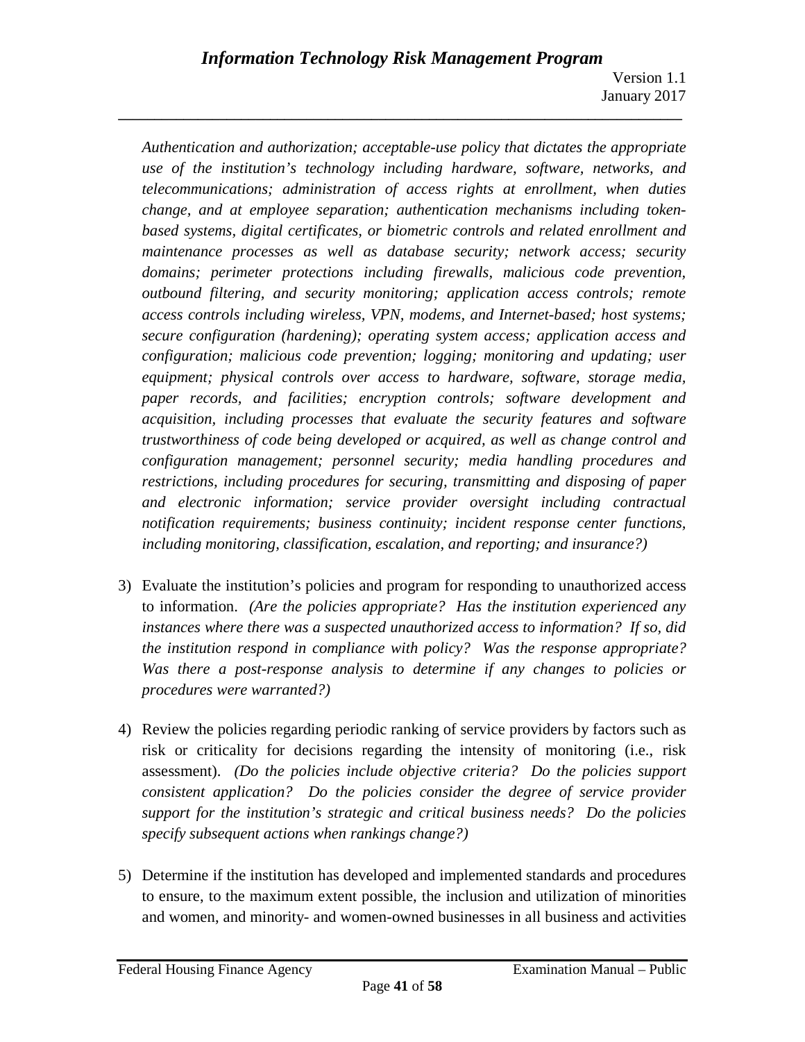*Authentication and authorization; acceptable-use policy that dictates the appropriate use of the institution's technology including hardware, software, networks, and telecommunications; administration of access rights at enrollment, when duties change, and at employee separation; authentication mechanisms including token-based systems, digital certificates, or biometric controls and related enrollment and maintenance processes as well as database security; network access; security domains; perimeter protections including firewalls, malicious code prevention, outbound filtering, and security monitoring; application access controls; remote access controls including wireless, VPN, modems, and Internet-based; host systems; secure configuration (hardening); operating system access; application access and configuration; malicious code prevention; logging; monitoring and updating; user equipment; physical controls over access to hardware, software, storage media, paper records, and facilities; encryption controls; software development and acquisition, including processes that evaluate the security features and software trustworthiness of code being developed or acquired, as well as change control and configuration management; personnel security; media handling procedures and restrictions, including procedures for securing, transmitting and disposing of paper and electronic information; service provider oversight including contractual notification requirements; business continuity; incident response center functions, including monitoring, classification, escalation, and reporting; and insurance?)*

3) Evaluate the institution's policies and program for responding to unauthorized access to information. *(Are the policies appropriate? Has the institution experienced any instances where there was a suspected unauthorized access to information? If so, did the institution respond in compliance with policy? Was the response appropriate? Was there a post-response analysis to determine if any changes to policies or procedures were warranted?)*

4) Review the policies regarding periodic ranking of service providers by factors such as risk or criticality for decisions regarding the intensity of monitoring (i.e., risk assessment). *(Do the policies include objective criteria? Do the policies support consistent application? Do the policies consider the degree of service provider support for the institution's strategic and critical business needs? Do the policies specify subsequent actions when rankings change?)*

5) Determine if the institution has developed and implemented standards and procedures to ensure, to the maximum extent possible, the inclusion and utilization of minorities and women, and minority- and women-owned businesses in all business and activities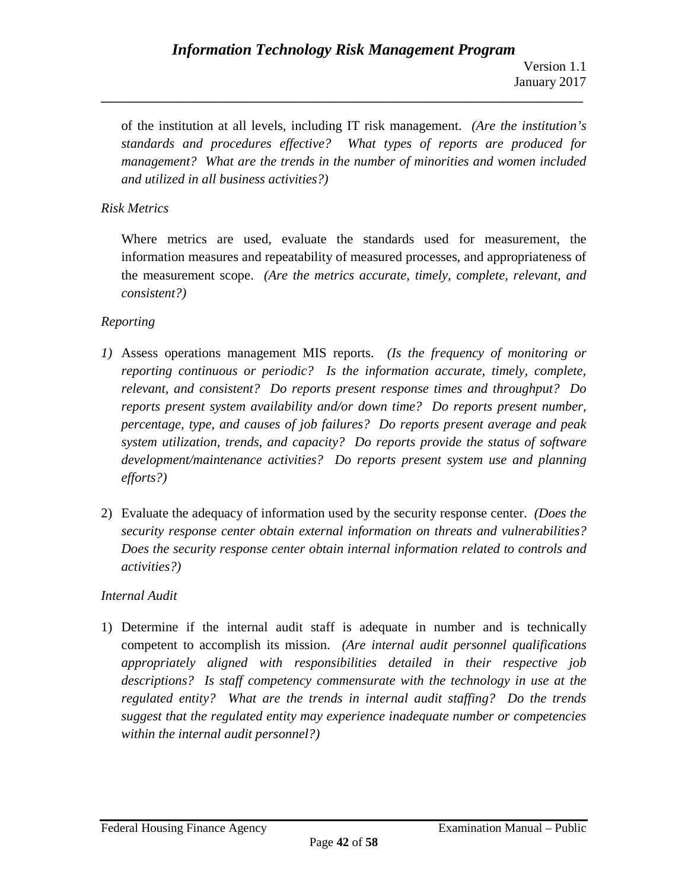of the institution at all levels, including IT risk management. *(Are the institution's standards and procedures effective? What types of reports are produced for management? What are the trends in the number of minorities and women included and utilized in all business activities?)*

*Risk Metrics*

Where metrics are used, evaluate the standards used for measurement, the information measures and repeatability of measured processes, and appropriateness of the measurement scope. *(Are the metrics accurate, timely, complete, relevant, and consistent?)*

*Reporting*

1) Assess operations management MIS reports. *(Is the frequency of monitoring or reporting continuous or periodic? Is the information accurate, timely, complete, relevant, and consistent? Do reports present response times and throughput? Do reports present system availability and/or down time? Do reports present number, percentage, type, and causes of job failures? Do reports present average and peak system utilization, trends, and capacity? Do reports provide the status of software development/maintenance activities? Do reports present system use and planning efforts?)*

2) Evaluate the adequacy of information used by the security response center. *(Does the security response center obtain external information on threats and vulnerabilities? Does the security response center obtain internal information related to controls and activities?)*

*Internal Audit*

1) Determine if the internal audit staff is adequate in number and is technically competent to accomplish its mission. *(Are internal audit personnel qualifications appropriately aligned with responsibilities detailed in their respective job descriptions? Is staff competency commensurate with the technology in use at the regulated entity? What are the trends in internal audit staffing? Do the trends suggest that the regulated entity may experience inadequate number or competencies within the internal audit personnel?)*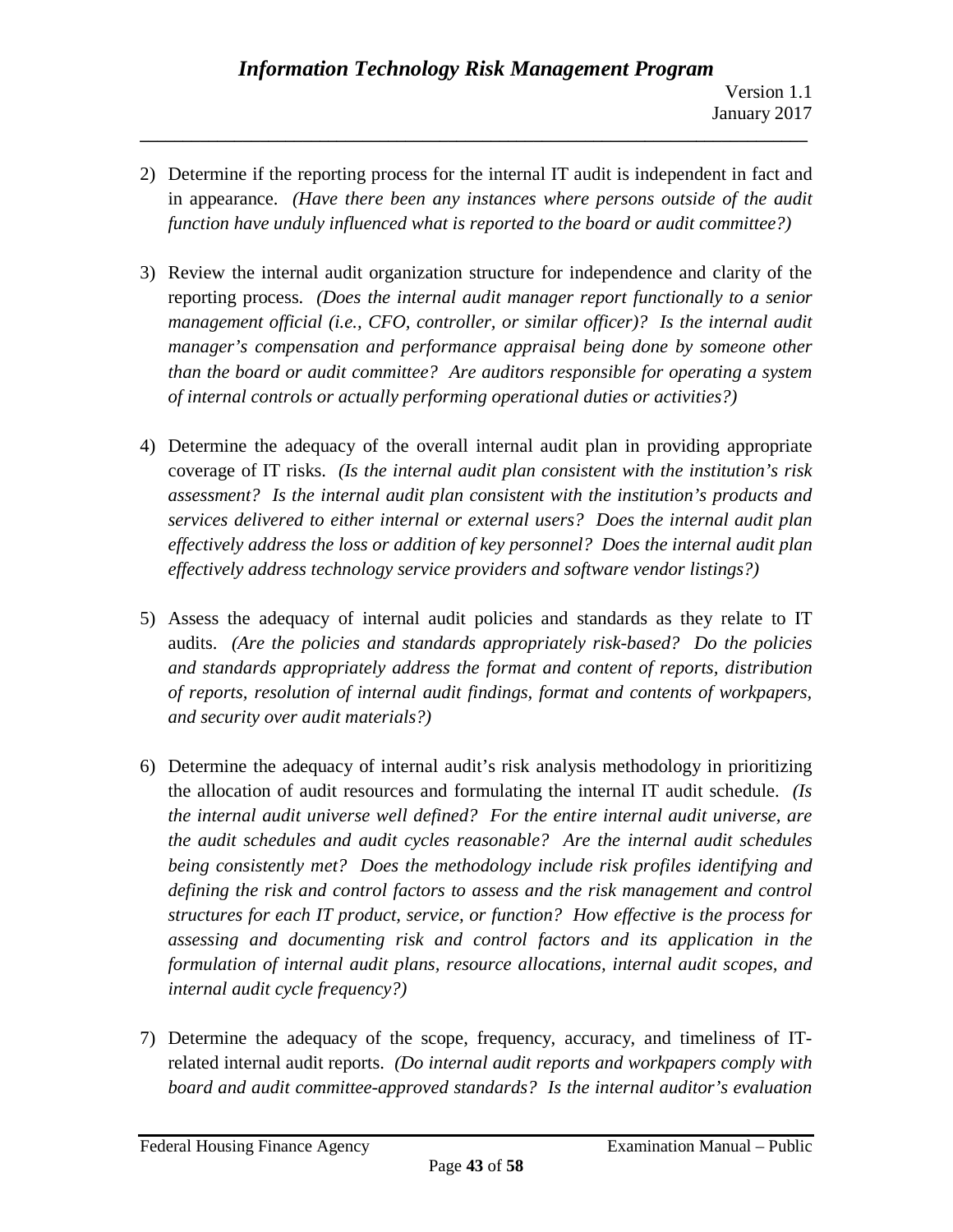2) Determine if the reporting process for the internal IT audit is independent in fact and in appearance. *(Have there been any instances where persons outside of the audit function have unduly influenced what is reported to the board or audit committee?)*

3) Review the internal audit organization structure for independence and clarity of the reporting process. *(Does the internal audit manager report functionally to a senior management official (i.e., CFO, controller, or similar officer)? Is the internal audit manager's compensation and performance appraisal being done by someone other than the board or audit committee? Are auditors responsible for operating a system of internal controls or actually performing operational duties or activities?)*

4) Determine the adequacy of the overall internal audit plan in providing appropriate coverage of IT risks. *(Is the internal audit plan consistent with the institution's risk assessment? Is the internal audit plan consistent with the institution's products and services delivered to either internal or external users? Does the internal audit plan effectively address the loss or addition of key personnel? Does the internal audit plan effectively address technology service providers and software vendor listings?)*

5) Assess the adequacy of internal audit policies and standards as they relate to IT audits. *(Are the policies and standards appropriately risk-based? Do the policies and standards appropriately address the format and content of reports, distribution of reports, resolution of internal audit findings, format and contents of workpapers, and security over audit materials?)*

6) Determine the adequacy of internal audit's risk analysis methodology in prioritizing the allocation of audit resources and formulating the internal IT audit schedule. *(Is the internal audit universe well defined? For the entire internal audit universe, are the audit schedules and audit cycles reasonable? Are the internal audit schedules being consistently met? Does the methodology include risk profiles identifying and defining the risk and control factors to assess and the risk management and control structures for each IT product, service, or function? How effective is the process for assessing and documenting risk and control factors and its application in the formulation of internal audit plans, resource allocations, internal audit scopes, and internal audit cycle frequency?)*

7) Determine the adequacy of the scope, frequency, accuracy, and timeliness of IT-related internal audit reports. *(Do internal audit reports and workpapers comply with board and audit committee-approved standards? Is the internal auditor's evaluation*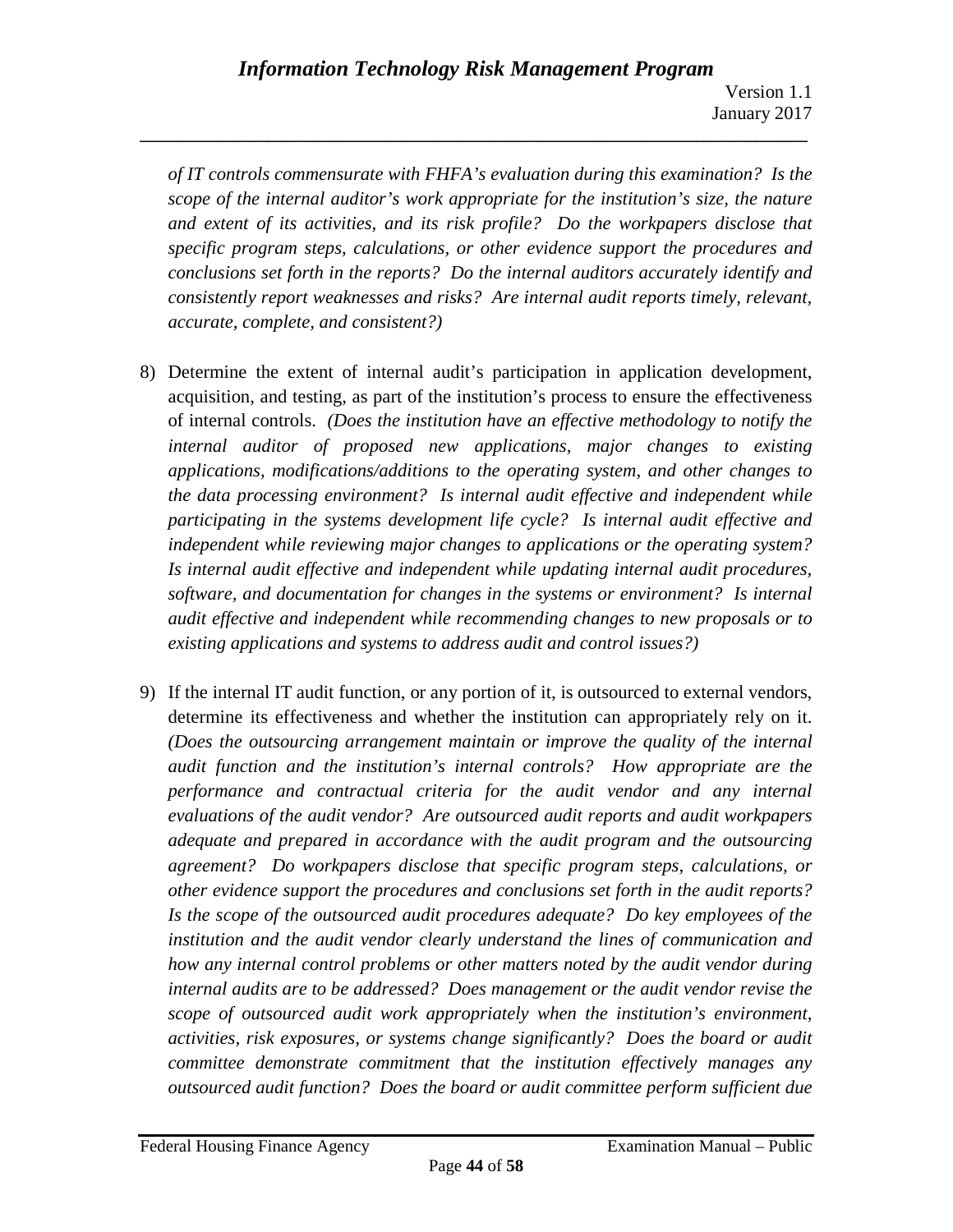*of IT controls commensurate with FHFA's evaluation during this examination? Is the scope of the internal auditor's work appropriate for the institution's size, the nature and extent of its activities, and its risk profile? Do the workpapers disclose that specific program steps, calculations, or other evidence support the procedures and conclusions set forth in the reports? Do the internal auditors accurately identify and consistently report weaknesses and risks? Are internal audit reports timely, relevant, accurate, complete, and consistent?)*

8) Determine the extent of internal audit's participation in application development, acquisition, and testing, as part of the institution's process to ensure the effectiveness of internal controls. *(Does the institution have an effective methodology to notify the internal auditor of proposed new applications, major changes to existing applications, modifications/additions to the operating system, and other changes to the data processing environment? Is internal audit effective and independent while participating in the systems development life cycle? Is internal audit effective and independent while reviewing major changes to applications or the operating system? Is internal audit effective and independent while updating internal audit procedures, software, and documentation for changes in the systems or environment? Is internal audit effective and independent while recommending changes to new proposals or to existing applications and systems to address audit and control issues?)*

9) If the internal IT audit function, or any portion of it, is outsourced to external vendors, determine its effectiveness and whether the institution can appropriately rely on it. *(Does the outsourcing arrangement maintain or improve the quality of the internal audit function and the institution's internal controls? How appropriate are the performance and contractual criteria for the audit vendor and any internal evaluations of the audit vendor? Are outsourced audit reports and audit workpapers adequate and prepared in accordance with the audit program and the outsourcing agreement? Do workpapers disclose that specific program steps, calculations, or other evidence support the procedures and conclusions set forth in the audit reports? Is the scope of the outsourced audit procedures adequate? Do key employees of the institution and the audit vendor clearly understand the lines of communication and how any internal control problems or other matters noted by the audit vendor during internal audits are to be addressed? Does management or the audit vendor revise the scope of outsourced audit work appropriately when the institution's environment, activities, risk exposures, or systems change significantly? Does the board or audit committee demonstrate commitment that the institution effectively manages any outsourced audit function? Does the board or audit committee perform sufficient due*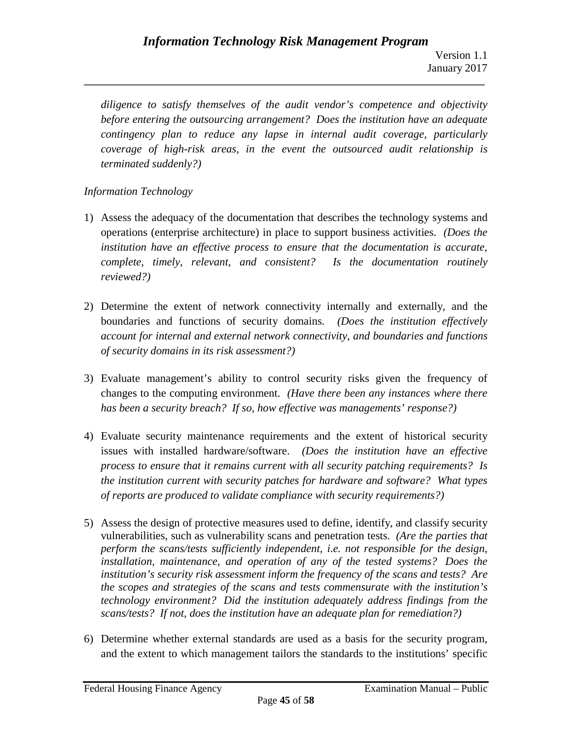*diligence to satisfy themselves of the audit vendor's competence and objectivity before entering the outsourcing arrangement? Does the institution have an adequate contingency plan to reduce any lapse in internal audit coverage, particularly coverage of high-risk areas, in the event the outsourced audit relationship is terminated suddenly?)*

*Information Technology*

1) Assess the adequacy of the documentation that describes the technology systems and operations (enterprise architecture) in place to support business activities. *(Does the institution have an effective process to ensure that the documentation is accurate, complete, timely, relevant, and consistent? Is the documentation routinely reviewed?)*

2) Determine the extent of network connectivity internally and externally, and the boundaries and functions of security domains. *(Does the institution effectively account for internal and external network connectivity, and boundaries and functions of security domains in its risk assessment?)*

3) Evaluate management's ability to control security risks given the frequency of changes to the computing environment. *(Have there been any instances where there has been a security breach? If so, how effective was managements' response?)*

4) Evaluate security maintenance requirements and the extent of historical security issues with installed hardware/software. *(Does the institution have an effective process to ensure that it remains current with all security patching requirements? Is the institution current with security patches for hardware and software? What types of reports are produced to validate compliance with security requirements?)*

5) Assess the design of protective measures used to define, identify, and classify security vulnerabilities, such as vulnerability scans and penetration tests. *(Are the parties that perform the scans/tests sufficiently independent, i.e. not responsible for the design, installation, maintenance, and operation of any of the tested systems? Does the institution's security risk assessment inform the frequency of the scans and tests? Are the scopes and strategies of the scans and tests commensurate with the institution's technology environment? Did the institution adequately address findings from the scans/tests? If not, does the institution have an adequate plan for remediation?)*

6) Determine whether external standards are used as a basis for the security program, and the extent to which management tailors the standards to the institutions' specific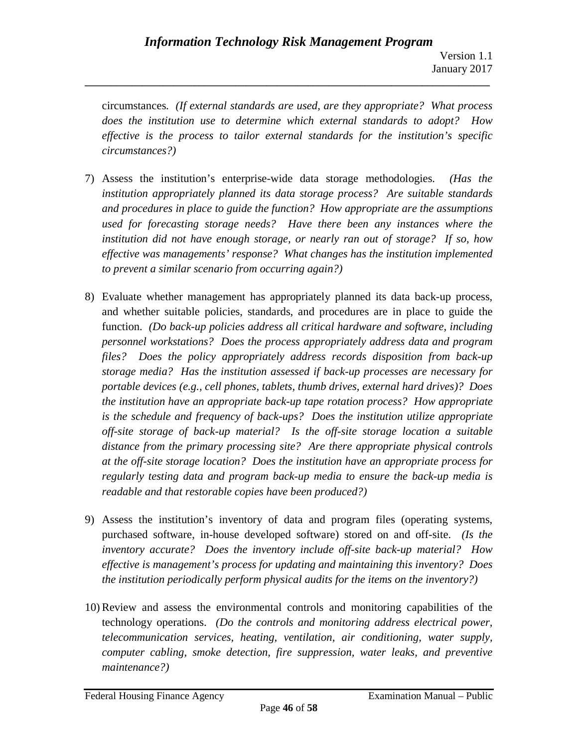circumstances. *(If external standards are used, are they appropriate? What process does the institution use to determine which external standards to adopt? How effective is the process to tailor external standards for the institution's specific circumstances?)*

7) Assess the institution's enterprise-wide data storage methodologies. *(Has the institution appropriately planned its data storage process? Are suitable standards and procedures in place to guide the function? How appropriate are the assumptions used for forecasting storage needs? Have there been any instances where the institution did not have enough storage, or nearly ran out of storage? If so, how effective was managements' response? What changes has the institution implemented to prevent a similar scenario from occurring again?)*

8) Evaluate whether management has appropriately planned its data back-up process, and whether suitable policies, standards, and procedures are in place to guide the function. *(Do back-up policies address all critical hardware and software, including personnel workstations? Does the process appropriately address data and program files? Does the policy appropriately address records disposition from back-up storage media? Has the institution assessed if back-up processes are necessary for portable devices (e.g., cell phones, tablets, thumb drives, external hard drives)? Does the institution have an appropriate back-up tape rotation process? How appropriate is the schedule and frequency of back-ups? Does the institution utilize appropriate off-site storage of back-up material? Is the off-site storage location a suitable distance from the primary processing site? Are there appropriate physical controls at the off-site storage location? Does the institution have an appropriate process for regularly testing data and program back-up media to ensure the back-up media is readable and that restorable copies have been produced?)*

9) Assess the institution's inventory of data and program files (operating systems, purchased software, in-house developed software) stored on and off-site. *(Is the inventory accurate? Does the inventory include off-site back-up material? How effective is management's process for updating and maintaining this inventory? Does the institution periodically perform physical audits for the items on the inventory?)*

10) Review and assess the environmental controls and monitoring capabilities of the technology operations. *(Do the controls and monitoring address electrical power, telecommunication services, heating, ventilation, air conditioning, water supply, computer cabling, smoke detection, fire suppression, water leaks, and preventive maintenance?)*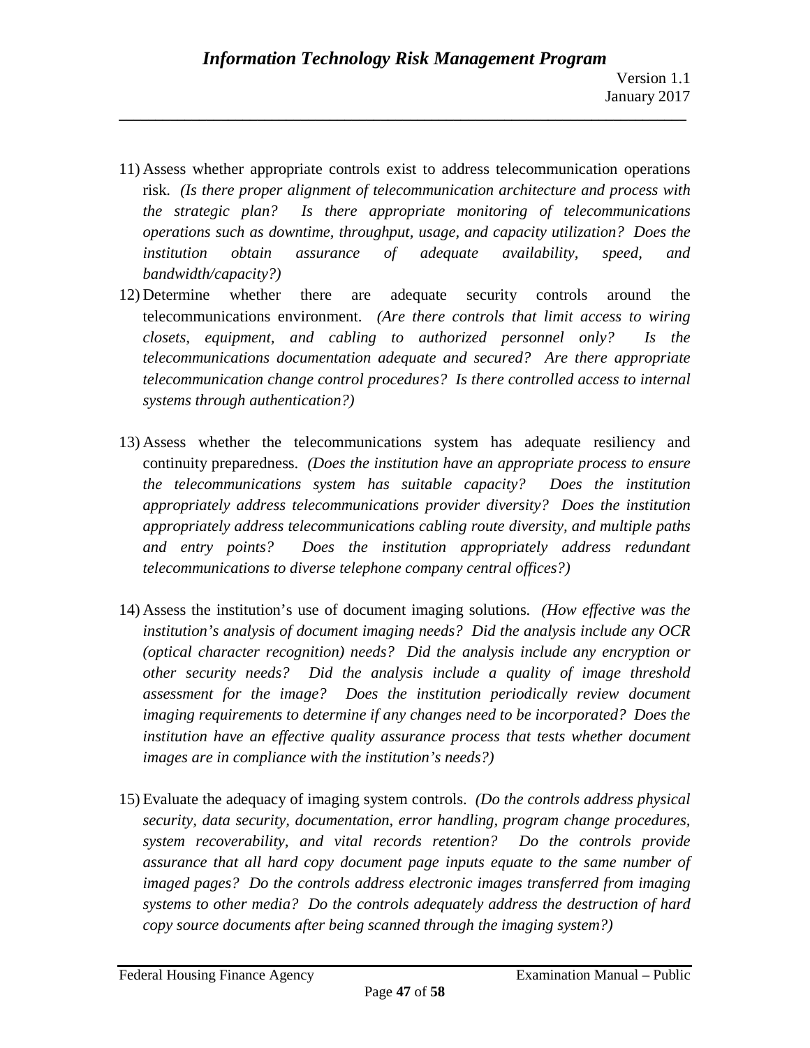11) Assess whether appropriate controls exist to address telecommunication operations risk. *(Is there proper alignment of telecommunication architecture and process with the strategic plan? Is there appropriate monitoring of telecommunications operations such as downtime, throughput, usage, and capacity utilization? Does the institution obtain assurance of adequate availability, speed, and bandwidth/capacity?)*

12) Determine whether there are adequate security controls around the telecommunications environment. *(Are there controls that limit access to wiring closets, equipment, and cabling to authorized personnel only? Is the telecommunications documentation adequate and secured? Are there appropriate telecommunication change control procedures? Is there controlled access to internal systems through authentication?)*

13) Assess whether the telecommunications system has adequate resiliency and continuity preparedness. *(Does the institution have an appropriate process to ensure the telecommunications system has suitable capacity? Does the institution appropriately address telecommunications provider diversity? Does the institution appropriately address telecommunications cabling route diversity, and multiple paths and entry points? Does the institution appropriately address redundant telecommunications to diverse telephone company central offices?)*

14) Assess the institution's use of document imaging solutions. *(How effective was the institution's analysis of document imaging needs? Did the analysis include any OCR (optical character recognition) needs? Did the analysis include any encryption or other security needs? Did the analysis include a quality of image threshold assessment for the image? Does the institution periodically review document imaging requirements to determine if any changes need to be incorporated? Does the institution have an effective quality assurance process that tests whether document images are in compliance with the institution's needs?)*

15) Evaluate the adequacy of imaging system controls. *(Do the controls address physical security, data security, documentation, error handling, program change procedures, system recoverability, and vital records retention? Do the controls provide assurance that all hard copy document page inputs equate to the same number of imaged pages? Do the controls address electronic images transferred from imaging systems to other media? Do the controls adequately address the destruction of hard copy source documents after being scanned through the imaging system?)*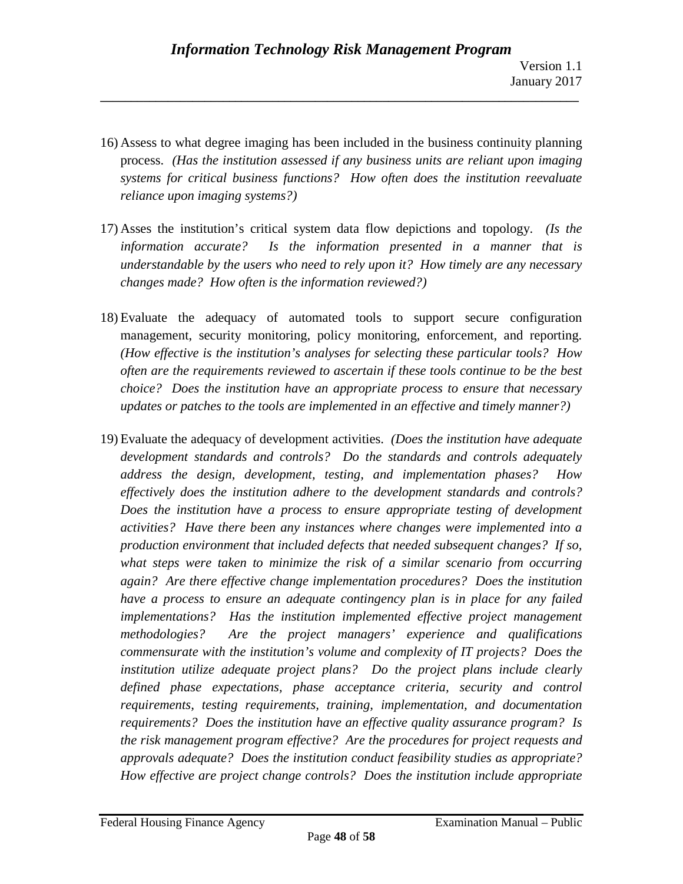16) Assess to what degree imaging has been included in the business continuity planning process. *(Has the institution assessed if any business units are reliant upon imaging systems for critical business functions? How often does the institution reevaluate reliance upon imaging systems?)*

17) Asses the institution's critical system data flow depictions and topology. *(Is the information accurate? Is the information presented in a manner that is understandable by the users who need to rely upon it? How timely are any necessary changes made? How often is the information reviewed?)*

18) Evaluate the adequacy of automated tools to support secure configuration management, security monitoring, policy monitoring, enforcement, and reporting. *(How effective is the institution's analyses for selecting these particular tools? How often are the requirements reviewed to ascertain if these tools continue to be the best choice? Does the institution have an appropriate process to ensure that necessary updates or patches to the tools are implemented in an effective and timely manner?)*

19) Evaluate the adequacy of development activities. *(Does the institution have adequate development standards and controls? Do the standards and controls adequately address the design, development, testing, and implementation phases? How effectively does the institution adhere to the development standards and controls? Does the institution have a process to ensure appropriate testing of development activities? Have there been any instances where changes were implemented into a production environment that included defects that needed subsequent changes? If so, what steps were taken to minimize the risk of a similar scenario from occurring again? Are there effective change implementation procedures? Does the institution have a process to ensure an adequate contingency plan is in place for any failed implementations? Has the institution implemented effective project management methodologies? Are the project managers' experience and qualifications commensurate with the institution's volume and complexity of IT projects? Does the institution utilize adequate project plans? Do the project plans include clearly defined phase expectations, phase acceptance criteria, security and control requirements, testing requirements, training, implementation, and documentation requirements? Does the institution have an effective quality assurance program? Is the risk management program effective? Are the procedures for project requests and approvals adequate? Does the institution conduct feasibility studies as appropriate? How effective are project change controls? Does the institution include appropriate*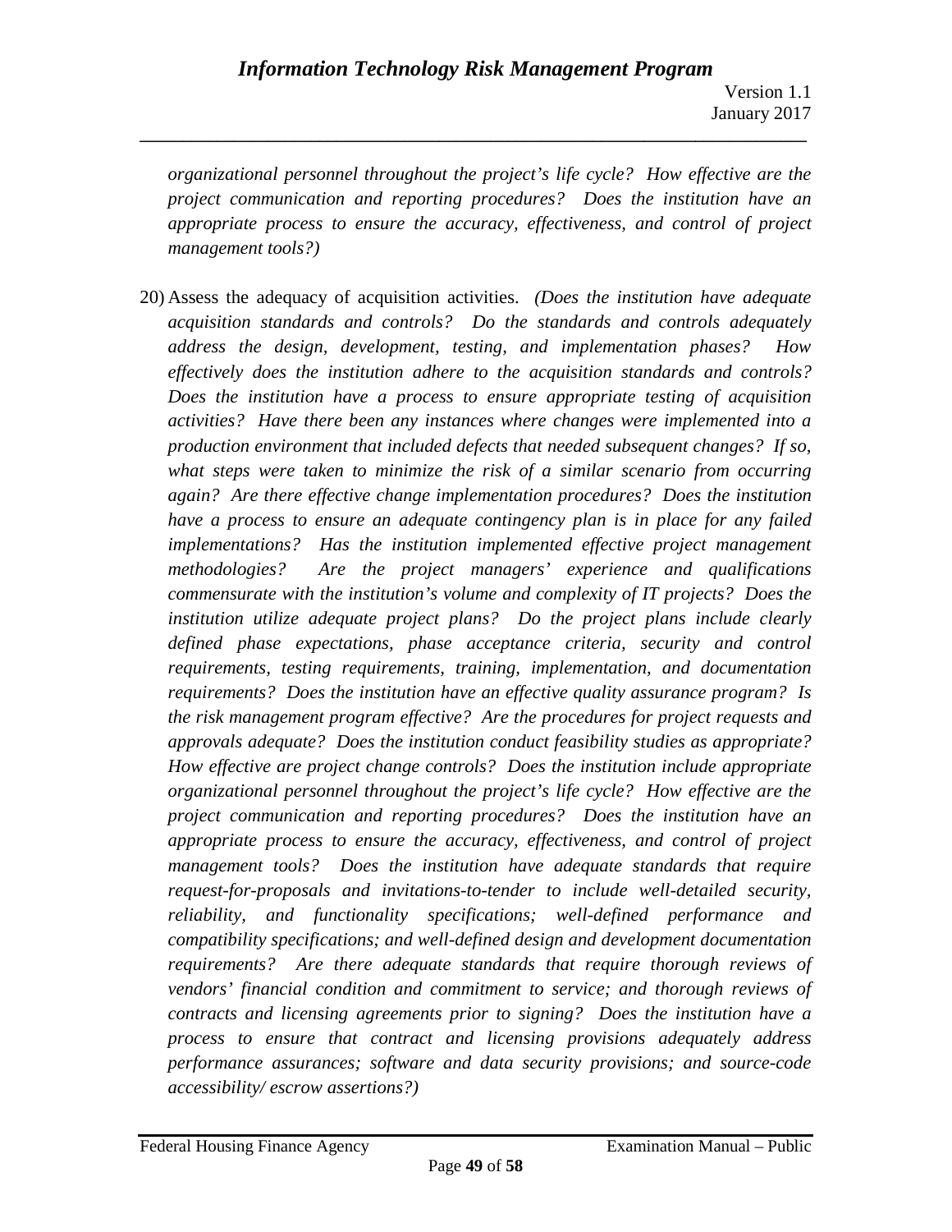*organizational personnel throughout the project's life cycle? How effective are the project communication and reporting procedures? Does the institution have an appropriate process to ensure the accuracy, effectiveness, and control of project management tools?)*

20) Assess the adequacy of acquisition activities. *(Does the institution have adequate acquisition standards and controls? Do the standards and controls adequately address the design, development, testing, and implementation phases? How effectively does the institution adhere to the acquisition standards and controls? Does the institution have a process to ensure appropriate testing of acquisition activities? Have there been any instances where changes were implemented into a production environment that included defects that needed subsequent changes? If so, what steps were taken to minimize the risk of a similar scenario from occurring again? Are there effective change implementation procedures? Does the institution have a process to ensure an adequate contingency plan is in place for any failed implementations? Has the institution implemented effective project management methodologies? Are the project managers' experience and qualifications commensurate with the institution's volume and complexity of IT projects? Does the institution utilize adequate project plans? Do the project plans include clearly defined phase expectations, phase acceptance criteria, security and control requirements, testing requirements, training, implementation, and documentation requirements? Does the institution have an effective quality assurance program? Is the risk management program effective? Are the procedures for project requests and approvals adequate? Does the institution conduct feasibility studies as appropriate? How effective are project change controls? Does the institution include appropriate organizational personnel throughout the project's life cycle? How effective are the project communication and reporting procedures? Does the institution have an appropriate process to ensure the accuracy, effectiveness, and control of project management tools? Does the institution have adequate standards that require request-for-proposals and invitations-to-tender to include well-detailed security, reliability, and functionality specifications; well-defined performance and compatibility specifications; and well-defined design and development documentation requirements? Are there adequate standards that require thorough reviews of vendors' financial condition and commitment to service; and thorough reviews of contracts and licensing agreements prior to signing? Does the institution have a process to ensure that contract and licensing provisions adequately address performance assurances; software and data security provisions; and source-code accessibility/ escrow assertions?)*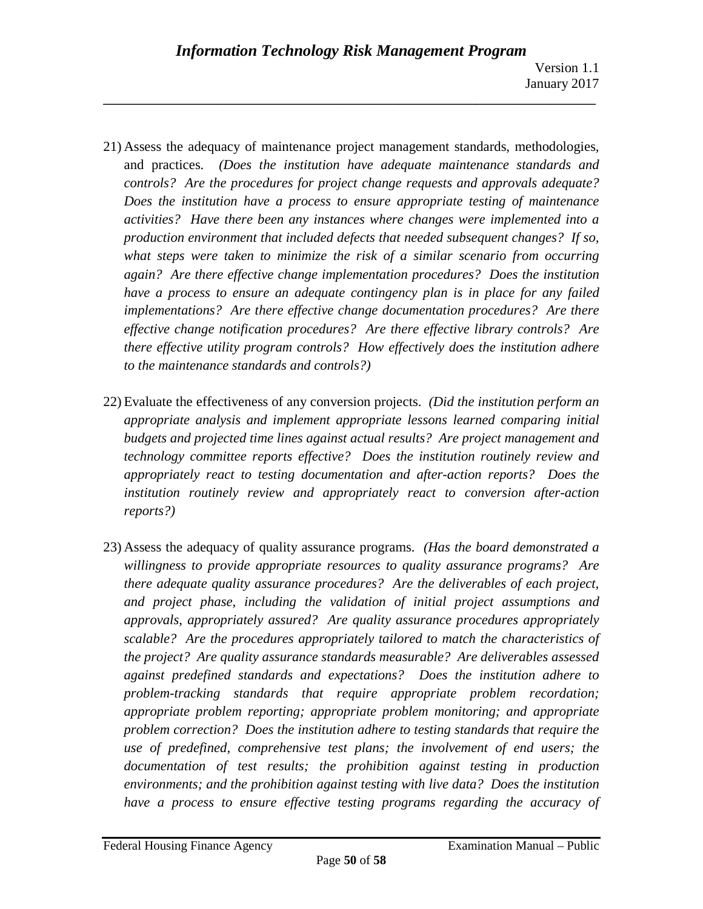21) Assess the adequacy of maintenance project management standards, methodologies, and practices. *(Does the institution have adequate maintenance standards and controls? Are the procedures for project change requests and approvals adequate? Does the institution have a process to ensure appropriate testing of maintenance activities? Have there been any instances where changes were implemented into a production environment that included defects that needed subsequent changes? If so, what steps were taken to minimize the risk of a similar scenario from occurring again? Are there effective change implementation procedures? Does the institution have a process to ensure an adequate contingency plan is in place for any failed implementations? Are there effective change documentation procedures? Are there effective change notification procedures? Are there effective library controls? Are there effective utility program controls? How effectively does the institution adhere to the maintenance standards and controls?)*

22) Evaluate the effectiveness of any conversion projects. *(Did the institution perform an appropriate analysis and implement appropriate lessons learned comparing initial budgets and projected time lines against actual results? Are project management and technology committee reports effective? Does the institution routinely review and appropriately react to testing documentation and after-action reports? Does the institution routinely review and appropriately react to conversion after-action reports?)*

23) Assess the adequacy of quality assurance programs. *(Has the board demonstrated a willingness to provide appropriate resources to quality assurance programs? Are there adequate quality assurance procedures? Are the deliverables of each project, and project phase, including the validation of initial project assumptions and approvals, appropriately assured? Are quality assurance procedures appropriately scalable? Are the procedures appropriately tailored to match the characteristics of the project? Are quality assurance standards measurable? Are deliverables assessed against predefined standards and expectations? Does the institution adhere to problem-tracking standards that require appropriate problem recordation; appropriate problem reporting; appropriate problem monitoring; and appropriate problem correction? Does the institution adhere to testing standards that require the use of predefined, comprehensive test plans; the involvement of end users; the documentation of test results; the prohibition against testing in production environments; and the prohibition against testing with live data? Does the institution have a process to ensure effective testing programs regarding the accuracy of*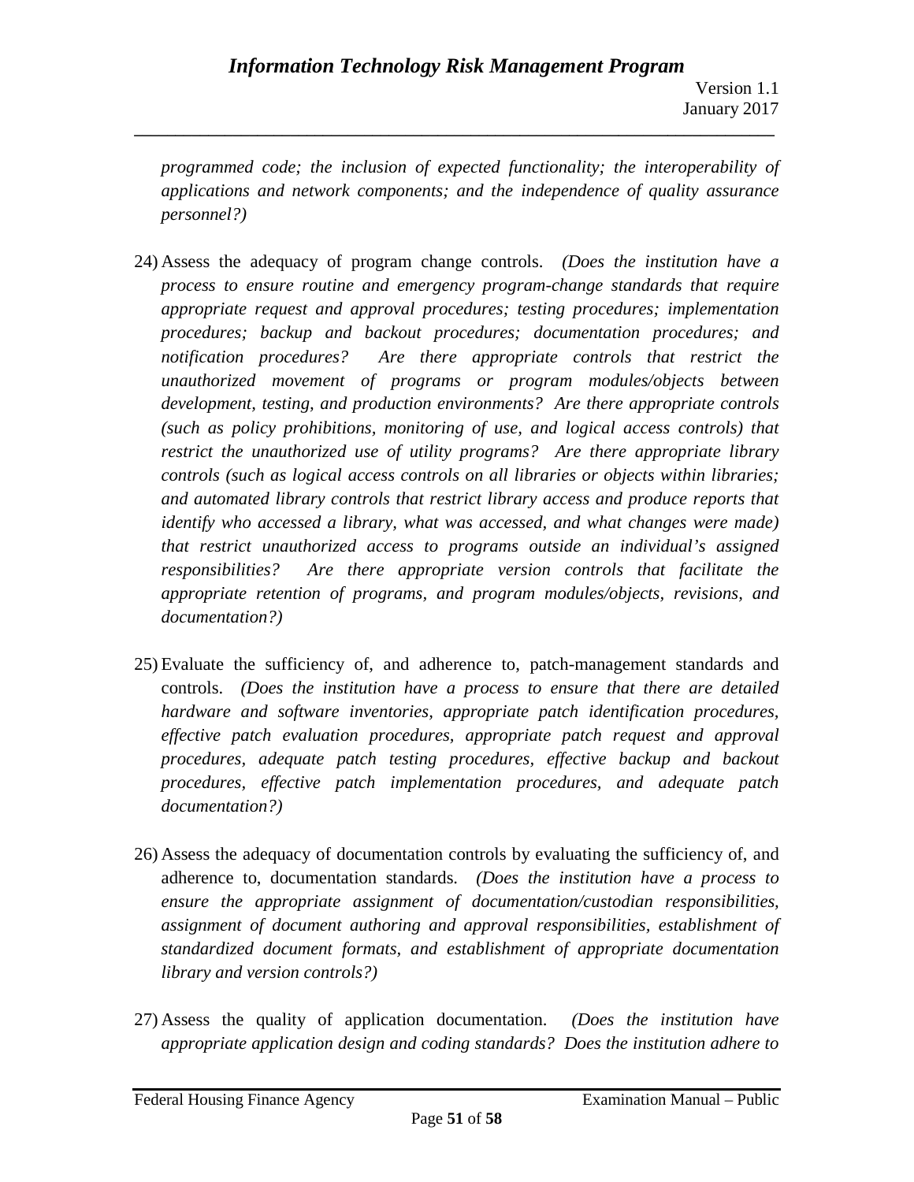*programmed code; the inclusion of expected functionality; the interoperability of applications and network components; and the independence of quality assurance personnel?)*

24) Assess the adequacy of program change controls. *(Does the institution have a process to ensure routine and emergency program-change standards that require appropriate request and approval procedures; testing procedures; implementation procedures; backup and backout procedures; documentation procedures; and notification procedures? Are there appropriate controls that restrict the unauthorized movement of programs or program modules/objects between development, testing, and production environments? Are there appropriate controls (such as policy prohibitions, monitoring of use, and logical access controls) that restrict the unauthorized use of utility programs? Are there appropriate library controls (such as logical access controls on all libraries or objects within libraries; and automated library controls that restrict library access and produce reports that identify who accessed a library, what was accessed, and what changes were made) that restrict unauthorized access to programs outside an individual's assigned responsibilities? Are there appropriate version controls that facilitate the appropriate retention of programs, and program modules/objects, revisions, and documentation?)*

25) Evaluate the sufficiency of, and adherence to, patch-management standards and controls. *(Does the institution have a process to ensure that there are detailed hardware and software inventories, appropriate patch identification procedures, effective patch evaluation procedures, appropriate patch request and approval procedures, adequate patch testing procedures, effective backup and backout procedures, effective patch implementation procedures, and adequate patch documentation?)*

26) Assess the adequacy of documentation controls by evaluating the sufficiency of, and adherence to, documentation standards. *(Does the institution have a process to ensure the appropriate assignment of documentation/custodian responsibilities, assignment of document authoring and approval responsibilities, establishment of standardized document formats, and establishment of appropriate documentation library and version controls?)*

27) Assess the quality of application documentation. *(Does the institution have appropriate application design and coding standards? Does the institution adhere to*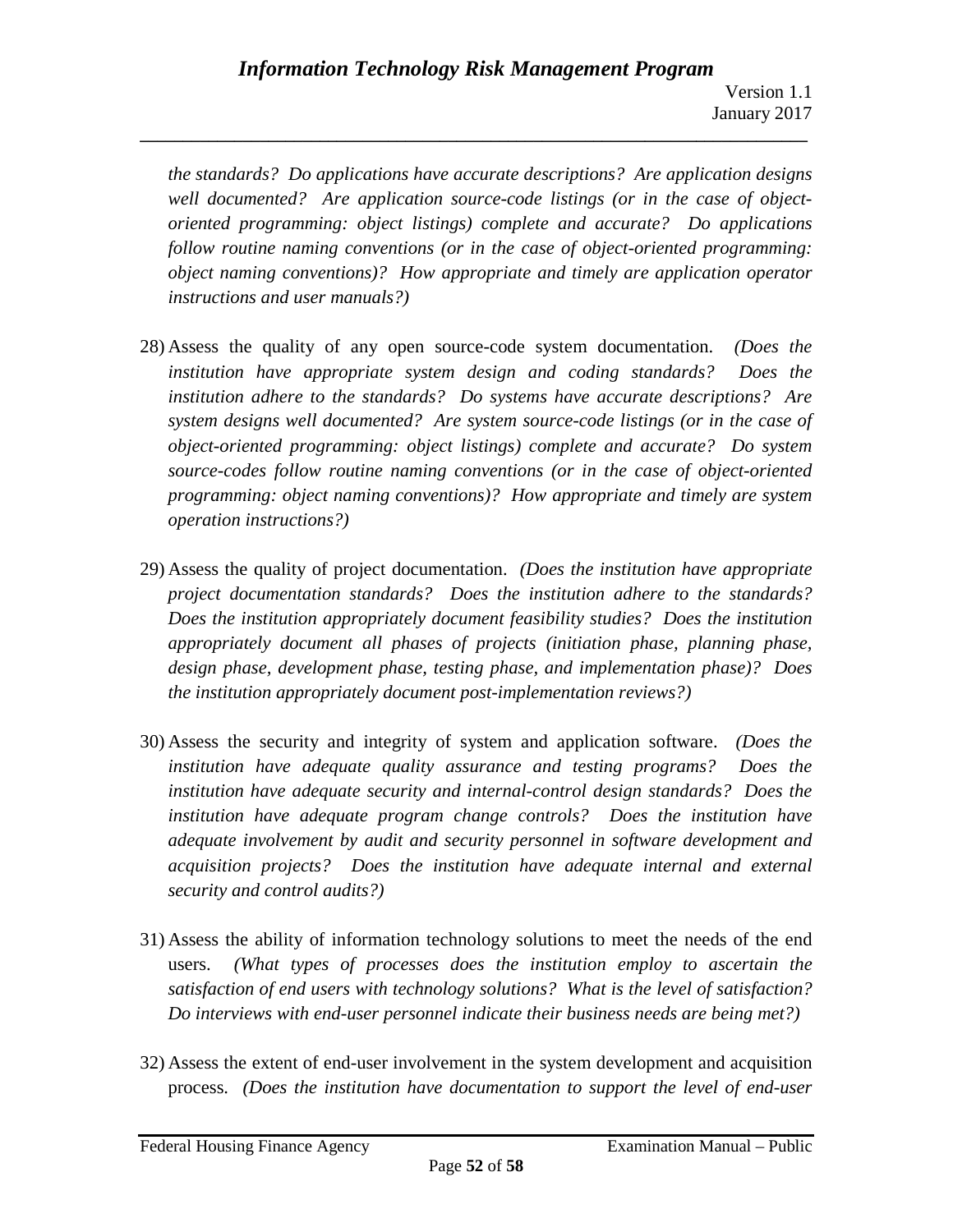*the standards? Do applications have accurate descriptions? Are application designs well documented? Are application source-code listings (or in the case of object-oriented programming: object listings) complete and accurate? Do applications follow routine naming conventions (or in the case of object-oriented programming: object naming conventions)? How appropriate and timely are application operator instructions and user manuals?)*

28) Assess the quality of any open source-code system documentation. *(Does the institution have appropriate system design and coding standards? Does the institution adhere to the standards? Do systems have accurate descriptions? Are system designs well documented? Are system source-code listings (or in the case of object-oriented programming: object listings) complete and accurate? Do system source-codes follow routine naming conventions (or in the case of object-oriented programming: object naming conventions)? How appropriate and timely are system operation instructions?)*

29) Assess the quality of project documentation. *(Does the institution have appropriate project documentation standards? Does the institution adhere to the standards? Does the institution appropriately document feasibility studies? Does the institution appropriately document all phases of projects (initiation phase, planning phase, design phase, development phase, testing phase, and implementation phase)? Does the institution appropriately document post-implementation reviews?)*

30) Assess the security and integrity of system and application software. *(Does the institution have adequate quality assurance and testing programs? Does the institution have adequate security and internal-control design standards? Does the institution have adequate program change controls? Does the institution have adequate involvement by audit and security personnel in software development and acquisition projects? Does the institution have adequate internal and external security and control audits?)*

31) Assess the ability of information technology solutions to meet the needs of the end users. *(What types of processes does the institution employ to ascertain the satisfaction of end users with technology solutions? What is the level of satisfaction? Do interviews with end-user personnel indicate their business needs are being met?)*

32) Assess the extent of end-user involvement in the system development and acquisition process. *(Does the institution have documentation to support the level of end-user*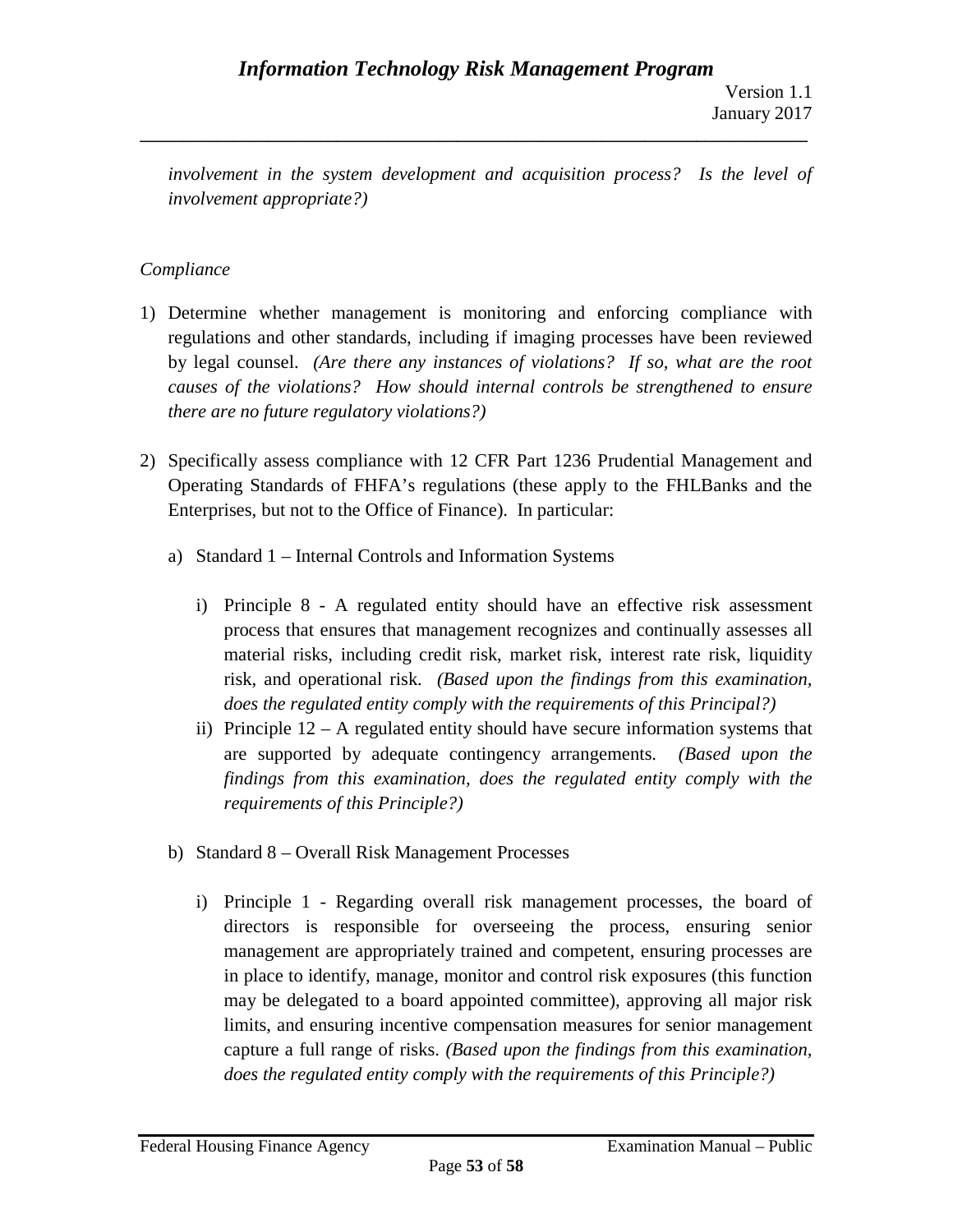*involvement in the system development and acquisition process? Is the level of involvement appropriate?)*

*Compliance*

1) Determine whether management is monitoring and enforcing compliance with regulations and other standards, including if imaging processes have been reviewed by legal counsel. *(Are there any instances of violations? If so, what are the root causes of the violations? How should internal controls be strengthened to ensure there are no future regulatory violations?)*

2) Specifically assess compliance with 12 CFR Part 1236 Prudential Management and Operating Standards of FHFA's regulations (these apply to the FHLBanks and the Enterprises, but not to the Office of Finance). In particular:

   a) Standard 1 – Internal Controls and Information Systems

      i) Principle 8 - A regulated entity should have an effective risk assessment process that ensures that management recognizes and continually assesses all material risks, including credit risk, market risk, interest rate risk, liquidity risk, and operational risk. *(Based upon the findings from this examination, does the regulated entity comply with the requirements of this Principal?)*

      ii) Principle 12 – A regulated entity should have secure information systems that are supported by adequate contingency arrangements. *(Based upon the findings from this examination, does the regulated entity comply with the requirements of this Principle?)*

   b) Standard 8 – Overall Risk Management Processes

      i) Principle 1 - Regarding overall risk management processes, the board of directors is responsible for overseeing the process, ensuring senior management are appropriately trained and competent, ensuring processes are in place to identify, manage, monitor and control risk exposures (this function may be delegated to a board appointed committee), approving all major risk limits, and ensuring incentive compensation measures for senior management capture a full range of risks. *(Based upon the findings from this examination, does the regulated entity comply with the requirements of this Principle?)*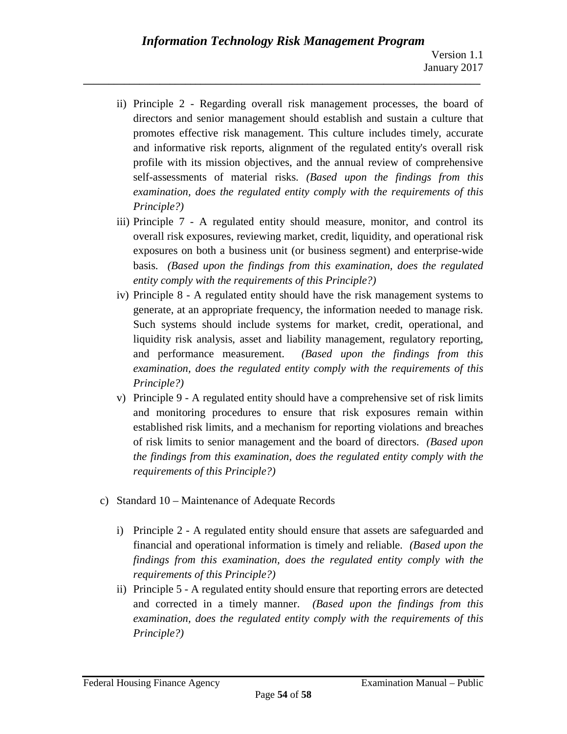ii) Principle 2 - Regarding overall risk management processes, the board of directors and senior management should establish and sustain a culture that promotes effective risk management. This culture includes timely, accurate and informative risk reports, alignment of the regulated entity's overall risk profile with its mission objectives, and the annual review of comprehensive self-assessments of material risks. *(Based upon the findings from this examination, does the regulated entity comply with the requirements of this Principle?)*

iii) Principle 7 - A regulated entity should measure, monitor, and control its overall risk exposures, reviewing market, credit, liquidity, and operational risk exposures on both a business unit (or business segment) and enterprise-wide basis. *(Based upon the findings from this examination, does the regulated entity comply with the requirements of this Principle?)*

iv) Principle 8 - A regulated entity should have the risk management systems to generate, at an appropriate frequency, the information needed to manage risk. Such systems should include systems for market, credit, operational, and liquidity risk analysis, asset and liability management, regulatory reporting, and performance measurement. *(Based upon the findings from this examination, does the regulated entity comply with the requirements of this Principle?)*

v) Principle 9 - A regulated entity should have a comprehensive set of risk limits and monitoring procedures to ensure that risk exposures remain within established risk limits, and a mechanism for reporting violations and breaches of risk limits to senior management and the board of directors. *(Based upon the findings from this examination, does the regulated entity comply with the requirements of this Principle?)*

c) Standard 10 – Maintenance of Adequate Records

i) Principle 2 - A regulated entity should ensure that assets are safeguarded and financial and operational information is timely and reliable. *(Based upon the findings from this examination, does the regulated entity comply with the requirements of this Principle?)*

ii) Principle 5 - A regulated entity should ensure that reporting errors are detected and corrected in a timely manner. *(Based upon the findings from this examination, does the regulated entity comply with the requirements of this Principle?)*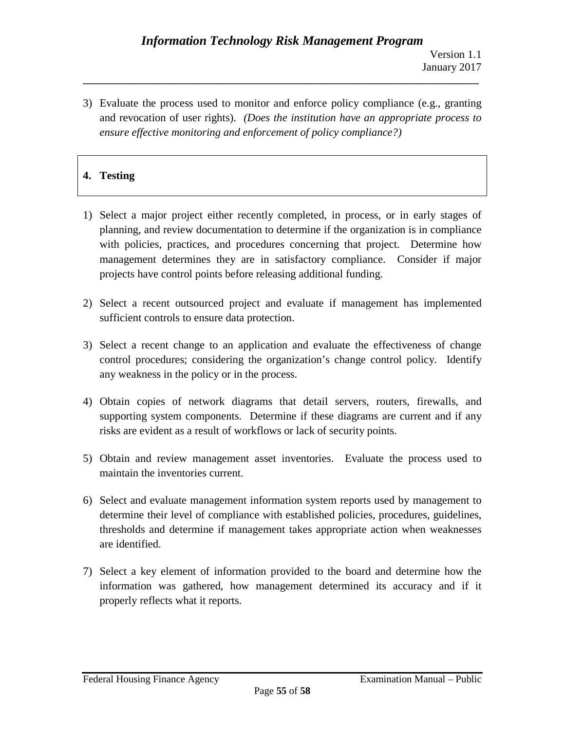3) Evaluate the process used to monitor and enforce policy compliance (e.g., granting and revocation of user rights). *(Does the institution have an appropriate process to ensure effective monitoring and enforcement of policy compliance?)*

### 4. Testing

1) Select a major project either recently completed, in process, or in early stages of planning, and review documentation to determine if the organization is in compliance with policies, practices, and procedures concerning that project. Determine how management determines they are in satisfactory compliance. Consider if major projects have control points before releasing additional funding.

2) Select a recent outsourced project and evaluate if management has implemented sufficient controls to ensure data protection.

3) Select a recent change to an application and evaluate the effectiveness of change control procedures; considering the organization's change control policy. Identify any weakness in the policy or in the process.

4) Obtain copies of network diagrams that detail servers, routers, firewalls, and supporting system components. Determine if these diagrams are current and if any risks are evident as a result of workflows or lack of security points.

5) Obtain and review management asset inventories. Evaluate the process used to maintain the inventories current.

6) Select and evaluate management information system reports used by management to determine their level of compliance with established policies, procedures, guidelines, thresholds and determine if management takes appropriate action when weaknesses are identified.

7) Select a key element of information provided to the board and determine how the information was gathered, how management determined its accuracy and if it properly reflects what it reports.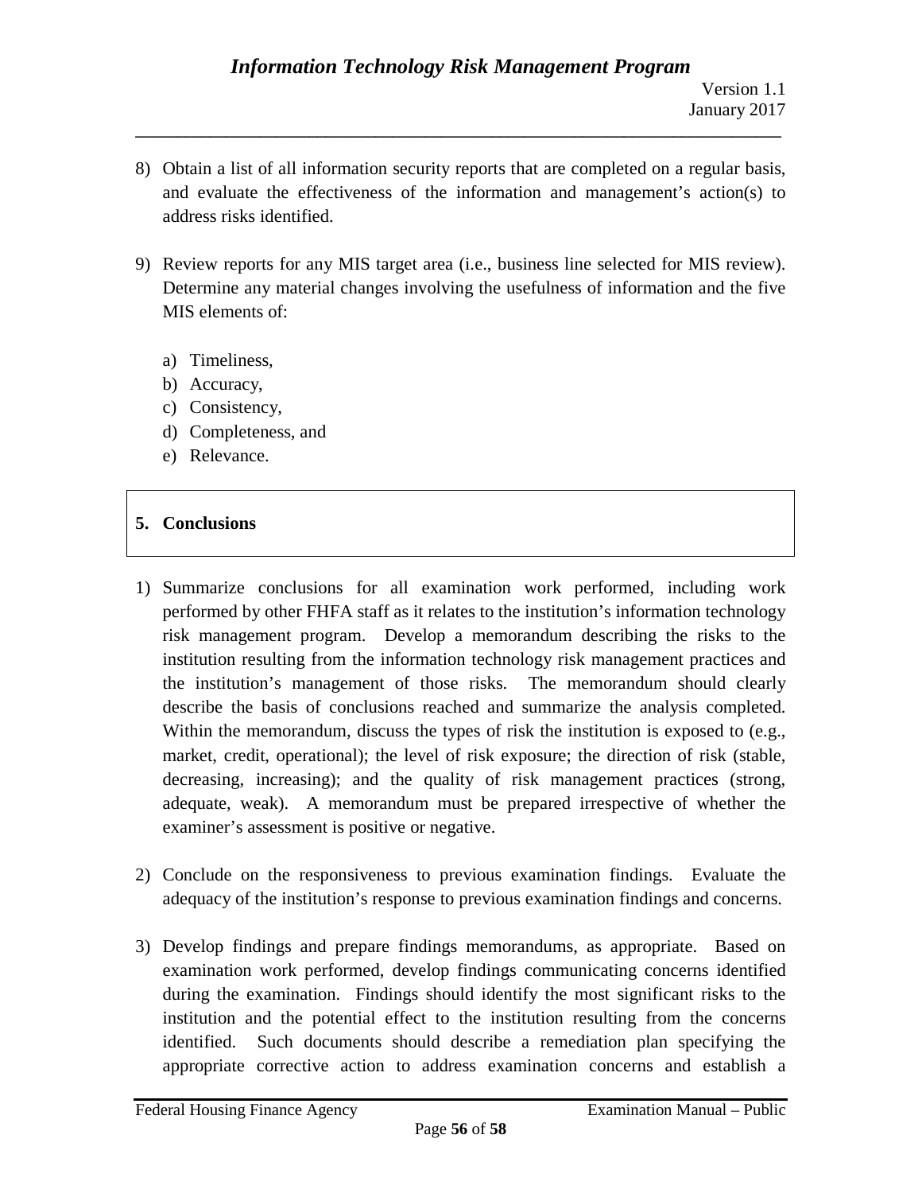8) Obtain a list of all information security reports that are completed on a regular basis, and evaluate the effectiveness of the information and management's action(s) to address risks identified.

9) Review reports for any MIS target area (i.e., business line selected for MIS review). Determine any material changes involving the usefulness of information and the five MIS elements of:

   a) Timeliness,
   b) Accuracy,
   c) Consistency,
   d) Completeness, and
   e) Relevance.

## 5. Conclusions

1) Summarize conclusions for all examination work performed, including work performed by other FHFA staff as it relates to the institution's information technology risk management program. Develop a memorandum describing the risks to the institution resulting from the information technology risk management practices and the institution's management of those risks. The memorandum should clearly describe the basis of conclusions reached and summarize the analysis completed. Within the memorandum, discuss the types of risk the institution is exposed to (e.g., market, credit, operational); the level of risk exposure; the direction of risk (stable, decreasing, increasing); and the quality of risk management practices (strong, adequate, weak). A memorandum must be prepared irrespective of whether the examiner's assessment is positive or negative.

2) Conclude on the responsiveness to previous examination findings. Evaluate the adequacy of the institution's response to previous examination findings and concerns.

3) Develop findings and prepare findings memorandums, as appropriate. Based on examination work performed, develop findings communicating concerns identified during the examination. Findings should identify the most significant risks to the institution and the potential effect to the institution resulting from the concerns identified. Such documents should describe a remediation plan specifying the appropriate corrective action to address examination concerns and establish a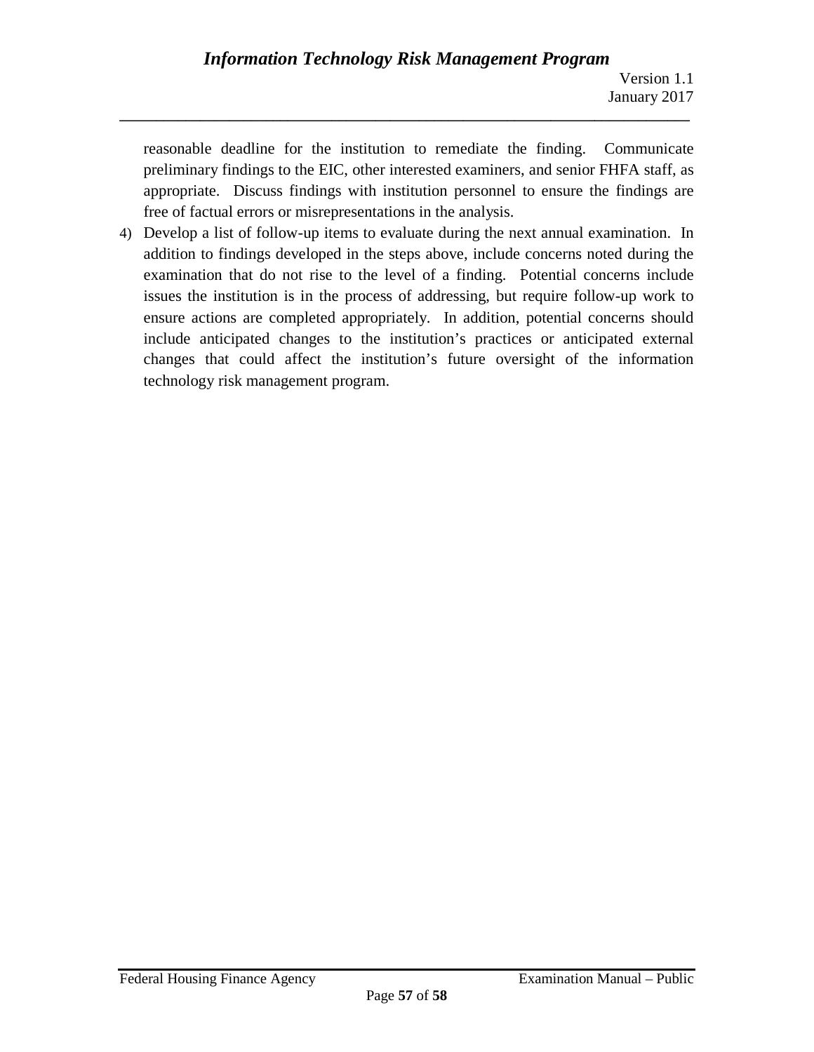reasonable deadline for the institution to remediate the finding. Communicate preliminary findings to the EIC, other interested examiners, and senior FHFA staff, as appropriate. Discuss findings with institution personnel to ensure the findings are free of factual errors or misrepresentations in the analysis.

4) Develop a list of follow-up items to evaluate during the next annual examination. In addition to findings developed in the steps above, include concerns noted during the examination that do not rise to the level of a finding. Potential concerns include issues the institution is in the process of addressing, but require follow-up work to ensure actions are completed appropriately. In addition, potential concerns should include anticipated changes to the institution's practices or anticipated external changes that could affect the institution's future oversight of the information technology risk management program.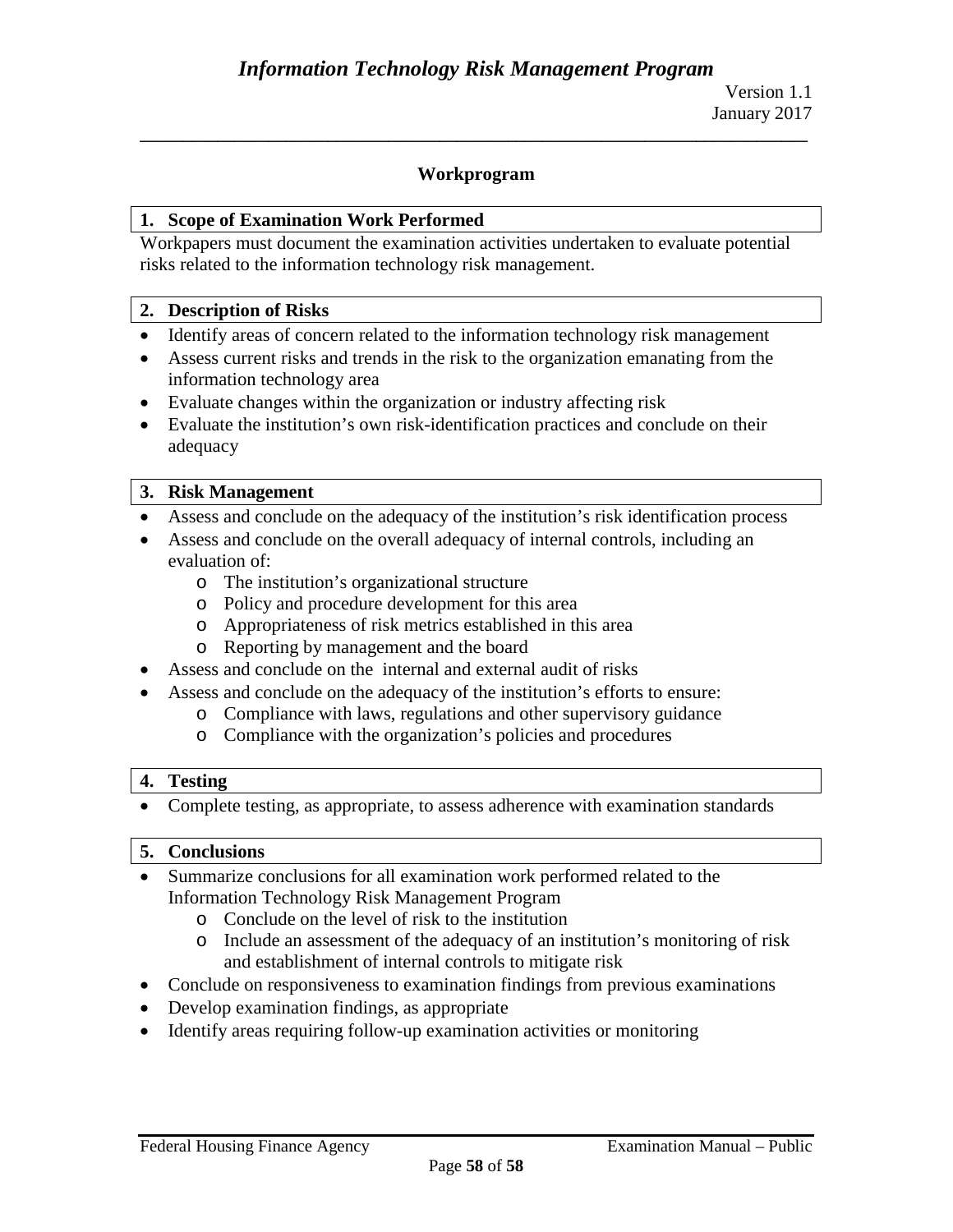## Workprogram

### 1. Scope of Examination Work Performed

Workpapers must document the examination activities undertaken to evaluate potential risks related to the information technology risk management.

### 2. Description of Risks

- Identify areas of concern related to the information technology risk management
- Assess current risks and trends in the risk to the organization emanating from the information technology area
- Evaluate changes within the organization or industry affecting risk
- Evaluate the institution's own risk-identification practices and conclude on their adequacy

### 3. Risk Management

- Assess and conclude on the adequacy of the institution's risk identification process
- Assess and conclude on the overall adequacy of internal controls, including an evaluation of:
  - The institution's organizational structure
  - Policy and procedure development for this area
  - Appropriateness of risk metrics established in this area
  - Reporting by management and the board
- Assess and conclude on the internal and external audit of risks
- Assess and conclude on the adequacy of the institution's efforts to ensure:
  - Compliance with laws, regulations and other supervisory guidance
  - Compliance with the organization's policies and procedures

### 4. Testing

- Complete testing, as appropriate, to assess adherence with examination standards

### 5. Conclusions

- Summarize conclusions for all examination work performed related to the Information Technology Risk Management Program
  - Conclude on the level of risk to the institution
  - Include an assessment of the adequacy of an institution's monitoring of risk and establishment of internal controls to mitigate risk
- Conclude on responsiveness to examination findings from previous examinations
- Develop examination findings, as appropriate
- Identify areas requiring follow-up examination activities or monitoring